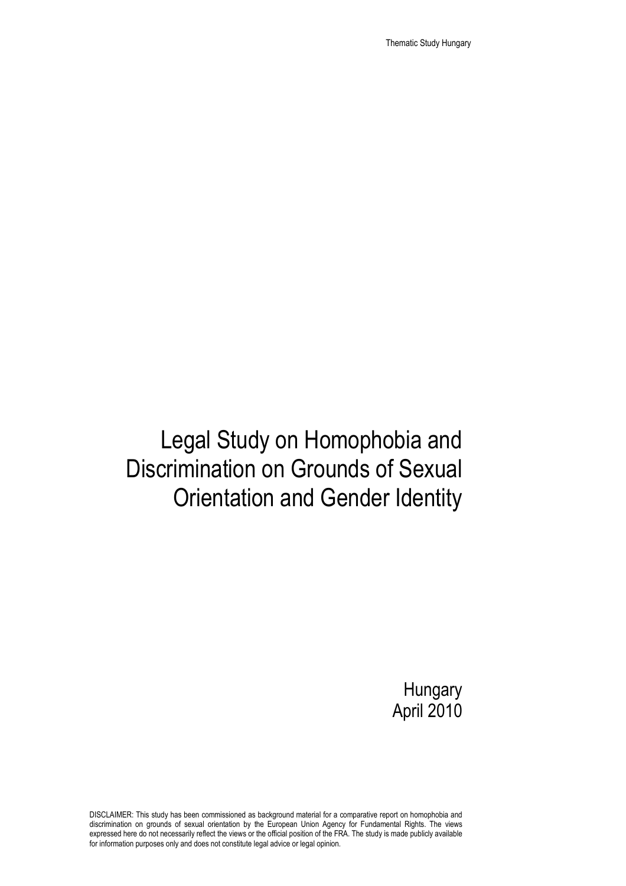# Legal Study on Homophobia and Discrimination on Grounds of Sexual Orientation and Gender Identity

Hungary
April 2010

DISCLAIMER: This study has been commissioned as background material for a comparative report on homophobia and discrimination on grounds of sexual orientation by the European Union Agency for Fundamental Rights. The views expressed here do not necessarily reflect the views or the official position of the FRA. The study is made publicly available for information purposes only and does not constitute legal advice or legal opinion.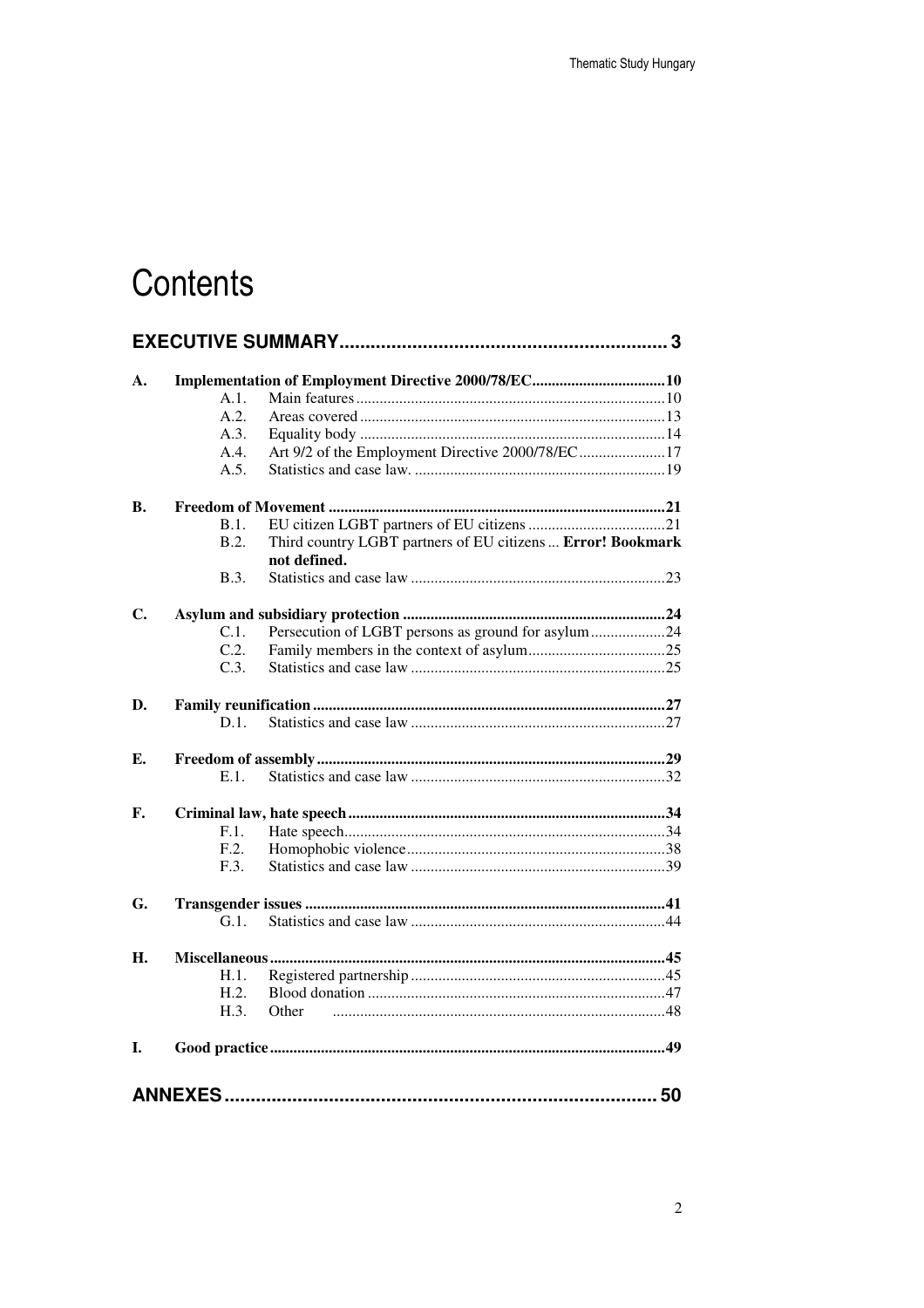# Contents

**EXECUTIVE SUMMARY ............................................................... 3**

**A. Implementation of Employment Directive 2000/78/EC ................................. 10**

- A.1. Main features ............................................................................. 10
- A.2. Areas covered ............................................................................. 13
- A.3. Equality body ............................................................................. 14
- A.4. Art 9/2 of the Employment Directive 2000/78/EC ...................... 17
- A.5. Statistics and case law. ............................................................... 19

**B. Freedom of Movement .................................................................................. 21**

- B.1. EU citizen LGBT partners of EU citizens ................................... 21
- B.2. Third country LGBT partners of EU citizens ... **Error! Bookmark not defined.**
- B.3. Statistics and case law ................................................................ 23

**C. Asylum and subsidiary protection .................................................................. 24**

- C.1. Persecution of LGBT persons as ground for asylum ................... 24
- C.2. Family members in the context of asylum ................................... 25
- C.3. Statistics and case law ................................................................ 25

**D. Family reunification ........................................................................................ 27**

- D.1. Statistics and case law ................................................................ 27

**E. Freedom of assembly ....................................................................................... 29**

- E.1. Statistics and case law ................................................................ 32

**F. Criminal law, hate speech ................................................................................ 34**

- F.1. Hate speech ................................................................................. 34
- F.2. Homophobic violence .................................................................. 38
- F.3. Statistics and case law ................................................................ 39

**G. Transgender issues .......................................................................................... 41**

- G.1. Statistics and case law ................................................................ 44

**H. Miscellaneous .................................................................................................. 45**

- H.1. Registered partnership ................................................................ 45
- H.2. Blood donation ............................................................................ 47
- H.3. Other ........................................................................................... 48

**I. Good practice .................................................................................................... 49**

**ANNEXES ................................................................................... 50**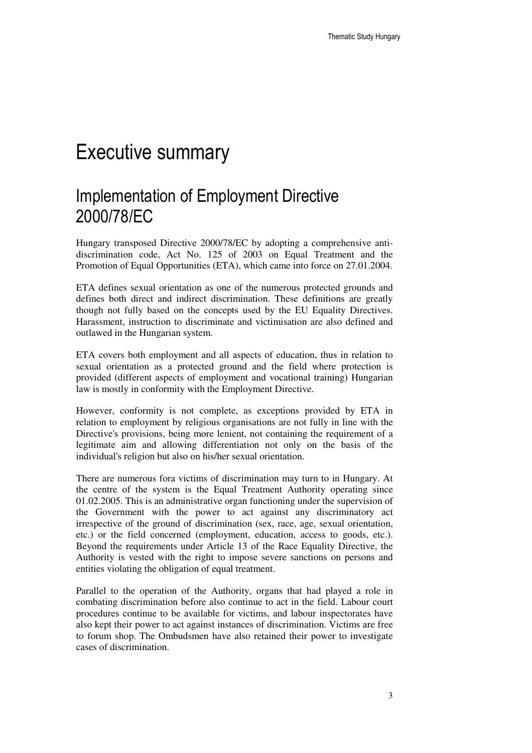# Executive summary

## Implementation of Employment Directive 2000/78/EC

Hungary transposed Directive 2000/78/EC by adopting a comprehensive anti-discrimination code, Act No. 125 of 2003 on Equal Treatment and the Promotion of Equal Opportunities (ETA), which came into force on 27.01.2004.

ETA defines sexual orientation as one of the numerous protected grounds and defines both direct and indirect discrimination. These definitions are greatly though not fully based on the concepts used by the EU Equality Directives. Harassment, instruction to discriminate and victimisation are also defined and outlawed in the Hungarian system.

ETA covers both employment and all aspects of education, thus in relation to sexual orientation as a protected ground and the field where protection is provided (different aspects of employment and vocational training) Hungarian law is mostly in conformity with the Employment Directive.

However, conformity is not complete, as exceptions provided by ETA in relation to employment by religious organisations are not fully in line with the Directive's provisions, being more lenient, not containing the requirement of a legitimate aim and allowing differentiation not only on the basis of the individual's religion but also on his/her sexual orientation.

There are numerous fora victims of discrimination may turn to in Hungary. At the centre of the system is the Equal Treatment Authority operating since 01.02.2005. This is an administrative organ functioning under the supervision of the Government with the power to act against any discriminatory act irrespective of the ground of discrimination (sex, race, age, sexual orientation, etc.) or the field concerned (employment, education, access to goods, etc.). Beyond the requirements under Article 13 of the Race Equality Directive, the Authority is vested with the right to impose severe sanctions on persons and entities violating the obligation of equal treatment.

Parallel to the operation of the Authority, organs that had played a role in combating discrimination before also continue to act in the field. Labour court procedures continue to be available for victims, and labour inspectorates have also kept their power to act against instances of discrimination. Victims are free to forum shop. The Ombudsmen have also retained their power to investigate cases of discrimination.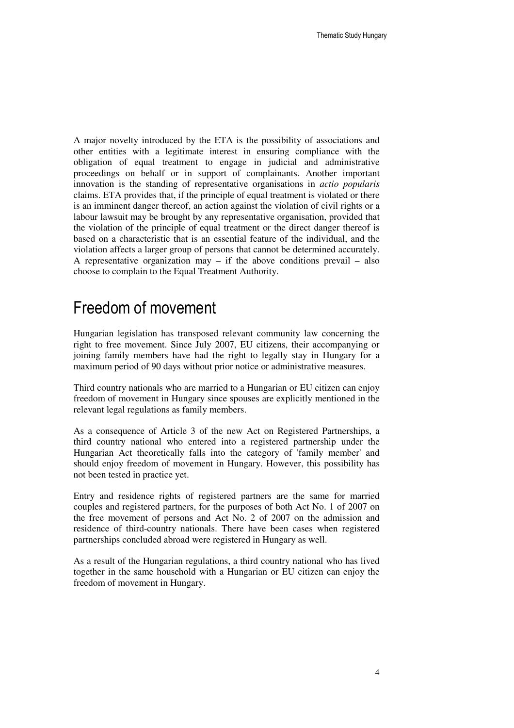A major novelty introduced by the ETA is the possibility of associations and other entities with a legitimate interest in ensuring compliance with the obligation of equal treatment to engage in judicial and administrative proceedings on behalf or in support of complainants. Another important innovation is the standing of representative organisations in *actio popularis* claims. ETA provides that, if the principle of equal treatment is violated or there is an imminent danger thereof, an action against the violation of civil rights or a labour lawsuit may be brought by any representative organisation, provided that the violation of the principle of equal treatment or the direct danger thereof is based on a characteristic that is an essential feature of the individual, and the violation affects a larger group of persons that cannot be determined accurately. A representative organization may – if the above conditions prevail – also choose to complain to the Equal Treatment Authority.

# Freedom of movement

Hungarian legislation has transposed relevant community law concerning the right to free movement. Since July 2007, EU citizens, their accompanying or joining family members have had the right to legally stay in Hungary for a maximum period of 90 days without prior notice or administrative measures.

Third country nationals who are married to a Hungarian or EU citizen can enjoy freedom of movement in Hungary since spouses are explicitly mentioned in the relevant legal regulations as family members.

As a consequence of Article 3 of the new Act on Registered Partnerships, a third country national who entered into a registered partnership under the Hungarian Act theoretically falls into the category of 'family member' and should enjoy freedom of movement in Hungary. However, this possibility has not been tested in practice yet.

Entry and residence rights of registered partners are the same for married couples and registered partners, for the purposes of both Act No. 1 of 2007 on the free movement of persons and Act No. 2 of 2007 on the admission and residence of third-country nationals. There have been cases when registered partnerships concluded abroad were registered in Hungary as well.

As a result of the Hungarian regulations, a third country national who has lived together in the same household with a Hungarian or EU citizen can enjoy the freedom of movement in Hungary.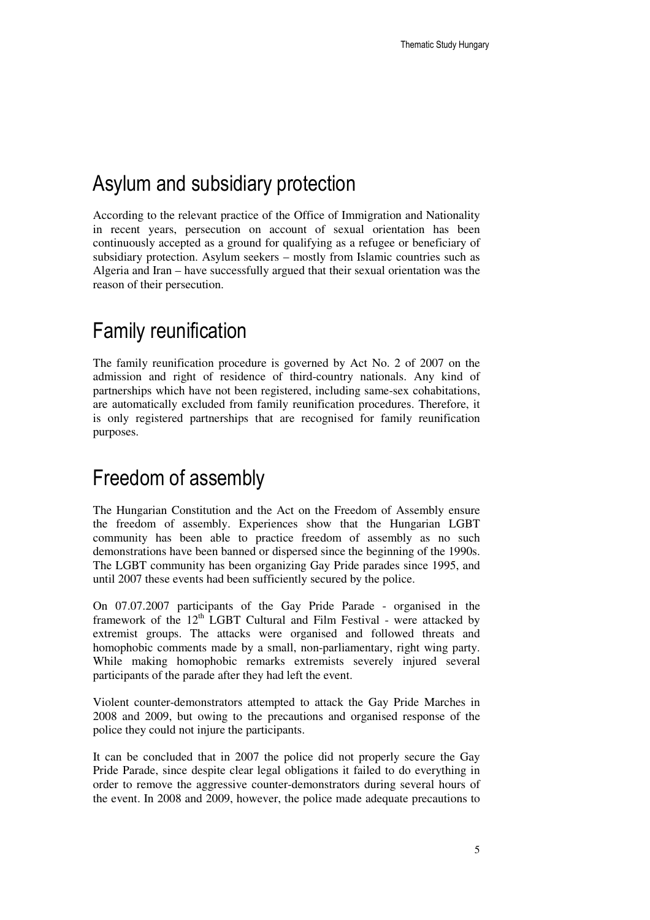## Asylum and subsidiary protection

According to the relevant practice of the Office of Immigration and Nationality in recent years, persecution on account of sexual orientation has been continuously accepted as a ground for qualifying as a refugee or beneficiary of subsidiary protection. Asylum seekers – mostly from Islamic countries such as Algeria and Iran – have successfully argued that their sexual orientation was the reason of their persecution.

## Family reunification

The family reunification procedure is governed by Act No. 2 of 2007 on the admission and right of residence of third-country nationals. Any kind of partnerships which have not been registered, including same-sex cohabitations, are automatically excluded from family reunification procedures. Therefore, it is only registered partnerships that are recognised for family reunification purposes.

## Freedom of assembly

The Hungarian Constitution and the Act on the Freedom of Assembly ensure the freedom of assembly. Experiences show that the Hungarian LGBT community has been able to practice freedom of assembly as no such demonstrations have been banned or dispersed since the beginning of the 1990s. The LGBT community has been organizing Gay Pride parades since 1995, and until 2007 these events had been sufficiently secured by the police.

On 07.07.2007 participants of the Gay Pride Parade - organised in the framework of the 12th LGBT Cultural and Film Festival - were attacked by extremist groups. The attacks were organised and followed threats and homophobic comments made by a small, non-parliamentary, right wing party. While making homophobic remarks extremists severely injured several participants of the parade after they had left the event.

Violent counter-demonstrators attempted to attack the Gay Pride Marches in 2008 and 2009, but owing to the precautions and organised response of the police they could not injure the participants.

It can be concluded that in 2007 the police did not properly secure the Gay Pride Parade, since despite clear legal obligations it failed to do everything in order to remove the aggressive counter-demonstrators during several hours of the event. In 2008 and 2009, however, the police made adequate precautions to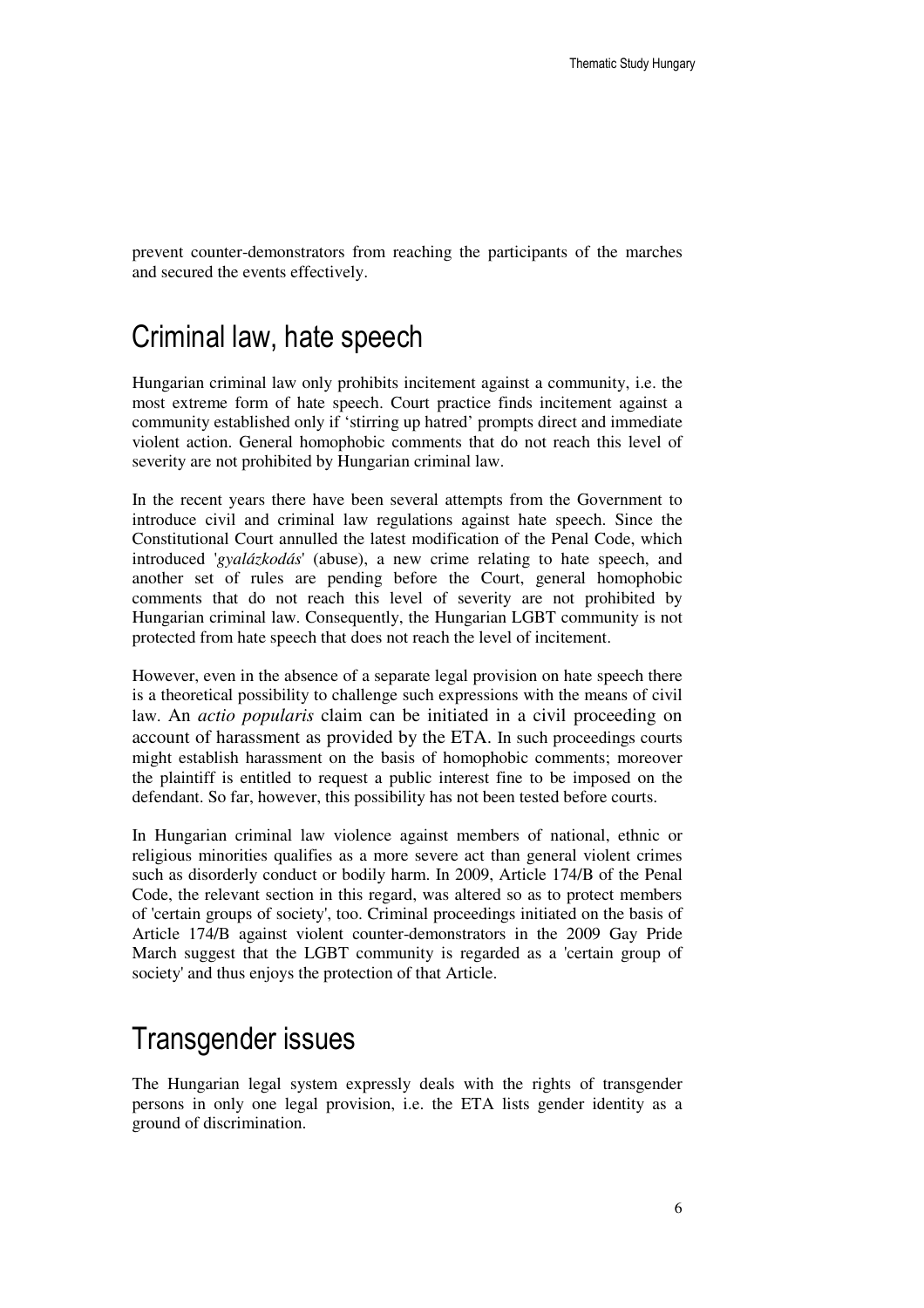prevent counter-demonstrators from reaching the participants of the marches and secured the events effectively.

# Criminal law, hate speech

Hungarian criminal law only prohibits incitement against a community, i.e. the most extreme form of hate speech. Court practice finds incitement against a community established only if 'stirring up hatred' prompts direct and immediate violent action. General homophobic comments that do not reach this level of severity are not prohibited by Hungarian criminal law.

In the recent years there have been several attempts from the Government to introduce civil and criminal law regulations against hate speech. Since the Constitutional Court annulled the latest modification of the Penal Code, which introduced '*gyalázkodás*' (abuse), a new crime relating to hate speech, and another set of rules are pending before the Court, general homophobic comments that do not reach this level of severity are not prohibited by Hungarian criminal law. Consequently, the Hungarian LGBT community is not protected from hate speech that does not reach the level of incitement.

However, even in the absence of a separate legal provision on hate speech there is a theoretical possibility to challenge such expressions with the means of civil law. An *actio popularis* claim can be initiated in a civil proceeding on account of harassment as provided by the ETA. In such proceedings courts might establish harassment on the basis of homophobic comments; moreover the plaintiff is entitled to request a public interest fine to be imposed on the defendant. So far, however, this possibility has not been tested before courts.

In Hungarian criminal law violence against members of national, ethnic or religious minorities qualifies as a more severe act than general violent crimes such as disorderly conduct or bodily harm. In 2009, Article 174/B of the Penal Code, the relevant section in this regard, was altered so as to protect members of 'certain groups of society', too. Criminal proceedings initiated on the basis of Article 174/B against violent counter-demonstrators in the 2009 Gay Pride March suggest that the LGBT community is regarded as a 'certain group of society' and thus enjoys the protection of that Article.

# Transgender issues

The Hungarian legal system expressly deals with the rights of transgender persons in only one legal provision, i.e. the ETA lists gender identity as a ground of discrimination.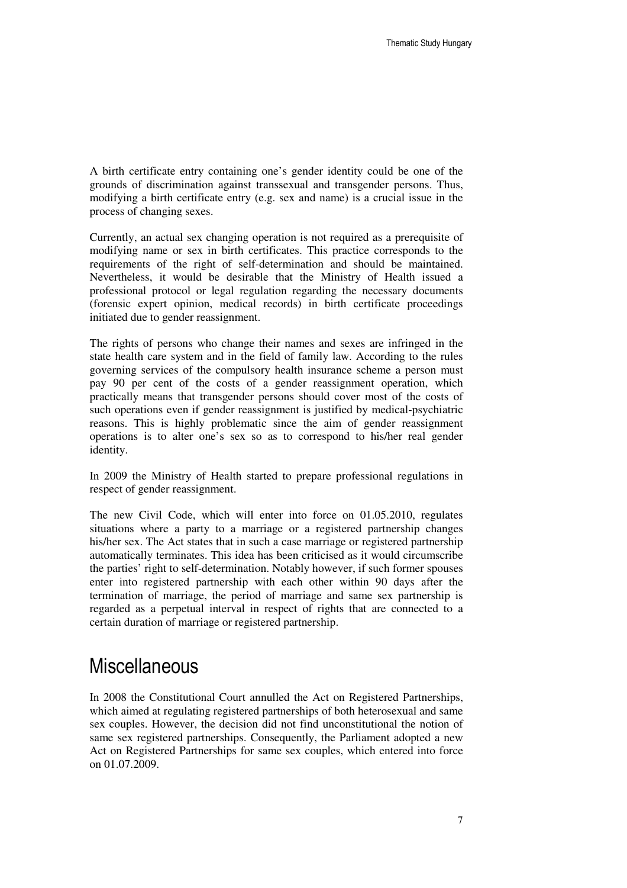A birth certificate entry containing one's gender identity could be one of the grounds of discrimination against transsexual and transgender persons. Thus, modifying a birth certificate entry (e.g. sex and name) is a crucial issue in the process of changing sexes.

Currently, an actual sex changing operation is not required as a prerequisite of modifying name or sex in birth certificates. This practice corresponds to the requirements of the right of self-determination and should be maintained. Nevertheless, it would be desirable that the Ministry of Health issued a professional protocol or legal regulation regarding the necessary documents (forensic expert opinion, medical records) in birth certificate proceedings initiated due to gender reassignment.

The rights of persons who change their names and sexes are infringed in the state health care system and in the field of family law. According to the rules governing services of the compulsory health insurance scheme a person must pay 90 per cent of the costs of a gender reassignment operation, which practically means that transgender persons should cover most of the costs of such operations even if gender reassignment is justified by medical-psychiatric reasons. This is highly problematic since the aim of gender reassignment operations is to alter one's sex so as to correspond to his/her real gender identity.

In 2009 the Ministry of Health started to prepare professional regulations in respect of gender reassignment.

The new Civil Code, which will enter into force on 01.05.2010, regulates situations where a party to a marriage or a registered partnership changes his/her sex. The Act states that in such a case marriage or registered partnership automatically terminates. This idea has been criticised as it would circumscribe the parties' right to self-determination. Notably however, if such former spouses enter into registered partnership with each other within 90 days after the termination of marriage, the period of marriage and same sex partnership is regarded as a perpetual interval in respect of rights that are connected to a certain duration of marriage or registered partnership.

# Miscellaneous

In 2008 the Constitutional Court annulled the Act on Registered Partnerships, which aimed at regulating registered partnerships of both heterosexual and same sex couples. However, the decision did not find unconstitutional the notion of same sex registered partnerships. Consequently, the Parliament adopted a new Act on Registered Partnerships for same sex couples, which entered into force on 01.07.2009.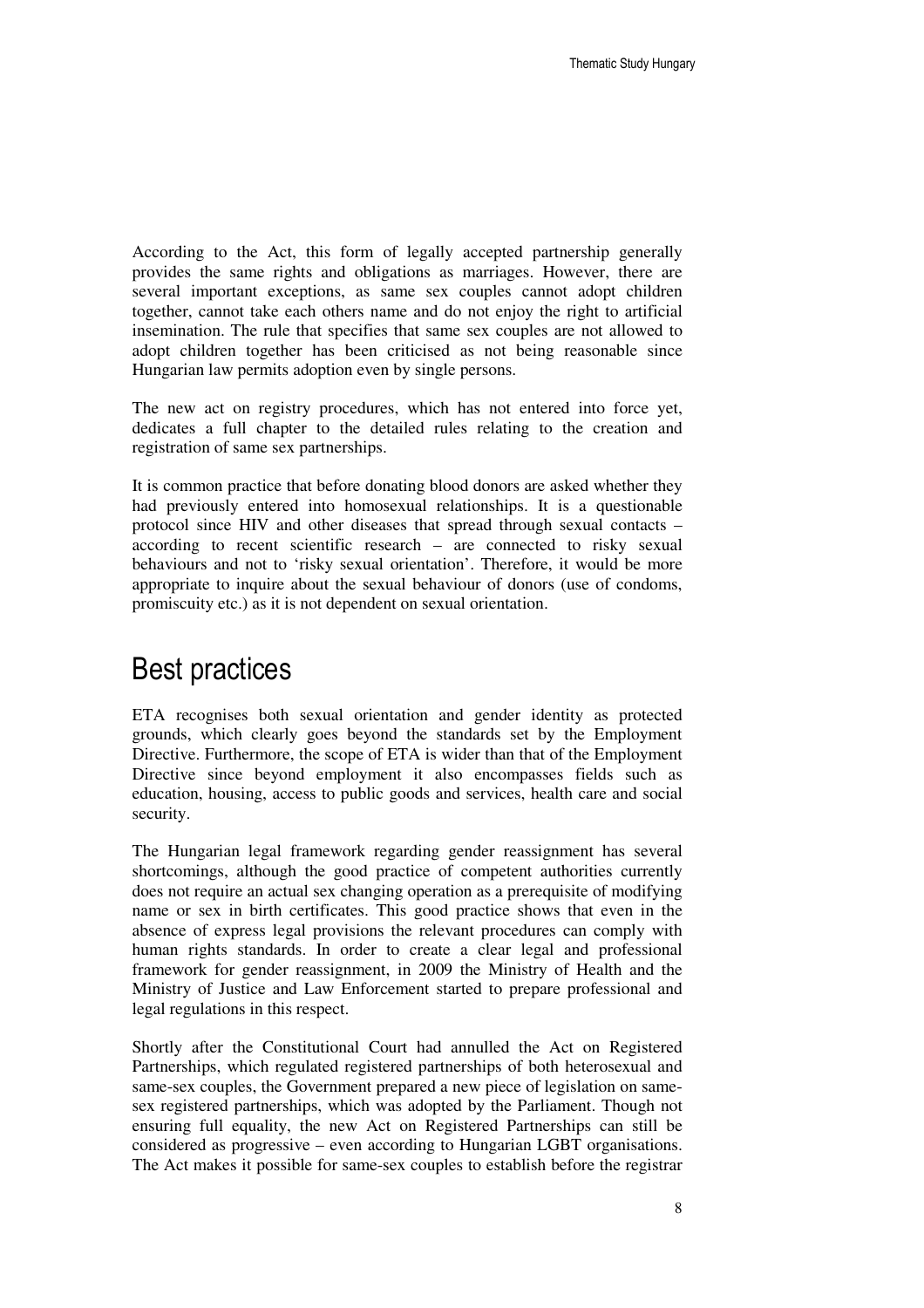According to the Act, this form of legally accepted partnership generally provides the same rights and obligations as marriages. However, there are several important exceptions, as same sex couples cannot adopt children together, cannot take each others name and do not enjoy the right to artificial insemination. The rule that specifies that same sex couples are not allowed to adopt children together has been criticised as not being reasonable since Hungarian law permits adoption even by single persons.

The new act on registry procedures, which has not entered into force yet, dedicates a full chapter to the detailed rules relating to the creation and registration of same sex partnerships.

It is common practice that before donating blood donors are asked whether they had previously entered into homosexual relationships. It is a questionable protocol since HIV and other diseases that spread through sexual contacts – according to recent scientific research – are connected to risky sexual behaviours and not to 'risky sexual orientation'. Therefore, it would be more appropriate to inquire about the sexual behaviour of donors (use of condoms, promiscuity etc.) as it is not dependent on sexual orientation.

# Best practices

ETA recognises both sexual orientation and gender identity as protected grounds, which clearly goes beyond the standards set by the Employment Directive. Furthermore, the scope of ETA is wider than that of the Employment Directive since beyond employment it also encompasses fields such as education, housing, access to public goods and services, health care and social security.

The Hungarian legal framework regarding gender reassignment has several shortcomings, although the good practice of competent authorities currently does not require an actual sex changing operation as a prerequisite of modifying name or sex in birth certificates. This good practice shows that even in the absence of express legal provisions the relevant procedures can comply with human rights standards. In order to create a clear legal and professional framework for gender reassignment, in 2009 the Ministry of Health and the Ministry of Justice and Law Enforcement started to prepare professional and legal regulations in this respect.

Shortly after the Constitutional Court had annulled the Act on Registered Partnerships, which regulated registered partnerships of both heterosexual and same-sex couples, the Government prepared a new piece of legislation on same-sex registered partnerships, which was adopted by the Parliament. Though not ensuring full equality, the new Act on Registered Partnerships can still be considered as progressive – even according to Hungarian LGBT organisations. The Act makes it possible for same-sex couples to establish before the registrar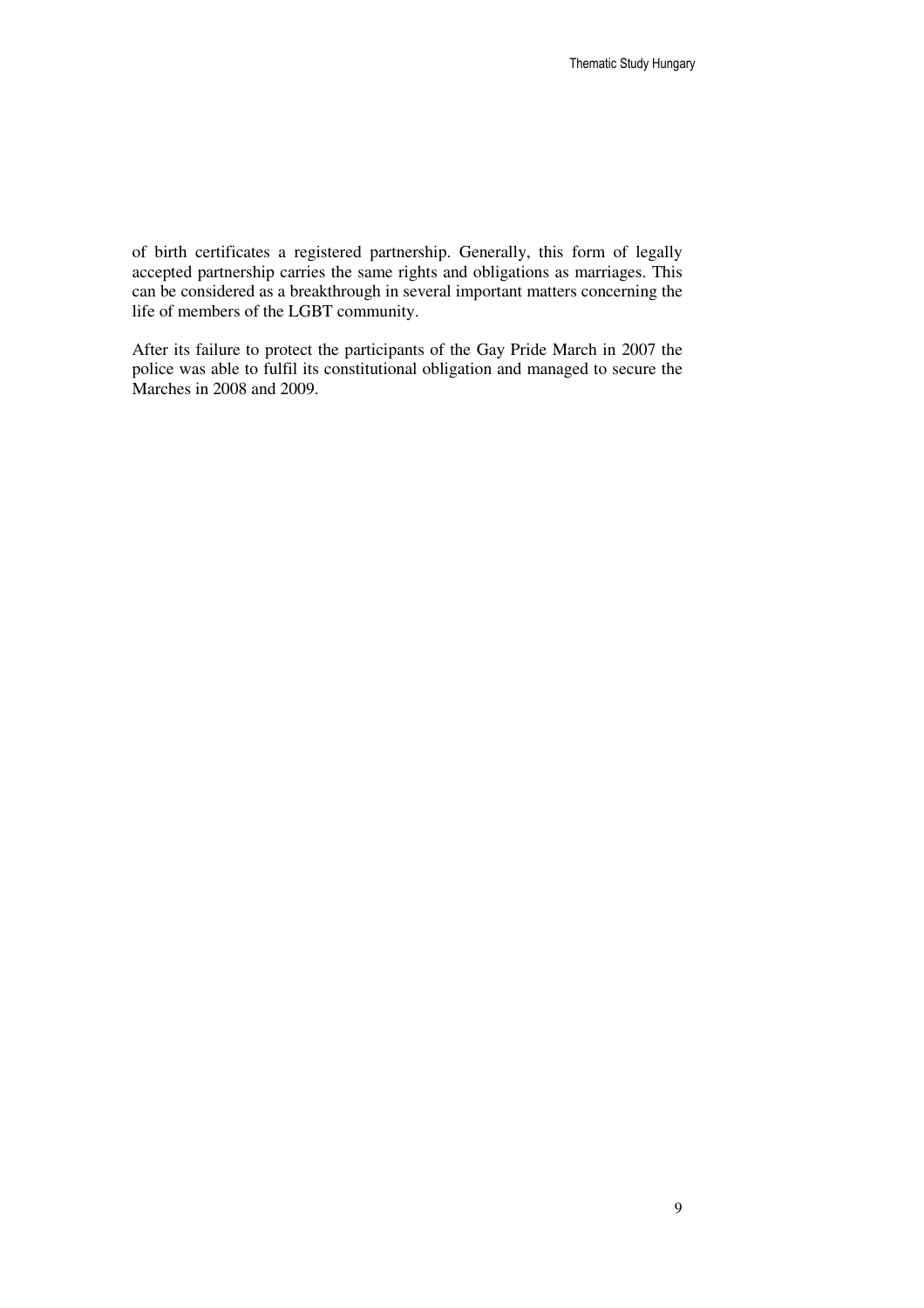of birth certificates a registered partnership. Generally, this form of legally accepted partnership carries the same rights and obligations as marriages. This can be considered as a breakthrough in several important matters concerning the life of members of the LGBT community.

After its failure to protect the participants of the Gay Pride March in 2007 the police was able to fulfil its constitutional obligation and managed to secure the Marches in 2008 and 2009.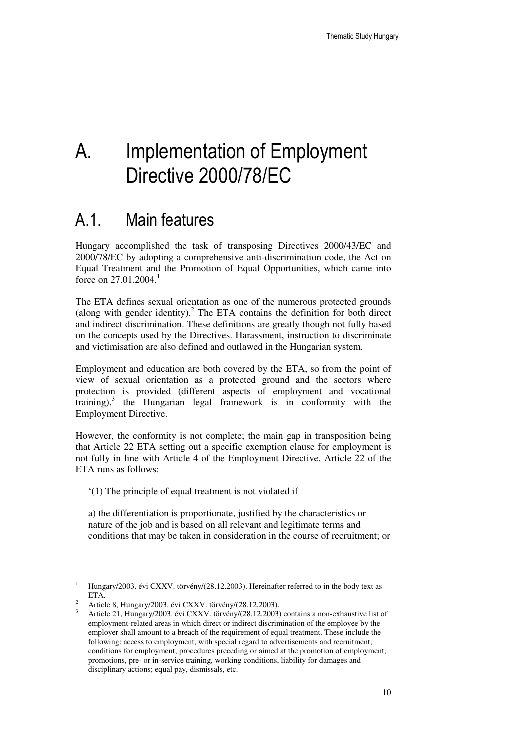# A. Implementation of Employment Directive 2000/78/EC

## A.1. Main features

Hungary accomplished the task of transposing Directives 2000/43/EC and 2000/78/EC by adopting a comprehensive anti-discrimination code, the Act on Equal Treatment and the Promotion of Equal Opportunities, which came into force on 27.01.2004.[1]

The ETA defines sexual orientation as one of the numerous protected grounds (along with gender identity).[2] The ETA contains the definition for both direct and indirect discrimination. These definitions are greatly though not fully based on the concepts used by the Directives. Harassment, instruction to discriminate and victimisation are also defined and outlawed in the Hungarian system.

Employment and education are both covered by the ETA, so from the point of view of sexual orientation as a protected ground and the sectors where protection is provided (different aspects of employment and vocational training),[3] the Hungarian legal framework is in conformity with the Employment Directive.

However, the conformity is not complete; the main gap in transposition being that Article 22 ETA setting out a specific exemption clause for employment is not fully in line with Article 4 of the Employment Directive. Article 22 of the ETA runs as follows:

> '(1) The principle of equal treatment is not violated if
>
> a) the differentiation is proportionate, justified by the characteristics or nature of the job and is based on all relevant and legitimate terms and conditions that may be taken in consideration in the course of recruitment; or

---

[1] Hungary/2003. évi CXXV. törvény/(28.12.2003). Hereinafter referred to in the body text as ETA.

[2] Article 8, Hungary/2003. évi CXXV. törvény/(28.12.2003).

[3] Article 21, Hungary/2003. évi CXXV. törvény/(28.12.2003) contains a non-exhaustive list of employment-related areas in which direct or indirect discrimination of the employee by the employer shall amount to a breach of the requirement of equal treatment. These include the following: access to employment, with special regard to advertisements and recruitment; conditions for employment; procedures preceding or aimed at the promotion of employment; promotions, pre- or in-service training, working conditions, liability for damages and disciplinary actions; equal pay, dismissals, etc.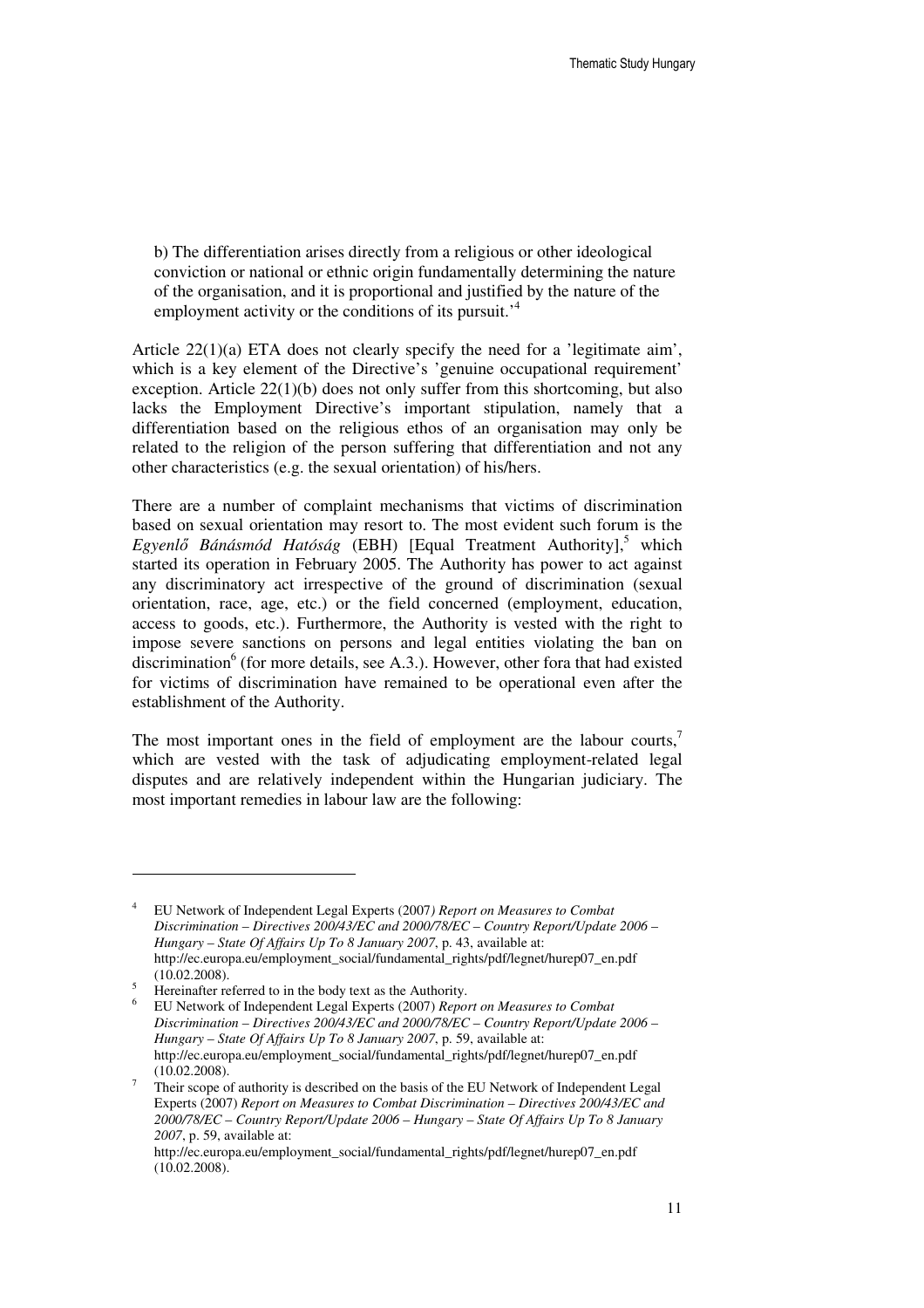b) The differentiation arises directly from a religious or other ideological conviction or national or ethnic origin fundamentally determining the nature of the organisation, and it is proportional and justified by the nature of the employment activity or the conditions of its pursuit.'[4]

Article 22(1)(a) ETA does not clearly specify the need for a 'legitimate aim', which is a key element of the Directive's 'genuine occupational requirement' exception. Article 22(1)(b) does not only suffer from this shortcoming, but also lacks the Employment Directive's important stipulation, namely that a differentiation based on the religious ethos of an organisation may only be related to the religion of the person suffering that differentiation and not any other characteristics (e.g. the sexual orientation) of his/hers.

There are a number of complaint mechanisms that victims of discrimination based on sexual orientation may resort to. The most evident such forum is the *Egyenlő Bánásmód Hatóság* (EBH) [Equal Treatment Authority],[5] which started its operation in February 2005. The Authority has power to act against any discriminatory act irrespective of the ground of discrimination (sexual orientation, race, age, etc.) or the field concerned (employment, education, access to goods, etc.). Furthermore, the Authority is vested with the right to impose severe sanctions on persons and legal entities violating the ban on discrimination[6] (for more details, see A.3.). However, other fora that had existed for victims of discrimination have remained to be operational even after the establishment of the Authority.

The most important ones in the field of employment are the labour courts,[7] which are vested with the task of adjudicating employment-related legal disputes and are relatively independent within the Hungarian judiciary. The most important remedies in labour law are the following:

---

[4] EU Network of Independent Legal Experts (2007*) Report on Measures to Combat Discrimination – Directives 200/43/EC and 2000/78/EC – Country Report/Update 2006 – Hungary – State Of Affairs Up To 8 January 2007*, p. 43, available at: http://ec.europa.eu/employment_social/fundamental_rights/pdf/legnet/hurep07_en.pdf (10.02.2008).

[5] Hereinafter referred to in the body text as the Authority.

[6] EU Network of Independent Legal Experts (2007) *Report on Measures to Combat Discrimination – Directives 200/43/EC and 2000/78/EC – Country Report/Update 2006 – Hungary – State Of Affairs Up To 8 January 2007*, p. 59, available at: http://ec.europa.eu/employment_social/fundamental_rights/pdf/legnet/hurep07_en.pdf (10.02.2008).

[7] Their scope of authority is described on the basis of the EU Network of Independent Legal Experts (2007) *Report on Measures to Combat Discrimination – Directives 200/43/EC and 2000/78/EC – Country Report/Update 2006 – Hungary – State Of Affairs Up To 8 January 2007*, p. 59, available at: http://ec.europa.eu/employment_social/fundamental_rights/pdf/legnet/hurep07_en.pdf (10.02.2008).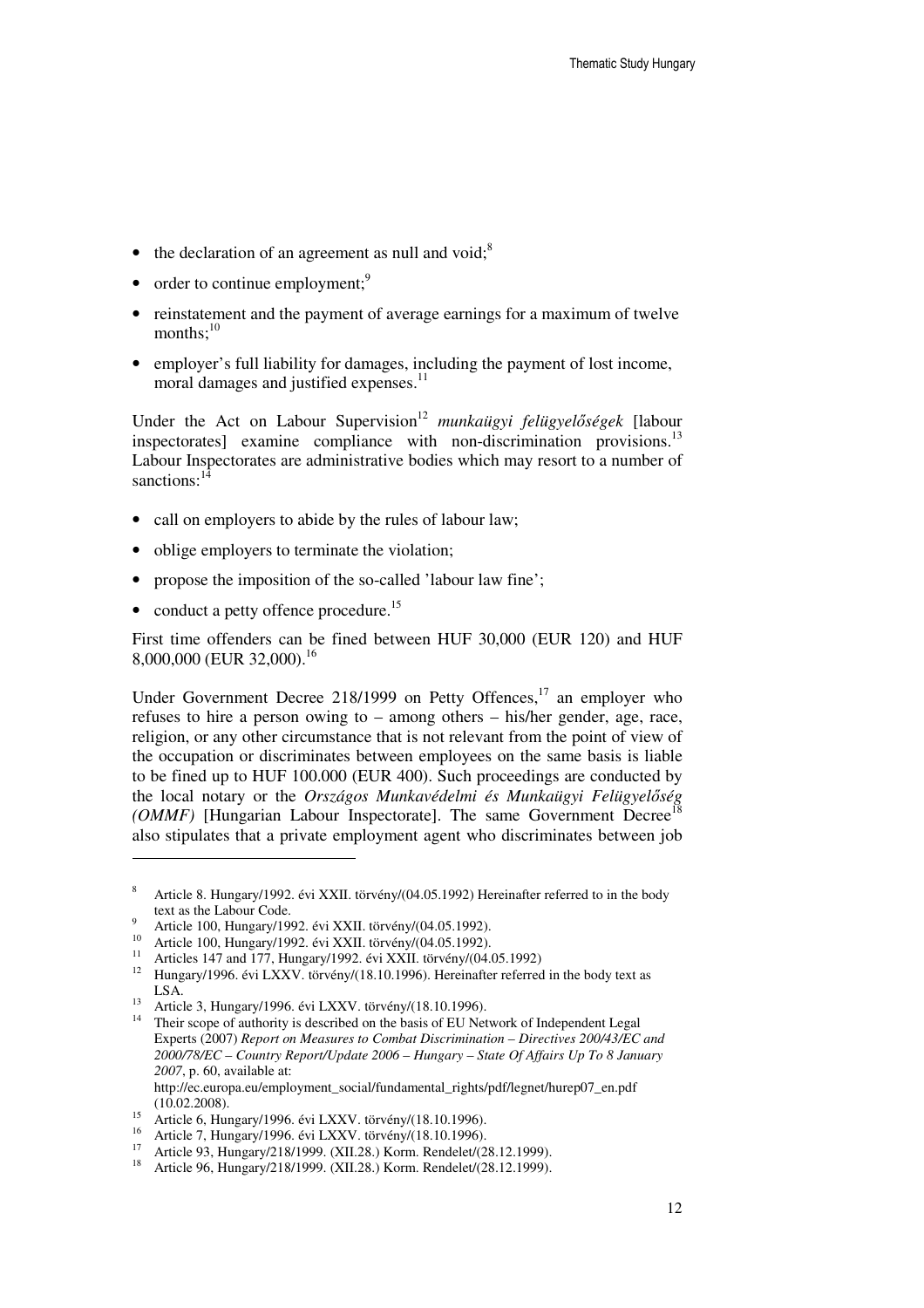- the declaration of an agreement as null and void;[8]
- order to continue employment;[9]
- reinstatement and the payment of average earnings for a maximum of twelve months;[10]
- employer's full liability for damages, including the payment of lost income, moral damages and justified expenses.[11]

Under the Act on Labour Supervision[12] *munkaügyi felügyelőségek* [labour inspectorates] examine compliance with non-discrimination provisions.[13] Labour Inspectorates are administrative bodies which may resort to a number of sanctions:[14]

- call on employers to abide by the rules of labour law;
- oblige employers to terminate the violation;
- propose the imposition of the so-called 'labour law fine';
- conduct a petty offence procedure.[15]

First time offenders can be fined between HUF 30,000 (EUR 120) and HUF 8,000,000 (EUR 32,000).[16]

Under Government Decree 218/1999 on Petty Offences,[17] an employer who refuses to hire a person owing to – among others – his/her gender, age, race, religion, or any other circumstance that is not relevant from the point of view of the occupation or discriminates between employees on the same basis is liable to be fined up to HUF 100.000 (EUR 400). Such proceedings are conducted by the local notary or the *Országos Munkavédelmi és Munkaügyi Felügyelőség (OMMF)* [Hungarian Labour Inspectorate]. The same Government Decree[18] also stipulates that a private employment agent who discriminates between job

---

[8] Article 8. Hungary/1992. évi XXII. törvény/(04.05.1992) Hereinafter referred to in the body text as the Labour Code.

[9] Article 100, Hungary/1992. évi XXII. törvény/(04.05.1992).

[10] Article 100, Hungary/1992. évi XXII. törvény/(04.05.1992).

[11] Articles 147 and 177, Hungary/1992. évi XXII. törvény/(04.05.1992)

[12] Hungary/1996. évi LXXV. törvény/(18.10.1996). Hereinafter referred in the body text as LSA.

[13] Article 3, Hungary/1996. évi LXXV. törvény/(18.10.1996).

[14] Their scope of authority is described on the basis of EU Network of Independent Legal Experts (2007) *Report on Measures to Combat Discrimination – Directives 200/43/EC and 2000/78/EC – Country Report/Update 2006 – Hungary – State Of Affairs Up To 8 January 2007*, p. 60, available at: http://ec.europa.eu/employment_social/fundamental_rights/pdf/legnet/hurep07_en.pdf (10.02.2008).

[15] Article 6, Hungary/1996. évi LXXV. törvény/(18.10.1996).

[16] Article 7, Hungary/1996. évi LXXV. törvény/(18.10.1996).

[17] Article 93, Hungary/218/1999. (XII.28.) Korm. Rendelet/(28.12.1999).

[18] Article 96, Hungary/218/1999. (XII.28.) Korm. Rendelet/(28.12.1999).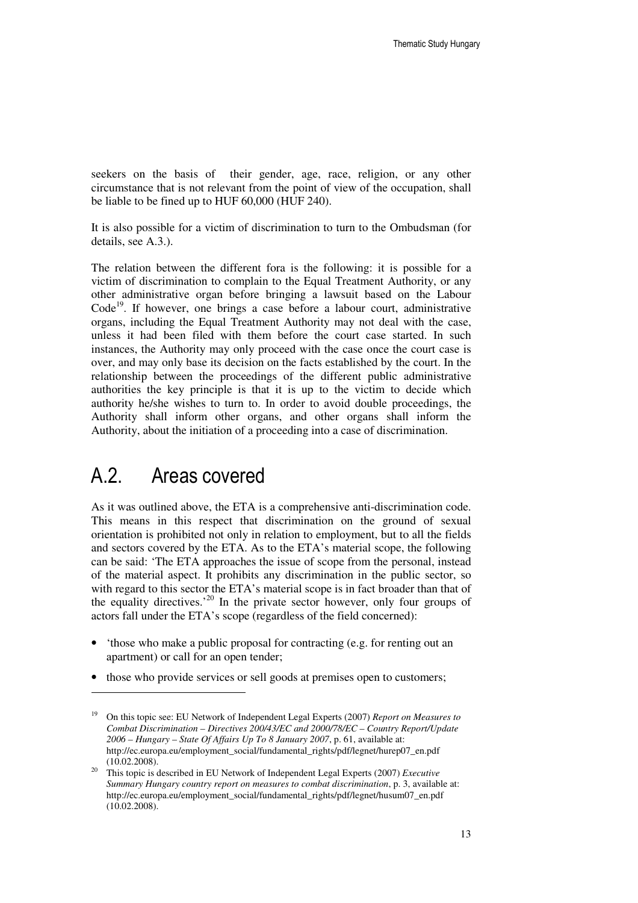seekers on the basis of their gender, age, race, religion, or any other circumstance that is not relevant from the point of view of the occupation, shall be liable to be fined up to HUF 60,000 (HUF 240).

It is also possible for a victim of discrimination to turn to the Ombudsman (for details, see A.3.).

The relation between the different fora is the following: it is possible for a victim of discrimination to complain to the Equal Treatment Authority, or any other administrative organ before bringing a lawsuit based on the Labour Code[19]. If however, one brings a case before a labour court, administrative organs, including the Equal Treatment Authority may not deal with the case, unless it had been filed with them before the court case started. In such instances, the Authority may only proceed with the case once the court case is over, and may only base its decision on the facts established by the court. In the relationship between the proceedings of the different public administrative authorities the key principle is that it is up to the victim to decide which authority he/she wishes to turn to. In order to avoid double proceedings, the Authority shall inform other organs, and other organs shall inform the Authority, about the initiation of a proceeding into a case of discrimination.

## A.2. Areas covered

As it was outlined above, the ETA is a comprehensive anti-discrimination code. This means in this respect that discrimination on the ground of sexual orientation is prohibited not only in relation to employment, but to all the fields and sectors covered by the ETA. As to the ETA's material scope, the following can be said: 'The ETA approaches the issue of scope from the personal, instead of the material aspect. It prohibits any discrimination in the public sector, so with regard to this sector the ETA's material scope is in fact broader than that of the equality directives.'[20] In the private sector however, only four groups of actors fall under the ETA's scope (regardless of the field concerned):

- 'those who make a public proposal for contracting (e.g. for renting out an apartment) or call for an open tender;
- those who provide services or sell goods at premises open to customers;

[19] On this topic see: EU Network of Independent Legal Experts (2007) *Report on Measures to Combat Discrimination – Directives 200/43/EC and 2000/78/EC – Country Report/Update 2006 – Hungary – State Of Affairs Up To 8 January 2007*, p. 61, available at: http://ec.europa.eu/employment_social/fundamental_rights/pdf/legnet/hurep07_en.pdf (10.02.2008).

[20] This topic is described in EU Network of Independent Legal Experts (2007) *Executive Summary Hungary country report on measures to combat discrimination*, p. 3, available at: http://ec.europa.eu/employment_social/fundamental_rights/pdf/legnet/husum07_en.pdf (10.02.2008).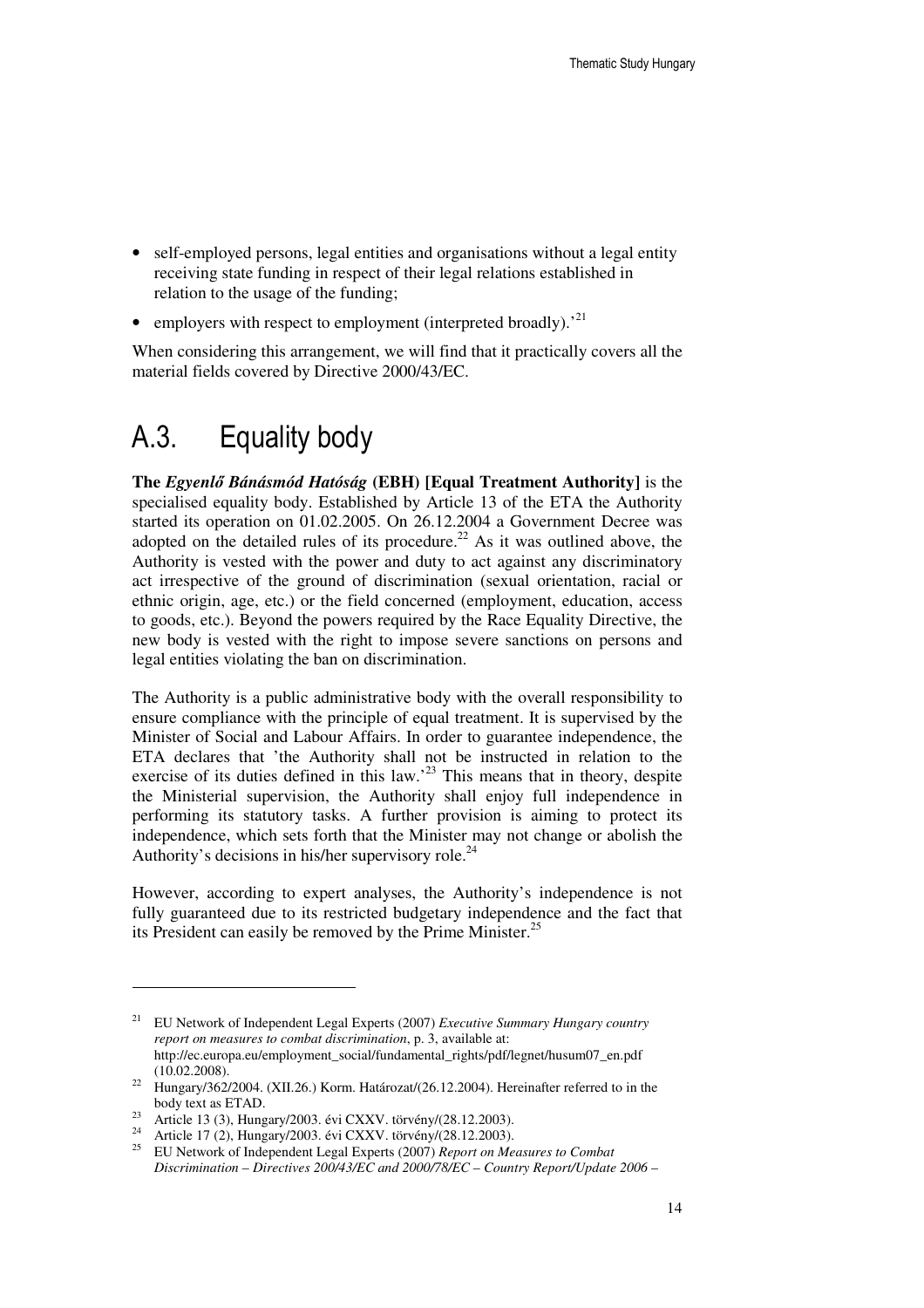- self-employed persons, legal entities and organisations without a legal entity receiving state funding in respect of their legal relations established in relation to the usage of the funding;
- employers with respect to employment (interpreted broadly).'[21]

When considering this arrangement, we will find that it practically covers all the material fields covered by Directive 2000/43/EC.

## A.3. Equality body

**The *Egyenlő Bánásmód Hatóság* (EBH) [Equal Treatment Authority]** is the specialised equality body. Established by Article 13 of the ETA the Authority started its operation on 01.02.2005. On 26.12.2004 a Government Decree was adopted on the detailed rules of its procedure.[22] As it was outlined above, the Authority is vested with the power and duty to act against any discriminatory act irrespective of the ground of discrimination (sexual orientation, racial or ethnic origin, age, etc.) or the field concerned (employment, education, access to goods, etc.). Beyond the powers required by the Race Equality Directive, the new body is vested with the right to impose severe sanctions on persons and legal entities violating the ban on discrimination.

The Authority is a public administrative body with the overall responsibility to ensure compliance with the principle of equal treatment. It is supervised by the Minister of Social and Labour Affairs. In order to guarantee independence, the ETA declares that 'the Authority shall not be instructed in relation to the exercise of its duties defined in this law.'[23] This means that in theory, despite the Ministerial supervision, the Authority shall enjoy full independence in performing its statutory tasks. A further provision is aiming to protect its independence, which sets forth that the Minister may not change or abolish the Authority's decisions in his/her supervisory role.[24]

However, according to expert analyses, the Authority's independence is not fully guaranteed due to its restricted budgetary independence and the fact that its President can easily be removed by the Prime Minister.[25]

---

[21] EU Network of Independent Legal Experts (2007) *Executive Summary Hungary country report on measures to combat discrimination*, p. 3, available at: http://ec.europa.eu/employment_social/fundamental_rights/pdf/legnet/husum07_en.pdf (10.02.2008).

[22] Hungary/362/2004. (XII.26.) Korm. Határozat/(26.12.2004). Hereinafter referred to in the body text as ETAD.

[23] Article 13 (3), Hungary/2003. évi CXXV. törvény/(28.12.2003).

[24] Article 17 (2), Hungary/2003. évi CXXV. törvény/(28.12.2003).

[25] EU Network of Independent Legal Experts (2007) *Report on Measures to Combat Discrimination – Directives 200/43/EC and 2000/78/EC – Country Report/Update 2006 –*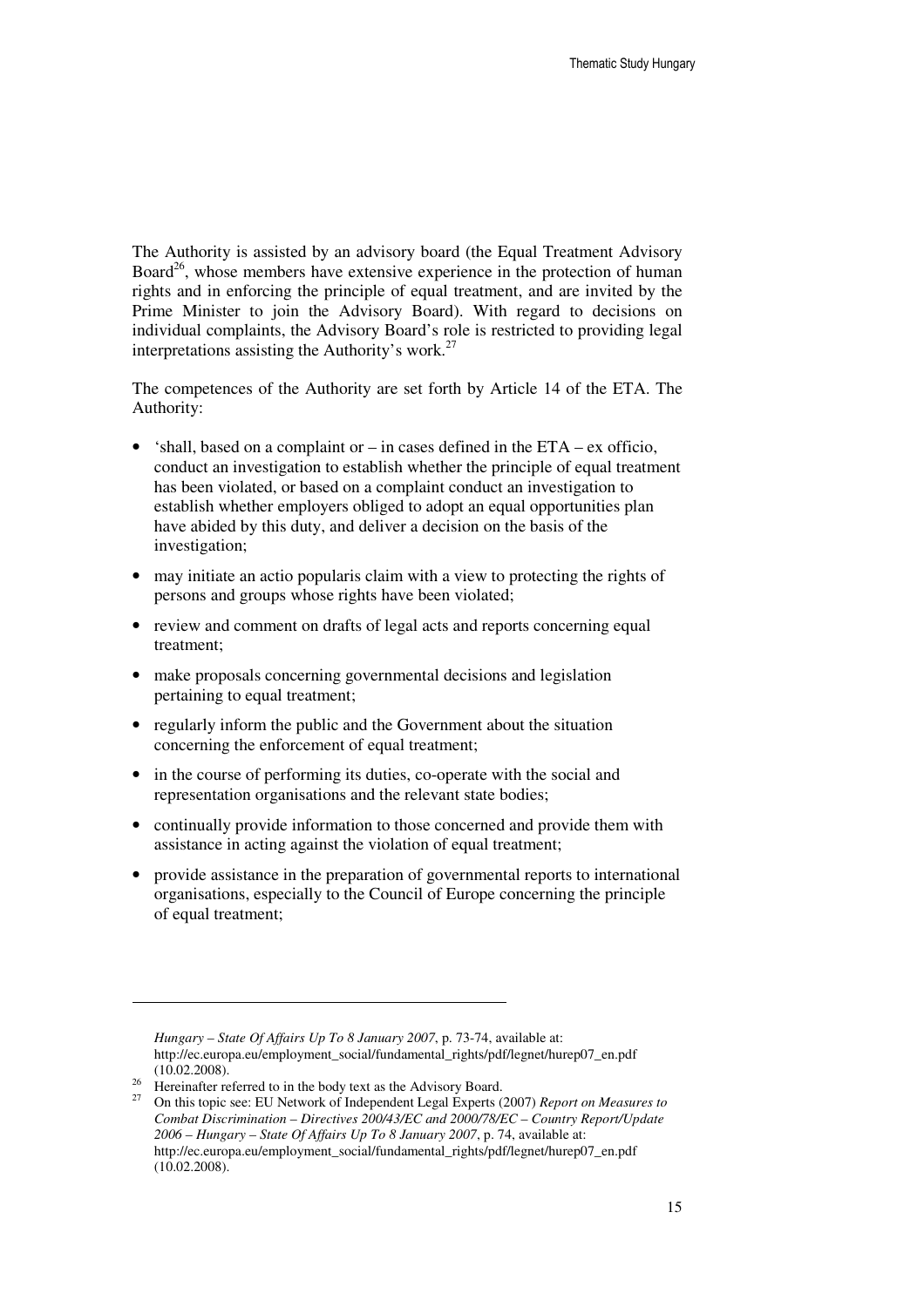The Authority is assisted by an advisory board (the Equal Treatment Advisory Board[26], whose members have extensive experience in the protection of human rights and in enforcing the principle of equal treatment, and are invited by the Prime Minister to join the Advisory Board). With regard to decisions on individual complaints, the Advisory Board's role is restricted to providing legal interpretations assisting the Authority's work.[27]

The competences of the Authority are set forth by Article 14 of the ETA. The Authority:

- 'shall, based on a complaint or – in cases defined in the ETA – ex officio, conduct an investigation to establish whether the principle of equal treatment has been violated, or based on a complaint conduct an investigation to establish whether employers obliged to adopt an equal opportunities plan have abided by this duty, and deliver a decision on the basis of the investigation;
- may initiate an actio popularis claim with a view to protecting the rights of persons and groups whose rights have been violated;
- review and comment on drafts of legal acts and reports concerning equal treatment;
- make proposals concerning governmental decisions and legislation pertaining to equal treatment;
- regularly inform the public and the Government about the situation concerning the enforcement of equal treatment;
- in the course of performing its duties, co-operate with the social and representation organisations and the relevant state bodies;
- continually provide information to those concerned and provide them with assistance in acting against the violation of equal treatment;
- provide assistance in the preparation of governmental reports to international organisations, especially to the Council of Europe concerning the principle of equal treatment;

---

*Hungary – State Of Affairs Up To 8 January 2007*, p. 73-74, available at: http://ec.europa.eu/employment_social/fundamental_rights/pdf/legnet/hurep07_en.pdf (10.02.2008).

[26] Hereinafter referred to in the body text as the Advisory Board.

[27] On this topic see: EU Network of Independent Legal Experts (2007) *Report on Measures to Combat Discrimination – Directives 200/43/EC and 2000/78/EC – Country Report/Update 2006 – Hungary – State Of Affairs Up To 8 January 2007*, p. 74, available at: http://ec.europa.eu/employment_social/fundamental_rights/pdf/legnet/hurep07_en.pdf (10.02.2008).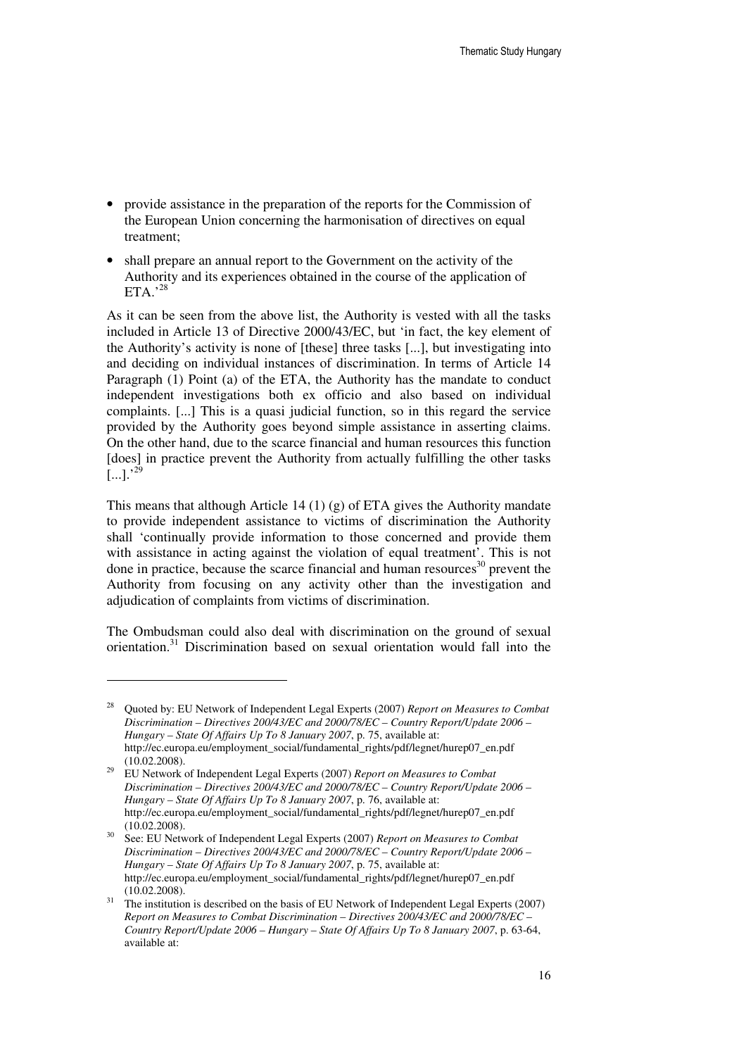- provide assistance in the preparation of the reports for the Commission of the European Union concerning the harmonisation of directives on equal treatment;
- shall prepare an annual report to the Government on the activity of the Authority and its experiences obtained in the course of the application of ETA.'[28]

As it can be seen from the above list, the Authority is vested with all the tasks included in Article 13 of Directive 2000/43/EC, but 'in fact, the key element of the Authority's activity is none of [these] three tasks [...], but investigating into and deciding on individual instances of discrimination. In terms of Article 14 Paragraph (1) Point (a) of the ETA, the Authority has the mandate to conduct independent investigations both ex officio and also based on individual complaints. [...] This is a quasi judicial function, so in this regard the service provided by the Authority goes beyond simple assistance in asserting claims. On the other hand, due to the scarce financial and human resources this function [does] in practice prevent the Authority from actually fulfilling the other tasks [...].'[29]

This means that although Article 14 (1) (g) of ETA gives the Authority mandate to provide independent assistance to victims of discrimination the Authority shall 'continually provide information to those concerned and provide them with assistance in acting against the violation of equal treatment'. This is not done in practice, because the scarce financial and human resources[30] prevent the Authority from focusing on any activity other than the investigation and adjudication of complaints from victims of discrimination.

The Ombudsman could also deal with discrimination on the ground of sexual orientation.[31] Discrimination based on sexual orientation would fall into the

---

[28] Quoted by: EU Network of Independent Legal Experts (2007) *Report on Measures to Combat Discrimination – Directives 200/43/EC and 2000/78/EC – Country Report/Update 2006 – Hungary – State Of Affairs Up To 8 January 2007*, p. 75, available at: http://ec.europa.eu/employment_social/fundamental_rights/pdf/legnet/hurep07_en.pdf (10.02.2008).

[29] EU Network of Independent Legal Experts (2007) *Report on Measures to Combat Discrimination – Directives 200/43/EC and 2000/78/EC – Country Report/Update 2006 – Hungary – State Of Affairs Up To 8 January 2007*, p. 76, available at: http://ec.europa.eu/employment_social/fundamental_rights/pdf/legnet/hurep07_en.pdf (10.02.2008).

[30] See: EU Network of Independent Legal Experts (2007) *Report on Measures to Combat Discrimination – Directives 200/43/EC and 2000/78/EC – Country Report/Update 2006 – Hungary – State Of Affairs Up To 8 January 2007*, p. 75, available at: http://ec.europa.eu/employment_social/fundamental_rights/pdf/legnet/hurep07_en.pdf (10.02.2008).

[31] The institution is described on the basis of EU Network of Independent Legal Experts (2007) *Report on Measures to Combat Discrimination – Directives 200/43/EC and 2000/78/EC – Country Report/Update 2006 – Hungary – State Of Affairs Up To 8 January 2007*, p. 63-64, available at: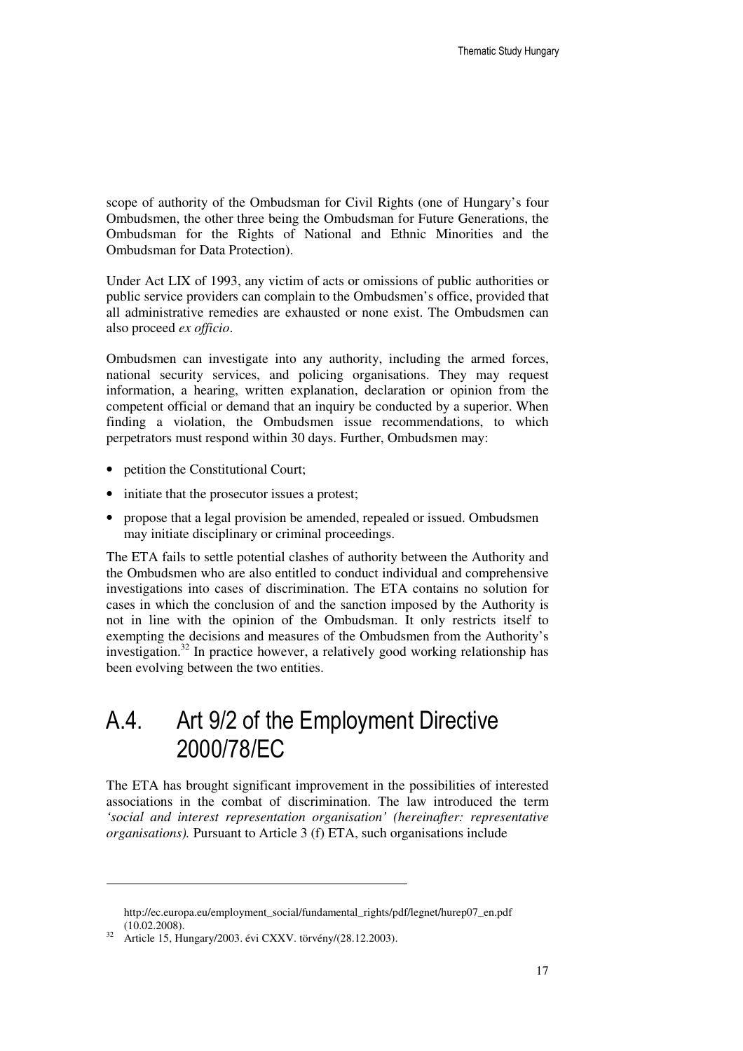scope of authority of the Ombudsman for Civil Rights (one of Hungary's four Ombudsmen, the other three being the Ombudsman for Future Generations, the Ombudsman for the Rights of National and Ethnic Minorities and the Ombudsman for Data Protection).

Under Act LIX of 1993, any victim of acts or omissions of public authorities or public service providers can complain to the Ombudsmen's office, provided that all administrative remedies are exhausted or none exist. The Ombudsmen can also proceed *ex officio*.

Ombudsmen can investigate into any authority, including the armed forces, national security services, and policing organisations. They may request information, a hearing, written explanation, declaration or opinion from the competent official or demand that an inquiry be conducted by a superior. When finding a violation, the Ombudsmen issue recommendations, to which perpetrators must respond within 30 days. Further, Ombudsmen may:

- petition the Constitutional Court;
- initiate that the prosecutor issues a protest;
- propose that a legal provision be amended, repealed or issued. Ombudsmen may initiate disciplinary or criminal proceedings.

The ETA fails to settle potential clashes of authority between the Authority and the Ombudsmen who are also entitled to conduct individual and comprehensive investigations into cases of discrimination. The ETA contains no solution for cases in which the conclusion of and the sanction imposed by the Authority is not in line with the opinion of the Ombudsman. It only restricts itself to exempting the decisions and measures of the Ombudsmen from the Authority's investigation.[32] In practice however, a relatively good working relationship has been evolving between the two entities.

## A.4. Art 9/2 of the Employment Directive 2000/78/EC

The ETA has brought significant improvement in the possibilities of interested associations in the combat of discrimination. The law introduced the term *'social and interest representation organisation' (hereinafter: representative organisations).* Pursuant to Article 3 (f) ETA, such organisations include

---

http://ec.europa.eu/employment_social/fundamental_rights/pdf/legnet/hurep07_en.pdf (10.02.2008).

[32] Article 15, Hungary/2003. évi CXXV. törvény/(28.12.2003).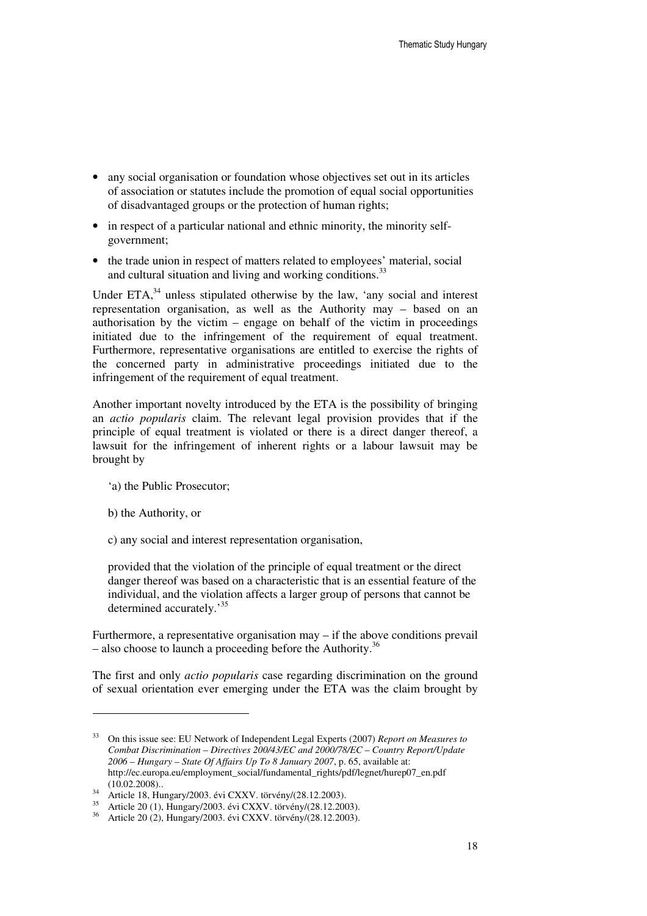- any social organisation or foundation whose objectives set out in its articles of association or statutes include the promotion of equal social opportunities of disadvantaged groups or the protection of human rights;
- in respect of a particular national and ethnic minority, the minority self-government;
- the trade union in respect of matters related to employees' material, social and cultural situation and living and working conditions.[33]

Under ETA,[34] unless stipulated otherwise by the law, 'any social and interest representation organisation, as well as the Authority may – based on an authorisation by the victim – engage on behalf of the victim in proceedings initiated due to the infringement of the requirement of equal treatment. Furthermore, representative organisations are entitled to exercise the rights of the concerned party in administrative proceedings initiated due to the infringement of the requirement of equal treatment.

Another important novelty introduced by the ETA is the possibility of bringing an *actio popularis* claim. The relevant legal provision provides that if the principle of equal treatment is violated or there is a direct danger thereof, a lawsuit for the infringement of inherent rights or a labour lawsuit may be brought by

> 'a) the Public Prosecutor;
>
> b) the Authority, or
>
> c) any social and interest representation organisation,
>
> provided that the violation of the principle of equal treatment or the direct danger thereof was based on a characteristic that is an essential feature of the individual, and the violation affects a larger group of persons that cannot be determined accurately.'[35]

Furthermore, a representative organisation may – if the above conditions prevail – also choose to launch a proceeding before the Authority.[36]

The first and only *actio popularis* case regarding discrimination on the ground of sexual orientation ever emerging under the ETA was the claim brought by

---

[33] On this issue see: EU Network of Independent Legal Experts (2007) *Report on Measures to Combat Discrimination – Directives 200/43/EC and 2000/78/EC – Country Report/Update 2006 – Hungary – State Of Affairs Up To 8 January 2007*, p. 65, available at: http://ec.europa.eu/employment_social/fundamental_rights/pdf/legnet/hurep07_en.pdf (10.02.2008)..

[34] Article 18, Hungary/2003. évi CXXV. törvény/(28.12.2003).

[35] Article 20 (1), Hungary/2003. évi CXXV. törvény/(28.12.2003).

[36] Article 20 (2), Hungary/2003. évi CXXV. törvény/(28.12.2003).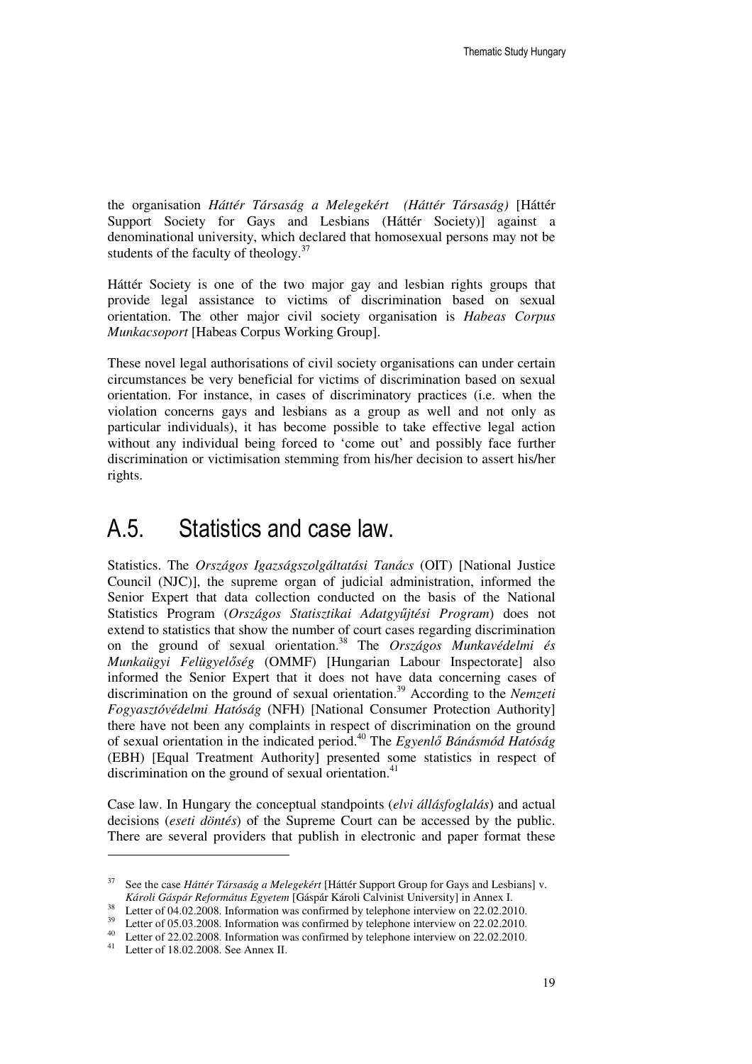the organisation *Háttér Társaság a Melegekért (Háttér Társaság)* [Háttér Support Society for Gays and Lesbians (Háttér Society)] against a denominational university, which declared that homosexual persons may not be students of the faculty of theology.[37]

Háttér Society is one of the two major gay and lesbian rights groups that provide legal assistance to victims of discrimination based on sexual orientation. The other major civil society organisation is *Habeas Corpus Munkacsoport* [Habeas Corpus Working Group].

These novel legal authorisations of civil society organisations can under certain circumstances be very beneficial for victims of discrimination based on sexual orientation. For instance, in cases of discriminatory practices (i.e. when the violation concerns gays and lesbians as a group as well and not only as particular individuals), it has become possible to take effective legal action without any individual being forced to 'come out' and possibly face further discrimination or victimisation stemming from his/her decision to assert his/her rights.

## A.5. Statistics and case law.

Statistics. The *Országos Igazságszolgáltatási Tanács* (OIT) [National Justice Council (NJC)], the supreme organ of judicial administration, informed the Senior Expert that data collection conducted on the basis of the National Statistics Program (*Országos Statisztikai Adatgyűjtési Program*) does not extend to statistics that show the number of court cases regarding discrimination on the ground of sexual orientation.[38] The *Országos Munkavédelmi és Munkaügyi Felügyelőség* (OMMF) [Hungarian Labour Inspectorate] also informed the Senior Expert that it does not have data concerning cases of discrimination on the ground of sexual orientation.[39] According to the *Nemzeti Fogyasztóvédelmi Hatóság* (NFH) [National Consumer Protection Authority] there have not been any complaints in respect of discrimination on the ground of sexual orientation in the indicated period.[40] The *Egyenlő Bánásmód Hatóság* (EBH) [Equal Treatment Authority] presented some statistics in respect of discrimination on the ground of sexual orientation.[41]

Case law. In Hungary the conceptual standpoints (*elvi állásfoglalás*) and actual decisions (*eseti döntés*) of the Supreme Court can be accessed by the public. There are several providers that publish in electronic and paper format these

---

[37] See the case *Háttér Társaság a Melegekért* [Háttér Support Group for Gays and Lesbians] v. *Károli Gáspár Református Egyetem* [Gáspár Károli Calvinist University] in Annex I.

[38] Letter of 04.02.2008. Information was confirmed by telephone interview on 22.02.2010.

[39] Letter of 05.03.2008. Information was confirmed by telephone interview on 22.02.2010.

[40] Letter of 22.02.2008. Information was confirmed by telephone interview on 22.02.2010.

[41] Letter of 18.02.2008. See Annex II.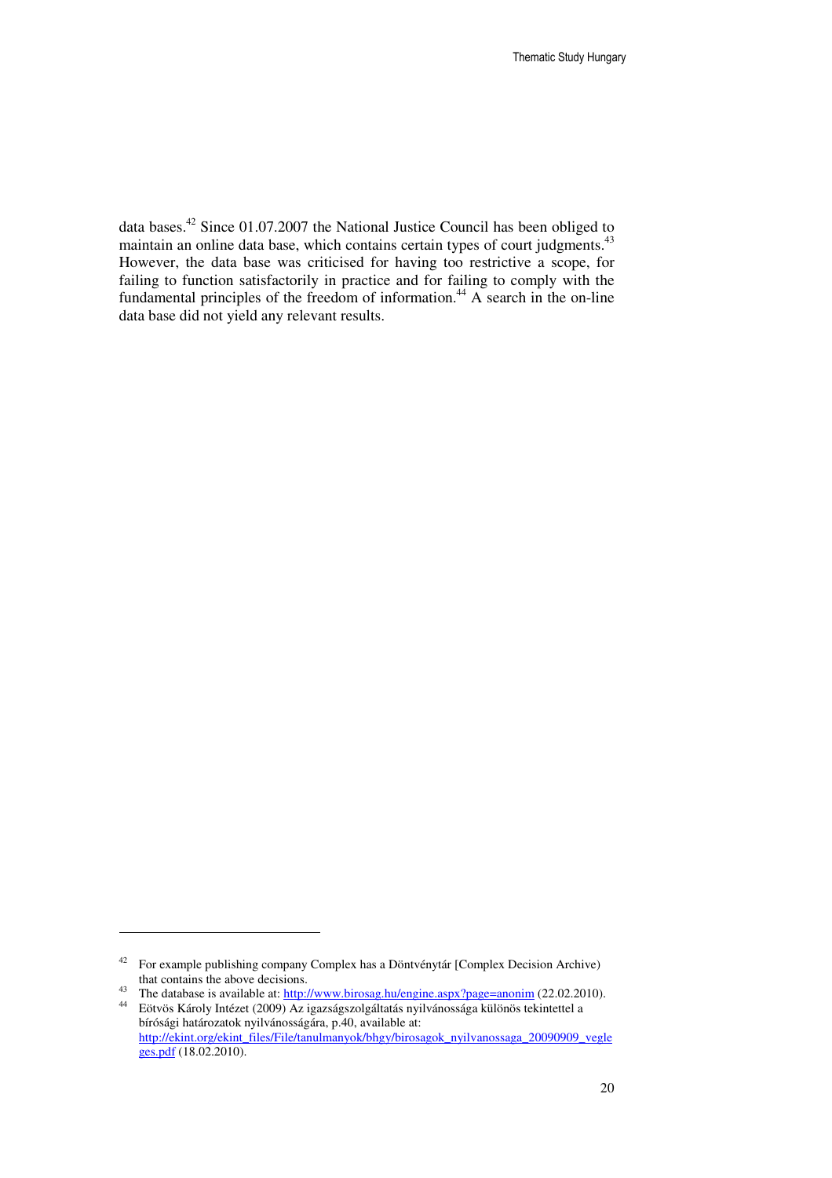data bases.[42] Since 01.07.2007 the National Justice Council has been obliged to maintain an online data base, which contains certain types of court judgments.[43] However, the data base was criticised for having too restrictive a scope, for failing to function satisfactorily in practice and for failing to comply with the fundamental principles of the freedom of information.[44] A search in the on-line data base did not yield any relevant results.

---

[42] For example publishing company Complex has a Döntvénytár [Complex Decision Archive) that contains the above decisions.

[43] The database is available at: http://www.birosag.hu/engine.aspx?page=anonim (22.02.2010).

[44] Eötvös Károly Intézet (2009) Az igazságszolgáltatás nyilvánossága különös tekintettel a bírósági határozatok nyilvánosságára, p.40, available at: http://ekint.org/ekint_files/File/tanulmanyok/bhgy/birosagok_nyilvanossaga_20090909_vegleges.pdf (18.02.2010).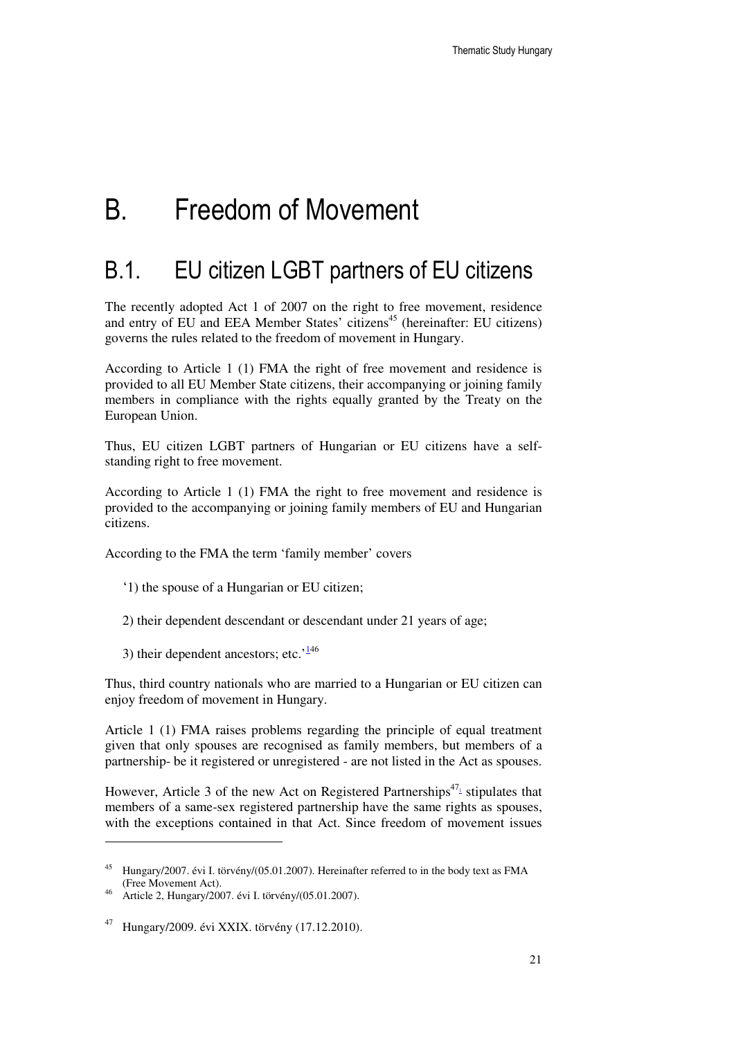# B. Freedom of Movement

## B.1. EU citizen LGBT partners of EU citizens

The recently adopted Act 1 of 2007 on the right to free movement, residence and entry of EU and EEA Member States' citizens[45] (hereinafter: EU citizens) governs the rules related to the freedom of movement in Hungary.

According to Article 1 (1) FMA the right of free movement and residence is provided to all EU Member State citizens, their accompanying or joining family members in compliance with the rights equally granted by the Treaty on the European Union.

Thus, EU citizen LGBT partners of Hungarian or EU citizens have a self-standing right to free movement.

According to Article 1 (1) FMA the right to free movement and residence is provided to the accompanying or joining family members of EU and Hungarian citizens.

According to the FMA the term 'family member' covers

'1) the spouse of a Hungarian or EU citizen;

2) their dependent descendant or descendant under 21 years of age;

3) their dependent ancestors; etc.'[46]

Thus, third country nationals who are married to a Hungarian or EU citizen can enjoy freedom of movement in Hungary.

Article 1 (1) FMA raises problems regarding the principle of equal treatment given that only spouses are recognised as family members, but members of a partnership- be it registered or unregistered - are not listed in the Act as spouses.

However, Article 3 of the new Act on Registered Partnerships[47] stipulates that members of a same-sex registered partnership have the same rights as spouses, with the exceptions contained in that Act. Since freedom of movement issues

---

[45] Hungary/2007. évi I. törvény/(05.01.2007). Hereinafter referred to in the body text as FMA (Free Movement Act).

[46] Article 2, Hungary/2007. évi I. törvény/(05.01.2007).

[47] Hungary/2009. évi XXIX. törvény (17.12.2010).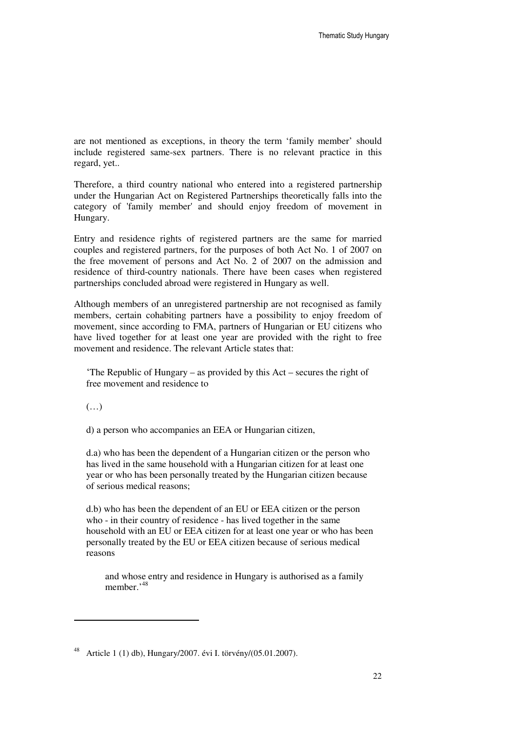are not mentioned as exceptions, in theory the term 'family member' should include registered same-sex partners. There is no relevant practice in this regard, yet..

Therefore, a third country national who entered into a registered partnership under the Hungarian Act on Registered Partnerships theoretically falls into the category of 'family member' and should enjoy freedom of movement in Hungary.

Entry and residence rights of registered partners are the same for married couples and registered partners, for the purposes of both Act No. 1 of 2007 on the free movement of persons and Act No. 2 of 2007 on the admission and residence of third-country nationals. There have been cases when registered partnerships concluded abroad were registered in Hungary as well.

Although members of an unregistered partnership are not recognised as family members, certain cohabiting partners have a possibility to enjoy freedom of movement, since according to FMA, partners of Hungarian or EU citizens who have lived together for at least one year are provided with the right to free movement and residence. The relevant Article states that:

> 'The Republic of Hungary – as provided by this Act – secures the right of free movement and residence to
>
> (…)
>
> d) a person who accompanies an EEA or Hungarian citizen,
>
> d.a) who has been the dependent of a Hungarian citizen or the person who has lived in the same household with a Hungarian citizen for at least one year or who has been personally treated by the Hungarian citizen because of serious medical reasons;
>
> d.b) who has been the dependent of an EU or EEA citizen or the person who - in their country of residence - has lived together in the same household with an EU or EEA citizen for at least one year or who has been personally treated by the EU or EEA citizen because of serious medical reasons
>
> > and whose entry and residence in Hungary is authorised as a family member.'[48]

---

[48] Article 1 (1) db), Hungary/2007. évi I. törvény/(05.01.2007).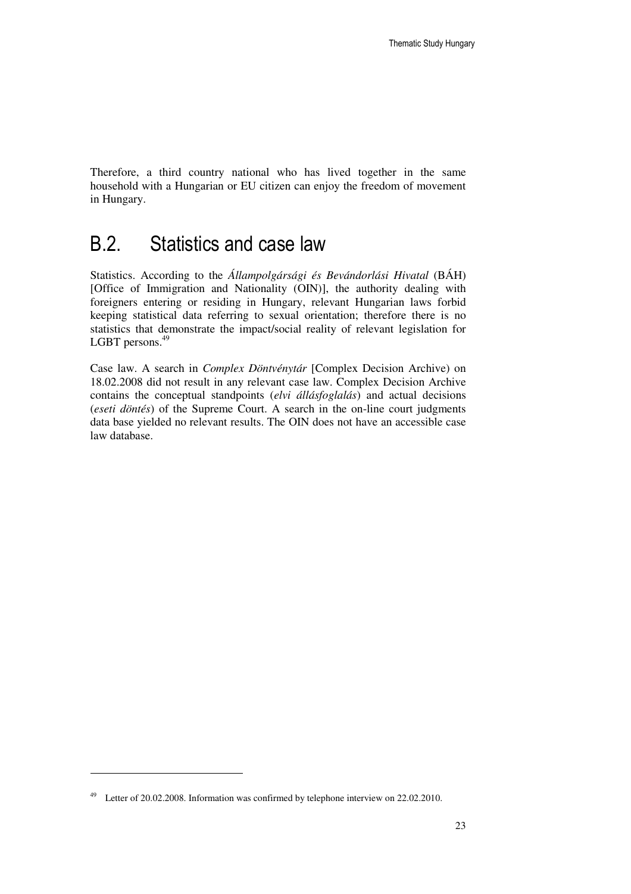Therefore, a third country national who has lived together in the same household with a Hungarian or EU citizen can enjoy the freedom of movement in Hungary.

## B.2. Statistics and case law

Statistics. According to the *Állampolgársági és Bevándorlási Hivatal* (BÁH) [Office of Immigration and Nationality (OIN)], the authority dealing with foreigners entering or residing in Hungary, relevant Hungarian laws forbid keeping statistical data referring to sexual orientation; therefore there is no statistics that demonstrate the impact/social reality of relevant legislation for LGBT persons.[49]

Case law. A search in *Complex Döntvénytár* [Complex Decision Archive) on 18.02.2008 did not result in any relevant case law. Complex Decision Archive contains the conceptual standpoints (*elvi állásfoglalás*) and actual decisions (*eseti döntés*) of the Supreme Court. A search in the on-line court judgments data base yielded no relevant results. The OIN does not have an accessible case law database.

---

[49] Letter of 20.02.2008. Information was confirmed by telephone interview on 22.02.2010.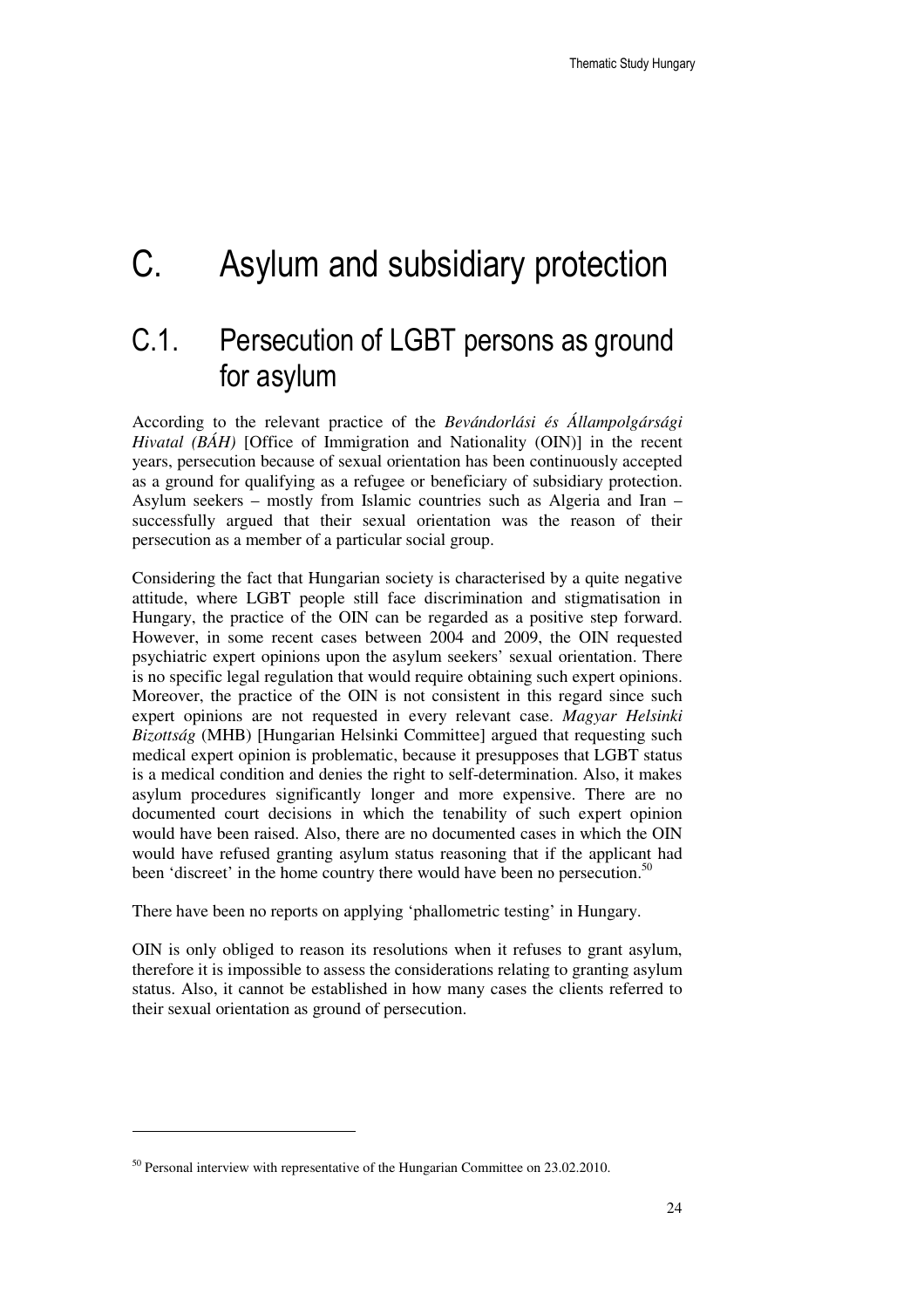# C. Asylum and subsidiary protection

## C.1. Persecution of LGBT persons as ground for asylum

According to the relevant practice of the *Bevándorlási és Állampolgársági Hivatal (BÁH)* [Office of Immigration and Nationality (OIN)] in the recent years, persecution because of sexual orientation has been continuously accepted as a ground for qualifying as a refugee or beneficiary of subsidiary protection. Asylum seekers – mostly from Islamic countries such as Algeria and Iran – successfully argued that their sexual orientation was the reason of their persecution as a member of a particular social group.

Considering the fact that Hungarian society is characterised by a quite negative attitude, where LGBT people still face discrimination and stigmatisation in Hungary, the practice of the OIN can be regarded as a positive step forward. However, in some recent cases between 2004 and 2009, the OIN requested psychiatric expert opinions upon the asylum seekers' sexual orientation. There is no specific legal regulation that would require obtaining such expert opinions. Moreover, the practice of the OIN is not consistent in this regard since such expert opinions are not requested in every relevant case. *Magyar Helsinki Bizottság* (MHB) [Hungarian Helsinki Committee] argued that requesting such medical expert opinion is problematic, because it presupposes that LGBT status is a medical condition and denies the right to self-determination. Also, it makes asylum procedures significantly longer and more expensive. There are no documented court decisions in which the tenability of such expert opinion would have been raised. Also, there are no documented cases in which the OIN would have refused granting asylum status reasoning that if the applicant had been 'discreet' in the home country there would have been no persecution.[50]

There have been no reports on applying 'phallometric testing' in Hungary.

OIN is only obliged to reason its resolutions when it refuses to grant asylum, therefore it is impossible to assess the considerations relating to granting asylum status. Also, it cannot be established in how many cases the clients referred to their sexual orientation as ground of persecution.

---

[50] Personal interview with representative of the Hungarian Committee on 23.02.2010.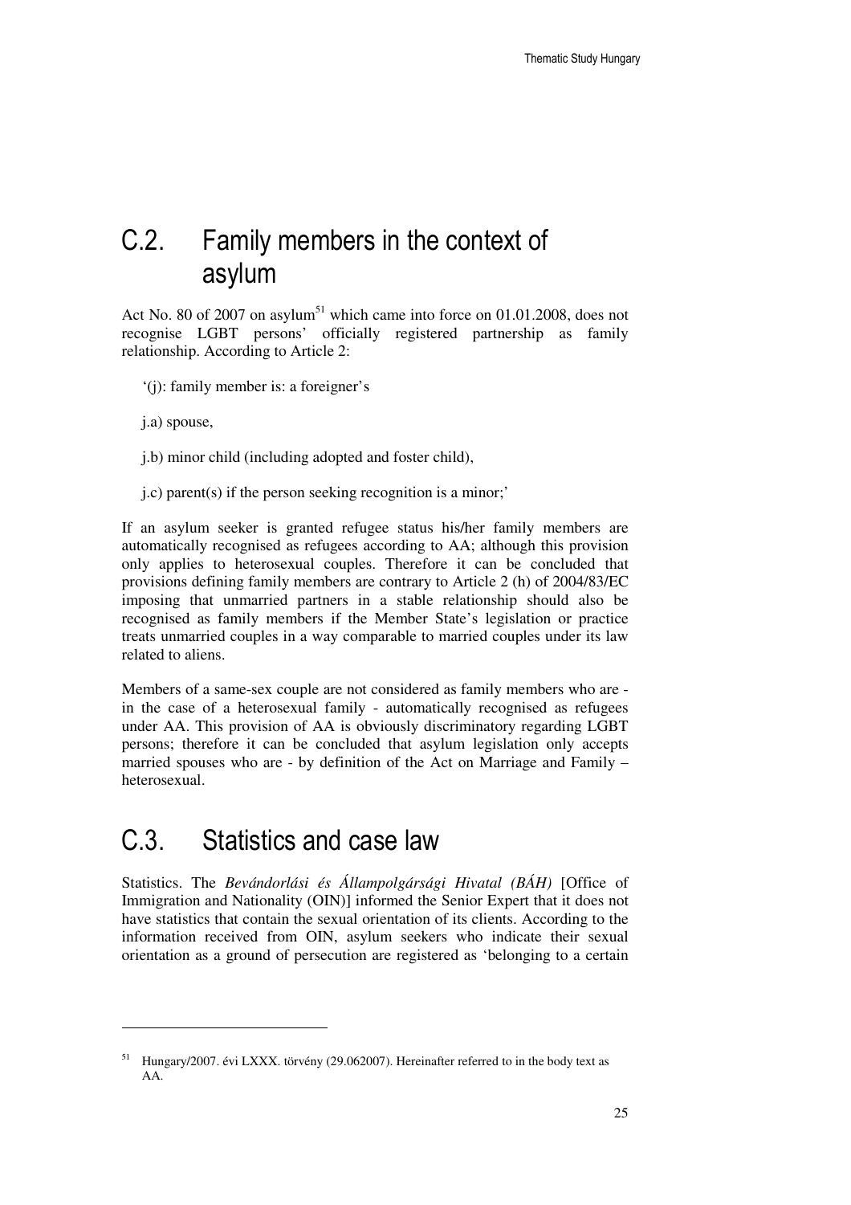## C.2. Family members in the context of asylum

Act No. 80 of 2007 on asylum[51] which came into force on 01.01.2008, does not recognise LGBT persons' officially registered partnership as family relationship. According to Article 2:

'(j): family member is: a foreigner's

j.a) spouse,

j.b) minor child (including adopted and foster child),

j.c) parent(s) if the person seeking recognition is a minor;'

If an asylum seeker is granted refugee status his/her family members are automatically recognised as refugees according to AA; although this provision only applies to heterosexual couples. Therefore it can be concluded that provisions defining family members are contrary to Article 2 (h) of 2004/83/EC imposing that unmarried partners in a stable relationship should also be recognised as family members if the Member State's legislation or practice treats unmarried couples in a way comparable to married couples under its law related to aliens.

Members of a same-sex couple are not considered as family members who are - in the case of a heterosexual family - automatically recognised as refugees under AA. This provision of AA is obviously discriminatory regarding LGBT persons; therefore it can be concluded that asylum legislation only accepts married spouses who are - by definition of the Act on Marriage and Family – heterosexual.

## C.3. Statistics and case law

Statistics. The *Bevándorlási és Állampolgársági Hivatal (BÁH)* [Office of Immigration and Nationality (OIN)] informed the Senior Expert that it does not have statistics that contain the sexual orientation of its clients. According to the information received from OIN, asylum seekers who indicate their sexual orientation as a ground of persecution are registered as 'belonging to a certain

---

[51] Hungary/2007. évi LXXX. törvény (29.062007). Hereinafter referred to in the body text as AA.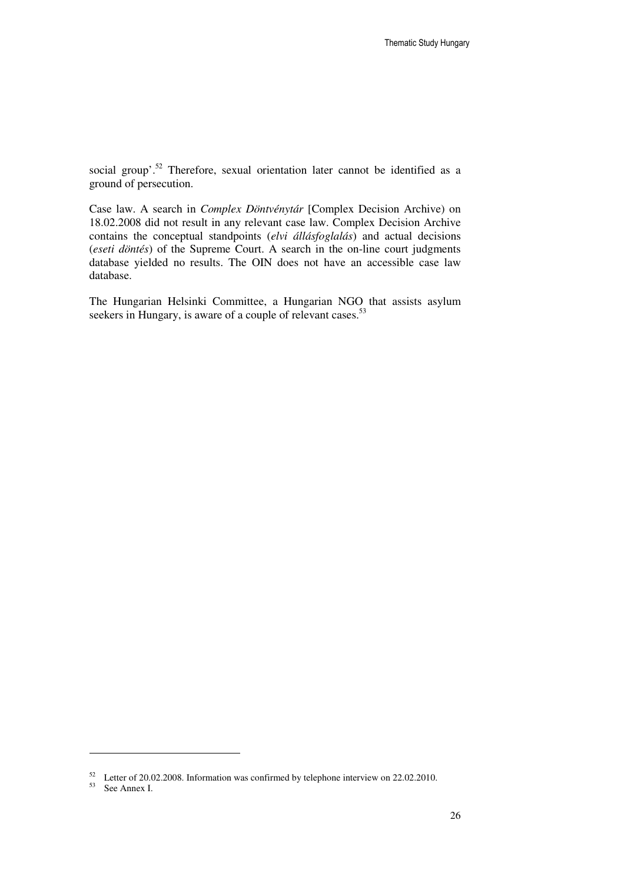social group'.[52] Therefore, sexual orientation later cannot be identified as a ground of persecution.

Case law. A search in *Complex Döntvénytár* [Complex Decision Archive) on 18.02.2008 did not result in any relevant case law. Complex Decision Archive contains the conceptual standpoints (*elvi állásfoglalás*) and actual decisions (*eseti döntés*) of the Supreme Court. A search in the on-line court judgments database yielded no results. The OIN does not have an accessible case law database.

The Hungarian Helsinki Committee, a Hungarian NGO that assists asylum seekers in Hungary, is aware of a couple of relevant cases.[53]

---

[52] Letter of 20.02.2008. Information was confirmed by telephone interview on 22.02.2010.

[53] See Annex I.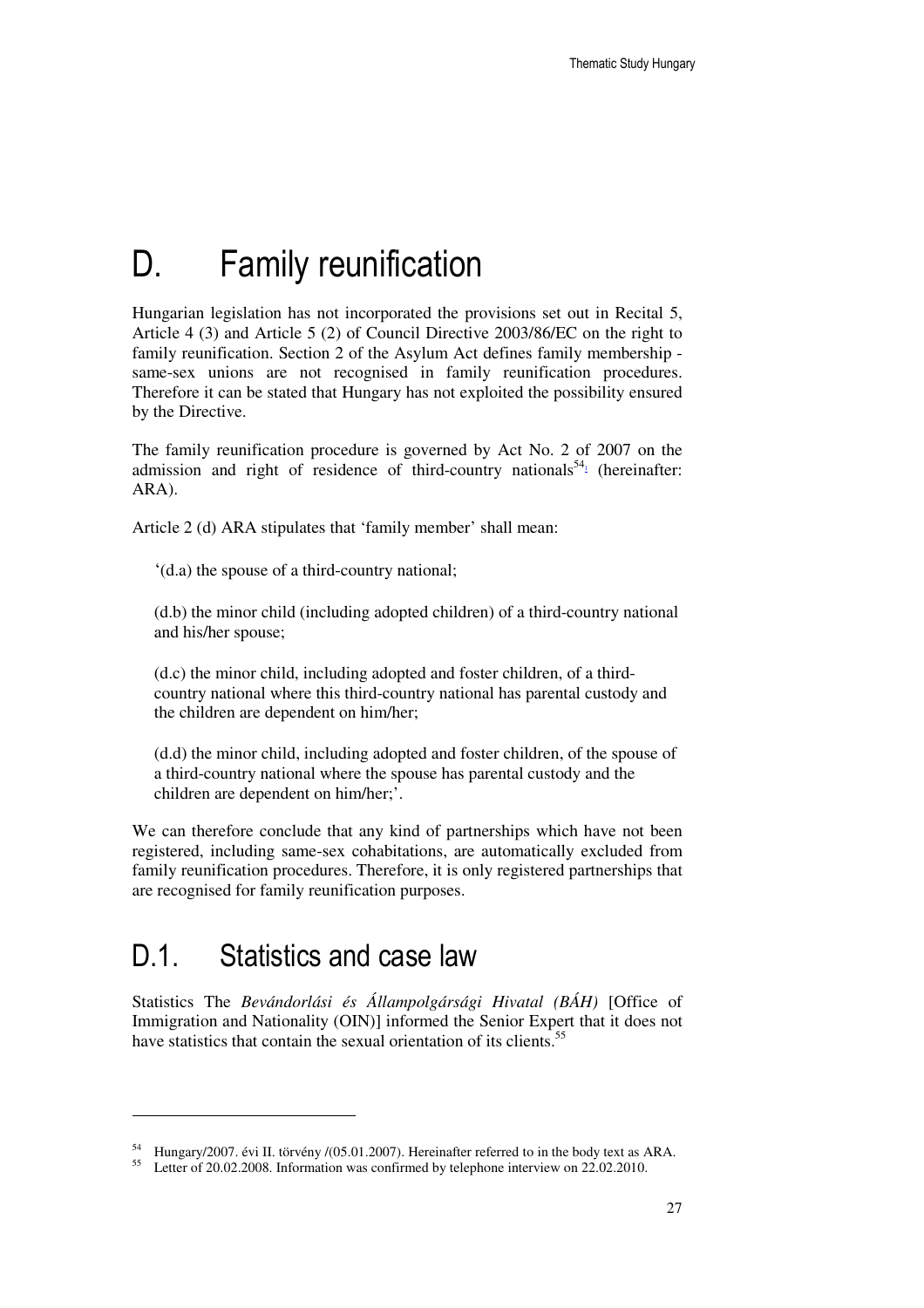# D. Family reunification

Hungarian legislation has not incorporated the provisions set out in Recital 5, Article 4 (3) and Article 5 (2) of Council Directive 2003/86/EC on the right to family reunification. Section 2 of the Asylum Act defines family membership - same-sex unions are not recognised in family reunification procedures. Therefore it can be stated that Hungary has not exploited the possibility ensured by the Directive.

The family reunification procedure is governed by Act No. 2 of 2007 on the admission and right of residence of third-country nationals[54] (hereinafter: ARA).

Article 2 (d) ARA stipulates that 'family member' shall mean:

> '(d.a) the spouse of a third-country national;
>
> (d.b) the minor child (including adopted children) of a third-country national and his/her spouse;
>
> (d.c) the minor child, including adopted and foster children, of a third-country national where this third-country national has parental custody and the children are dependent on him/her;
>
> (d.d) the minor child, including adopted and foster children, of the spouse of a third-country national where the spouse has parental custody and the children are dependent on him/her;'.

We can therefore conclude that any kind of partnerships which have not been registered, including same-sex cohabitations, are automatically excluded from family reunification procedures. Therefore, it is only registered partnerships that are recognised for family reunification purposes.

## D.1. Statistics and case law

Statistics The *Bevándorlási és Állampolgársági Hivatal (BÁH)* [Office of Immigration and Nationality (OIN)] informed the Senior Expert that it does not have statistics that contain the sexual orientation of its clients.[55]

---

[54] Hungary/2007. évi II. törvény /(05.01.2007). Hereinafter referred to in the body text as ARA.

[55] Letter of 20.02.2008. Information was confirmed by telephone interview on 22.02.2010.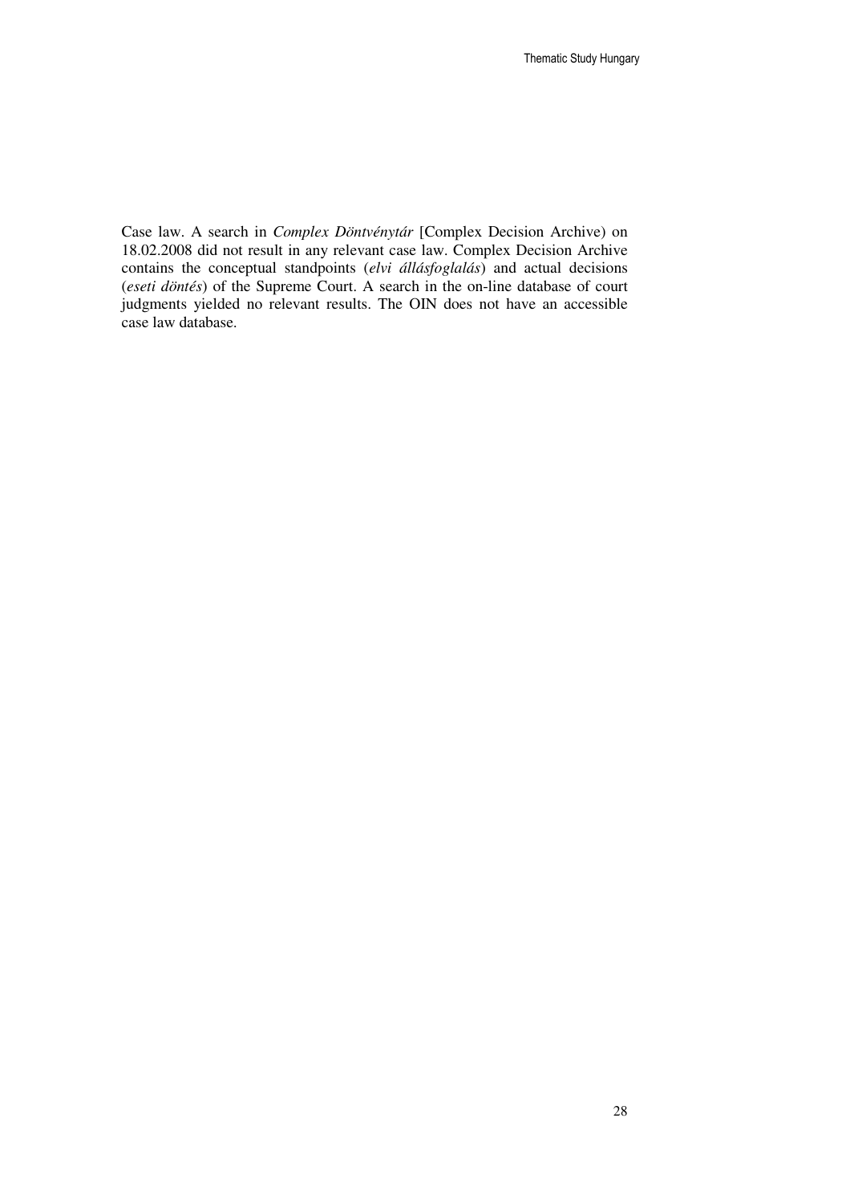Case law. A search in *Complex Döntvénytár* [Complex Decision Archive) on 18.02.2008 did not result in any relevant case law. Complex Decision Archive contains the conceptual standpoints (*elvi állásfoglalás*) and actual decisions (*eseti döntés*) of the Supreme Court. A search in the on-line database of court judgments yielded no relevant results. The OIN does not have an accessible case law database.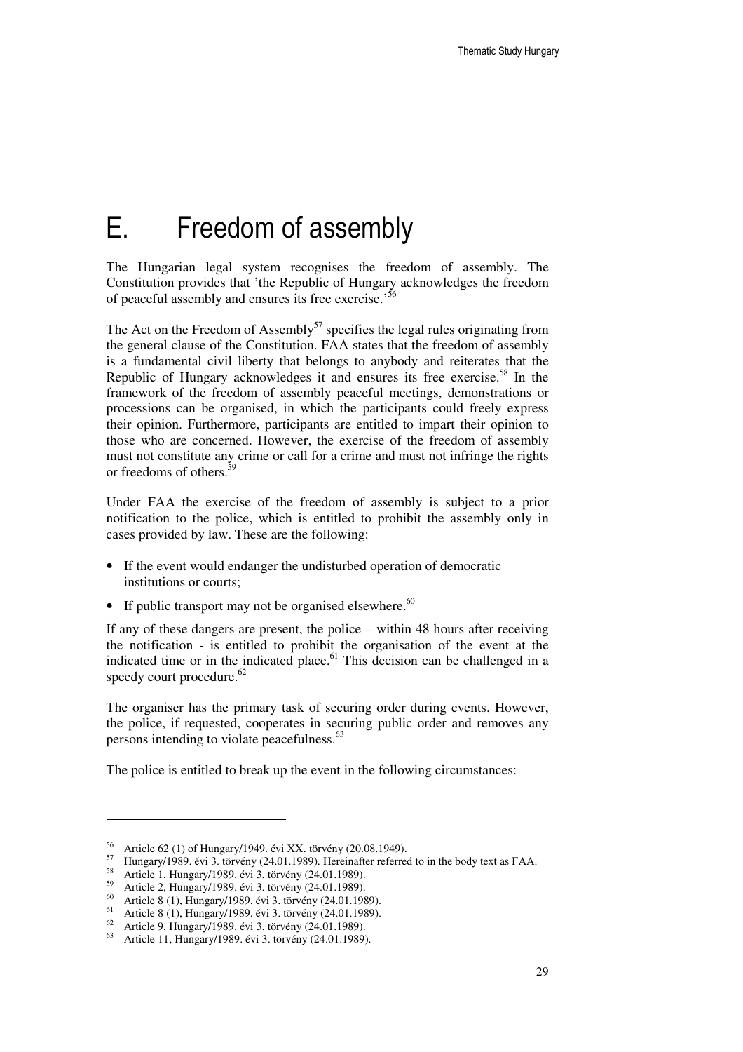# E. Freedom of assembly

The Hungarian legal system recognises the freedom of assembly. The Constitution provides that 'the Republic of Hungary acknowledges the freedom of peaceful assembly and ensures its free exercise.'[56]

The Act on the Freedom of Assembly[57] specifies the legal rules originating from the general clause of the Constitution. FAA states that the freedom of assembly is a fundamental civil liberty that belongs to anybody and reiterates that the Republic of Hungary acknowledges it and ensures its free exercise.[58] In the framework of the freedom of assembly peaceful meetings, demonstrations or processions can be organised, in which the participants could freely express their opinion. Furthermore, participants are entitled to impart their opinion to those who are concerned. However, the exercise of the freedom of assembly must not constitute any crime or call for a crime and must not infringe the rights or freedoms of others.[59]

Under FAA the exercise of the freedom of assembly is subject to a prior notification to the police, which is entitled to prohibit the assembly only in cases provided by law. These are the following:

- If the event would endanger the undisturbed operation of democratic institutions or courts;
- If public transport may not be organised elsewhere.[60]

If any of these dangers are present, the police – within 48 hours after receiving the notification - is entitled to prohibit the organisation of the event at the indicated time or in the indicated place.[61] This decision can be challenged in a speedy court procedure.[62]

The organiser has the primary task of securing order during events. However, the police, if requested, cooperates in securing public order and removes any persons intending to violate peacefulness.[63]

The police is entitled to break up the event in the following circumstances:

---

[56] Article 62 (1) of Hungary/1949. évi XX. törvény (20.08.1949).

[57] Hungary/1989. évi 3. törvény (24.01.1989). Hereinafter referred to in the body text as FAA.

[58] Article 1, Hungary/1989. évi 3. törvény (24.01.1989).

[59] Article 2, Hungary/1989. évi 3. törvény (24.01.1989).

[60] Article 8 (1), Hungary/1989. évi 3. törvény (24.01.1989).

[61] Article 8 (1), Hungary/1989. évi 3. törvény (24.01.1989).

[62] Article 9, Hungary/1989. évi 3. törvény (24.01.1989).

[63] Article 11, Hungary/1989. évi 3. törvény (24.01.1989).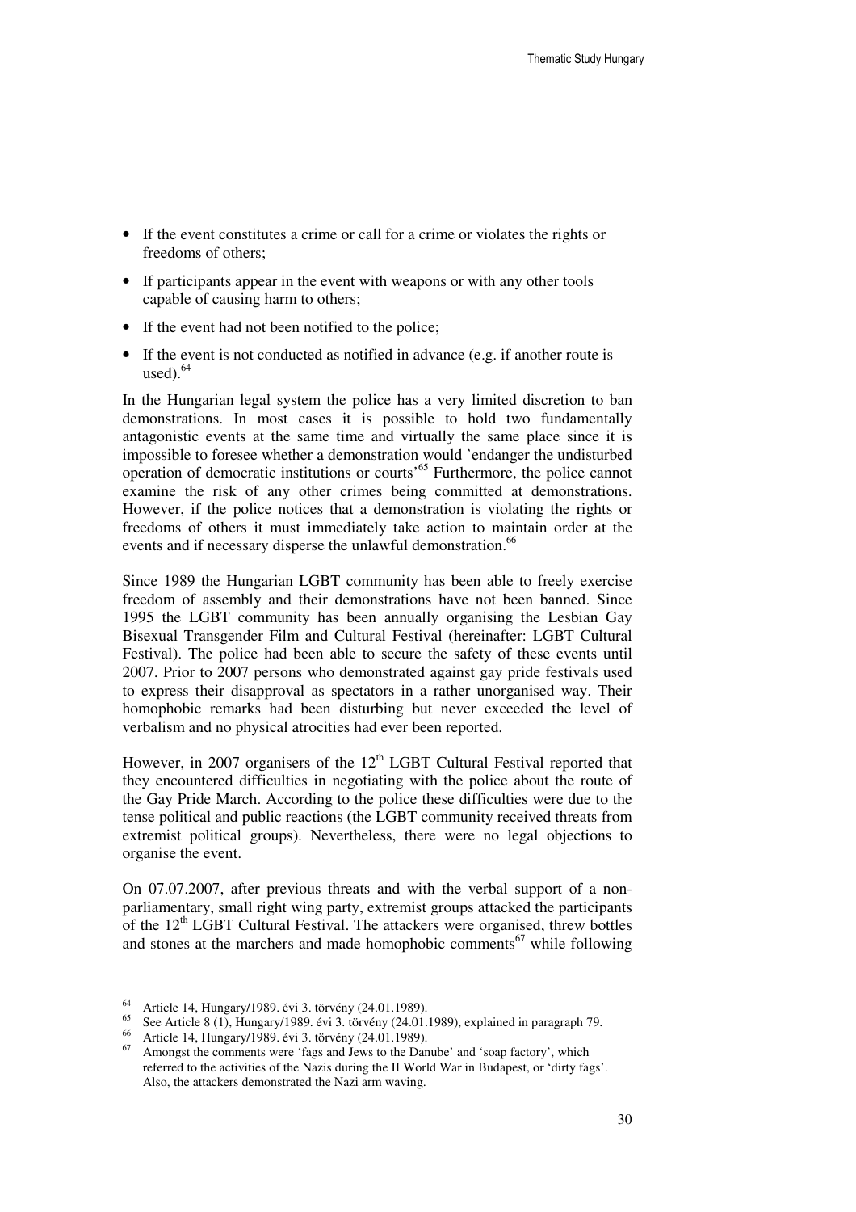- If the event constitutes a crime or call for a crime or violates the rights or freedoms of others;
- If participants appear in the event with weapons or with any other tools capable of causing harm to others;
- If the event had not been notified to the police;
- If the event is not conducted as notified in advance (e.g. if another route is used).[64]

In the Hungarian legal system the police has a very limited discretion to ban demonstrations. In most cases it is possible to hold two fundamentally antagonistic events at the same time and virtually the same place since it is impossible to foresee whether a demonstration would 'endanger the undisturbed operation of democratic institutions or courts'[65] Furthermore, the police cannot examine the risk of any other crimes being committed at demonstrations. However, if the police notices that a demonstration is violating the rights or freedoms of others it must immediately take action to maintain order at the events and if necessary disperse the unlawful demonstration.[66]

Since 1989 the Hungarian LGBT community has been able to freely exercise freedom of assembly and their demonstrations have not been banned. Since 1995 the LGBT community has been annually organising the Lesbian Gay Bisexual Transgender Film and Cultural Festival (hereinafter: LGBT Cultural Festival). The police had been able to secure the safety of these events until 2007. Prior to 2007 persons who demonstrated against gay pride festivals used to express their disapproval as spectators in a rather unorganised way. Their homophobic remarks had been disturbing but never exceeded the level of verbalism and no physical atrocities had ever been reported.

However, in 2007 organisers of the 12th LGBT Cultural Festival reported that they encountered difficulties in negotiating with the police about the route of the Gay Pride March. According to the police these difficulties were due to the tense political and public reactions (the LGBT community received threats from extremist political groups). Nevertheless, there were no legal objections to organise the event.

On 07.07.2007, after previous threats and with the verbal support of a non-parliamentary, small right wing party, extremist groups attacked the participants of the 12th LGBT Cultural Festival. The attackers were organised, threw bottles and stones at the marchers and made homophobic comments[67] while following

---

[64] Article 14, Hungary/1989. évi 3. törvény (24.01.1989).

[65] See Article 8 (1), Hungary/1989. évi 3. törvény (24.01.1989), explained in paragraph 79.

[66] Article 14, Hungary/1989. évi 3. törvény (24.01.1989).

[67] Amongst the comments were 'fags and Jews to the Danube' and 'soap factory', which referred to the activities of the Nazis during the II World War in Budapest, or 'dirty fags'. Also, the attackers demonstrated the Nazi arm waving.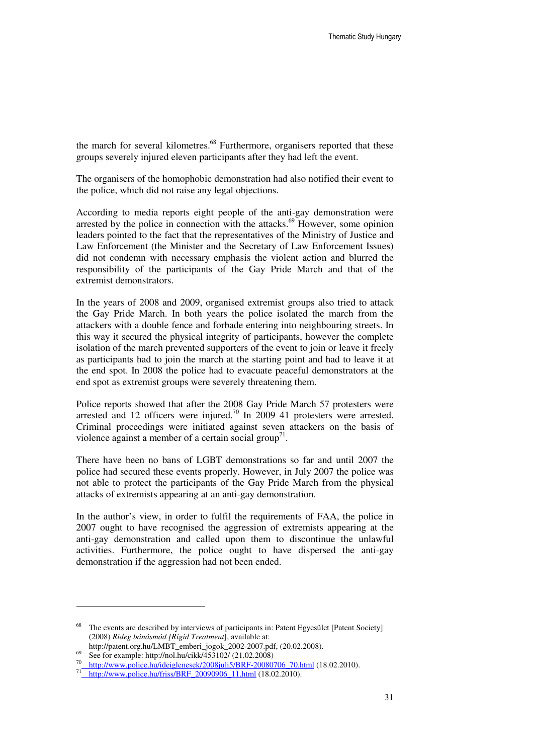the march for several kilometres.[68] Furthermore, organisers reported that these groups severely injured eleven participants after they had left the event.

The organisers of the homophobic demonstration had also notified their event to the police, which did not raise any legal objections.

According to media reports eight people of the anti-gay demonstration were arrested by the police in connection with the attacks.[69] However, some opinion leaders pointed to the fact that the representatives of the Ministry of Justice and Law Enforcement (the Minister and the Secretary of Law Enforcement Issues) did not condemn with necessary emphasis the violent action and blurred the responsibility of the participants of the Gay Pride March and that of the extremist demonstrators.

In the years of 2008 and 2009, organised extremist groups also tried to attack the Gay Pride March. In both years the police isolated the march from the attackers with a double fence and forbade entering into neighbouring streets. In this way it secured the physical integrity of participants, however the complete isolation of the march prevented supporters of the event to join or leave it freely as participants had to join the march at the starting point and had to leave it at the end spot. In 2008 the police had to evacuate peaceful demonstrators at the end spot as extremist groups were severely threatening them.

Police reports showed that after the 2008 Gay Pride March 57 protesters were arrested and 12 officers were injured.[70] In 2009 41 protesters were arrested. Criminal proceedings were initiated against seven attackers on the basis of violence against a member of a certain social group[71].

There have been no bans of LGBT demonstrations so far and until 2007 the police had secured these events properly. However, in July 2007 the police was not able to protect the participants of the Gay Pride March from the physical attacks of extremists appearing at an anti-gay demonstration.

In the author's view, in order to fulfil the requirements of FAA, the police in 2007 ought to have recognised the aggression of extremists appearing at the anti-gay demonstration and called upon them to discontinue the unlawful activities. Furthermore, the police ought to have dispersed the anti-gay demonstration if the aggression had not been ended.

---

[68] The events are described by interviews of participants in: Patent Egyesület [Patent Society] (2008) *Rideg bánásmód [Rigid Treatment*], available at: http://patent.org.hu/LMBT_emberi_jogok_2002-2007.pdf, (20.02.2008).

[69] See for example: http://nol.hu/cikk/453102/ (21.02.2008)

[70] http://www.police.hu/ideiglenesek/2008juli5/BRF-20080706_70.html (18.02.2010).

[71] http://www.police.hu/friss/BRF_20090906_11.html (18.02.2010).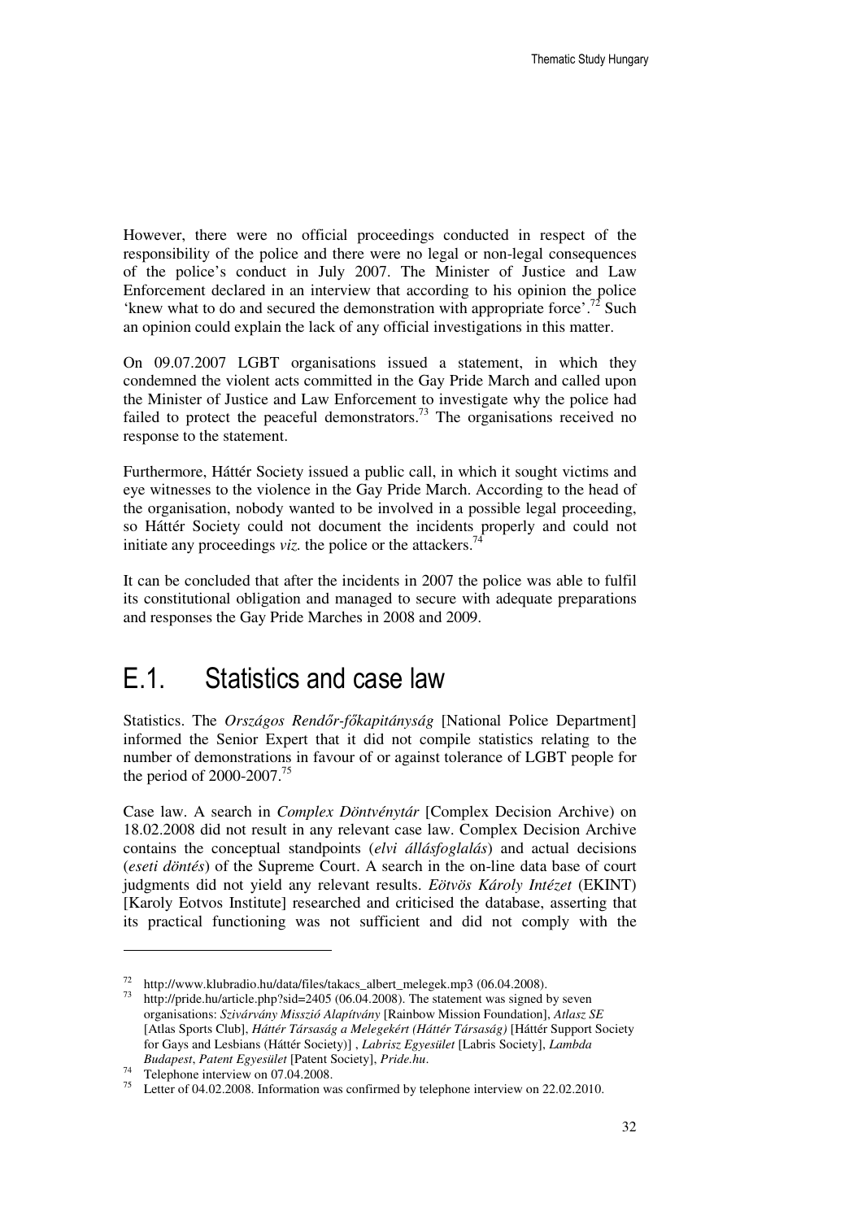However, there were no official proceedings conducted in respect of the responsibility of the police and there were no legal or non-legal consequences of the police's conduct in July 2007. The Minister of Justice and Law Enforcement declared in an interview that according to his opinion the police 'knew what to do and secured the demonstration with appropriate force'.[72] Such an opinion could explain the lack of any official investigations in this matter.

On 09.07.2007 LGBT organisations issued a statement, in which they condemned the violent acts committed in the Gay Pride March and called upon the Minister of Justice and Law Enforcement to investigate why the police had failed to protect the peaceful demonstrators.[73] The organisations received no response to the statement.

Furthermore, Háttér Society issued a public call, in which it sought victims and eye witnesses to the violence in the Gay Pride March. According to the head of the organisation, nobody wanted to be involved in a possible legal proceeding, so Háttér Society could not document the incidents properly and could not initiate any proceedings *viz.* the police or the attackers.[74]

It can be concluded that after the incidents in 2007 the police was able to fulfil its constitutional obligation and managed to secure with adequate preparations and responses the Gay Pride Marches in 2008 and 2009.

## E.1. Statistics and case law

Statistics. The *Országos Rendőr-főkapitányság* [National Police Department] informed the Senior Expert that it did not compile statistics relating to the number of demonstrations in favour of or against tolerance of LGBT people for the period of 2000-2007.[75]

Case law. A search in *Complex Döntvénytár* [Complex Decision Archive] on 18.02.2008 did not result in any relevant case law. Complex Decision Archive contains the conceptual standpoints (*elvi állásfoglalás*) and actual decisions (*eseti döntés*) of the Supreme Court. A search in the on-line data base of court judgments did not yield any relevant results. *Eötvös Károly Intézet* (EKINT) [Karoly Eotvos Institute] researched and criticised the database, asserting that its practical functioning was not sufficient and did not comply with the

---

[72] http://www.klubradio.hu/data/files/takacs_albert_melegek.mp3 (06.04.2008).

[73] http://pride.hu/article.php?sid=2405 (06.04.2008). The statement was signed by seven organisations: *Szivárvány Misszió Alapítvány* [Rainbow Mission Foundation], *Atlasz SE* [Atlas Sports Club], *Háttér Társaság a Melegekért (Háttér Társaság)* [Háttér Support Society for Gays and Lesbians (Háttér Society)] , *Labrisz Egyesület* [Labris Society], *Lambda Budapest*, *Patent Egyesület* [Patent Society], *Pride.hu*.

[74] Telephone interview on 07.04.2008.

[75] Letter of 04.02.2008. Information was confirmed by telephone interview on 22.02.2010.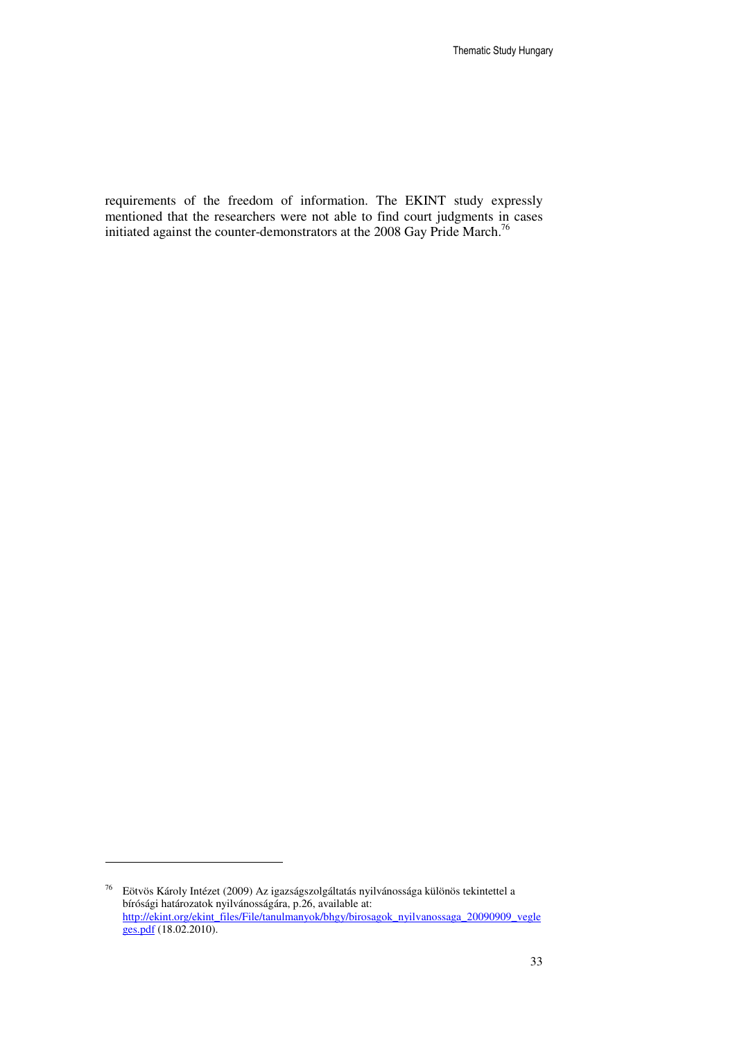requirements of the freedom of information. The EKINT study expressly mentioned that the researchers were not able to find court judgments in cases initiated against the counter-demonstrators at the 2008 Gay Pride March.[76]

---

[76] Eötvös Károly Intézet (2009) Az igazságszolgáltatás nyilvánossága különös tekintettel a bírósági határozatok nyilvánosságára, p.26, available at: http://ekint.org/ekint_files/File/tanulmanyok/bhgy/birosagok_nyilvanossaga_20090909_vegleges.pdf (18.02.2010).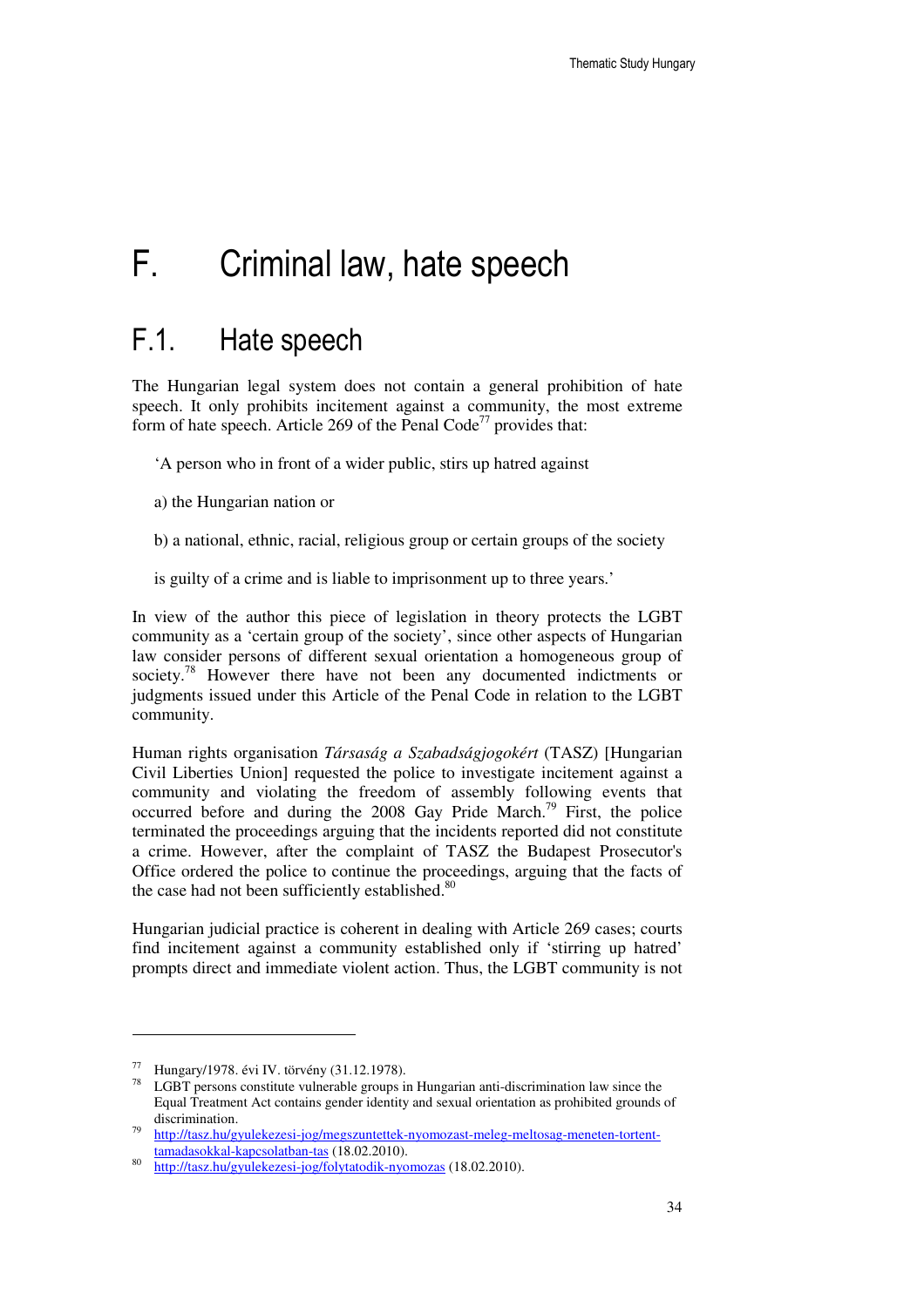# F. Criminal law, hate speech

## F.1. Hate speech

The Hungarian legal system does not contain a general prohibition of hate speech. It only prohibits incitement against a community, the most extreme form of hate speech. Article 269 of the Penal Code[77] provides that:

> 'A person who in front of a wider public, stirs up hatred against
>
> a) the Hungarian nation or
>
> b) a national, ethnic, racial, religious group or certain groups of the society
>
> is guilty of a crime and is liable to imprisonment up to three years.'

In view of the author this piece of legislation in theory protects the LGBT community as a 'certain group of the society', since other aspects of Hungarian law consider persons of different sexual orientation a homogeneous group of society.[78] However there have not been any documented indictments or judgments issued under this Article of the Penal Code in relation to the LGBT community.

Human rights organisation *Társaság a Szabadságjogokért* (TASZ) [Hungarian Civil Liberties Union] requested the police to investigate incitement against a community and violating the freedom of assembly following events that occurred before and during the 2008 Gay Pride March.[79] First, the police terminated the proceedings arguing that the incidents reported did not constitute a crime. However, after the complaint of TASZ the Budapest Prosecutor's Office ordered the police to continue the proceedings, arguing that the facts of the case had not been sufficiently established.[80]

Hungarian judicial practice is coherent in dealing with Article 269 cases; courts find incitement against a community established only if 'stirring up hatred' prompts direct and immediate violent action. Thus, the LGBT community is not

---

[77] Hungary/1978. évi IV. törvény (31.12.1978).

[78] LGBT persons constitute vulnerable groups in Hungarian anti-discrimination law since the Equal Treatment Act contains gender identity and sexual orientation as prohibited grounds of discrimination.

[79] http://tasz.hu/gyulekezesi-jog/megszuntettek-nyomozast-meleg-meltosag-meneten-tortent-tamadasokkal-kapcsolatban-tas (18.02.2010).

[80] http://tasz.hu/gyulekezesi-jog/folytatodik-nyomozas (18.02.2010).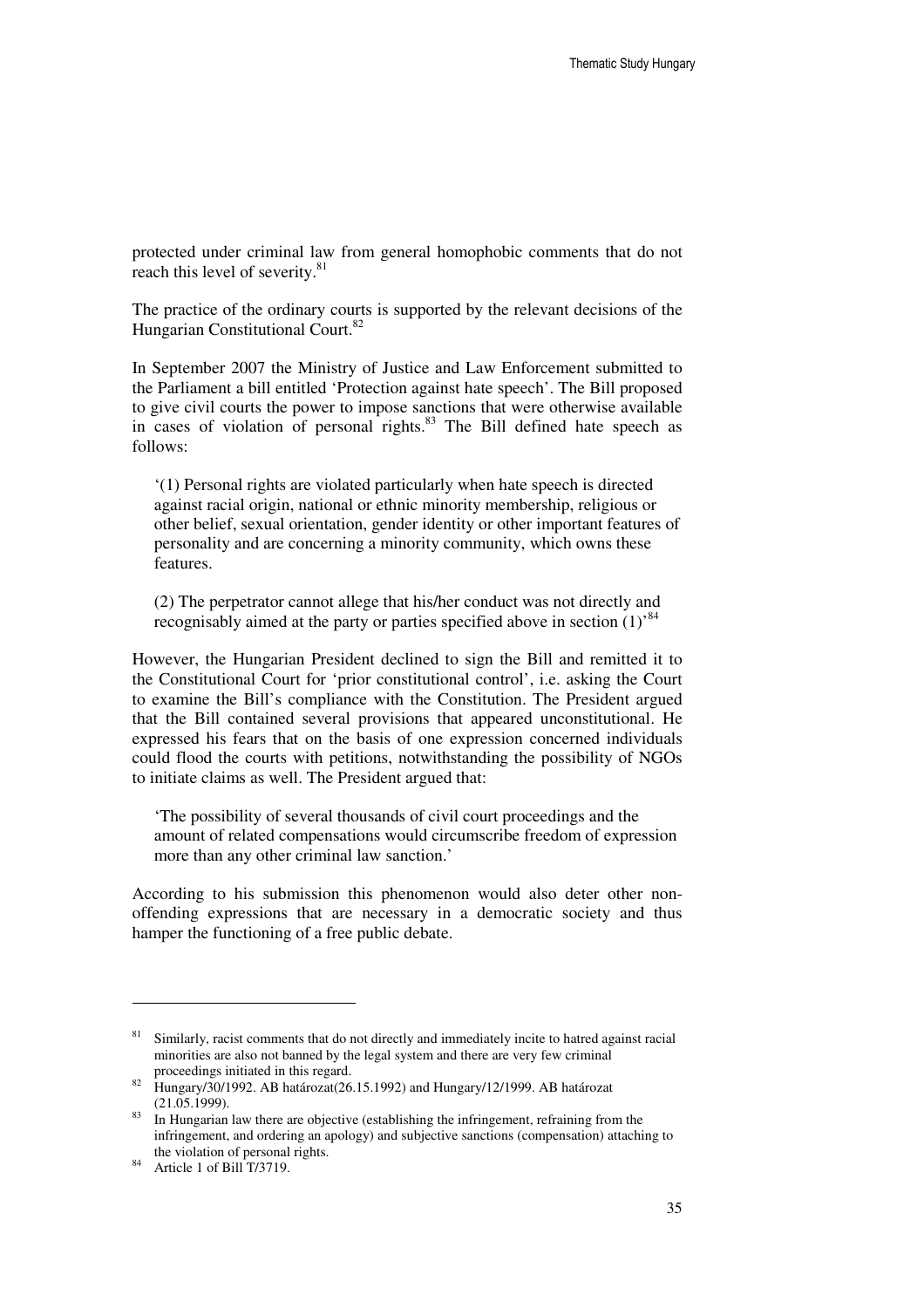protected under criminal law from general homophobic comments that do not reach this level of severity.[81]

The practice of the ordinary courts is supported by the relevant decisions of the Hungarian Constitutional Court.[82]

In September 2007 the Ministry of Justice and Law Enforcement submitted to the Parliament a bill entitled 'Protection against hate speech'. The Bill proposed to give civil courts the power to impose sanctions that were otherwise available in cases of violation of personal rights.[83] The Bill defined hate speech as follows:

> '(1) Personal rights are violated particularly when hate speech is directed against racial origin, national or ethnic minority membership, religious or other belief, sexual orientation, gender identity or other important features of personality and are concerning a minority community, which owns these features.
>
> (2) The perpetrator cannot allege that his/her conduct was not directly and recognisably aimed at the party or parties specified above in section (1)'[84]

However, the Hungarian President declined to sign the Bill and remitted it to the Constitutional Court for 'prior constitutional control', i.e. asking the Court to examine the Bill's compliance with the Constitution. The President argued that the Bill contained several provisions that appeared unconstitutional. He expressed his fears that on the basis of one expression concerned individuals could flood the courts with petitions, notwithstanding the possibility of NGOs to initiate claims as well. The President argued that:

> 'The possibility of several thousands of civil court proceedings and the amount of related compensations would circumscribe freedom of expression more than any other criminal law sanction.'

According to his submission this phenomenon would also deter other non-offending expressions that are necessary in a democratic society and thus hamper the functioning of a free public debate.

---

[81] Similarly, racist comments that do not directly and immediately incite to hatred against racial minorities are also not banned by the legal system and there are very few criminal proceedings initiated in this regard.

[82] Hungary/30/1992. AB határozat(26.15.1992) and Hungary/12/1999. AB határozat (21.05.1999).

[83] In Hungarian law there are objective (establishing the infringement, refraining from the infringement, and ordering an apology) and subjective sanctions (compensation) attaching to the violation of personal rights.

[84] Article 1 of Bill T/3719.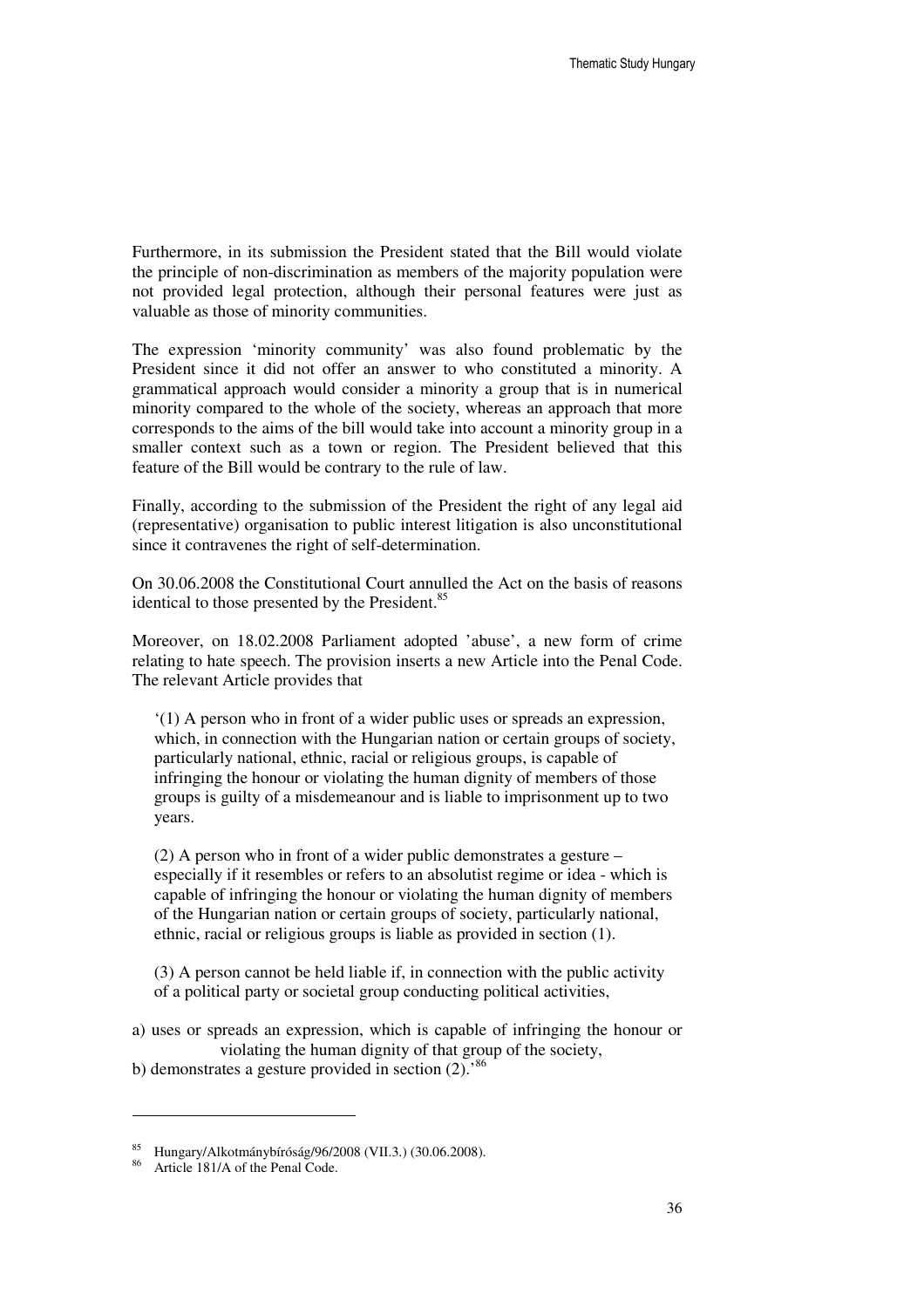Furthermore, in its submission the President stated that the Bill would violate the principle of non-discrimination as members of the majority population were not provided legal protection, although their personal features were just as valuable as those of minority communities.

The expression 'minority community' was also found problematic by the President since it did not offer an answer to who constituted a minority. A grammatical approach would consider a minority a group that is in numerical minority compared to the whole of the society, whereas an approach that more corresponds to the aims of the bill would take into account a minority group in a smaller context such as a town or region. The President believed that this feature of the Bill would be contrary to the rule of law.

Finally, according to the submission of the President the right of any legal aid (representative) organisation to public interest litigation is also unconstitutional since it contravenes the right of self-determination.

On 30.06.2008 the Constitutional Court annulled the Act on the basis of reasons identical to those presented by the President.[85]

Moreover, on 18.02.2008 Parliament adopted 'abuse', a new form of crime relating to hate speech. The relevant Article provides that

> '(1) A person who in front of a wider public uses or spreads an expression, which, in connection with the Hungarian nation or certain groups of society, particularly national, ethnic, racial or religious groups, is capable of infringing the honour or violating the human dignity of members of those groups is guilty of a misdemeanour and is liable to imprisonment up to two years.
>
> (2) A person who in front of a wider public demonstrates a gesture – especially if it resembles or refers to an absolutist regime or idea - which is capable of infringing the honour or violating the human dignity of members of the Hungarian nation or certain groups of society, particularly national, ethnic, racial or religious groups is liable as provided in section (1).
>
> (3) A person cannot be held liable if, in connection with the public activity of a political party or societal group conducting political activities,

a) uses or spreads an expression, which is capable of infringing the honour or violating the human dignity of that group of the society,

b) demonstrates a gesture provided in section (2).'[86]

---

[85] Hungary/Alkotmánybíróság/96/2008 (VII.3.) (30.06.2008).

[86] Article 181/A of the Penal Code.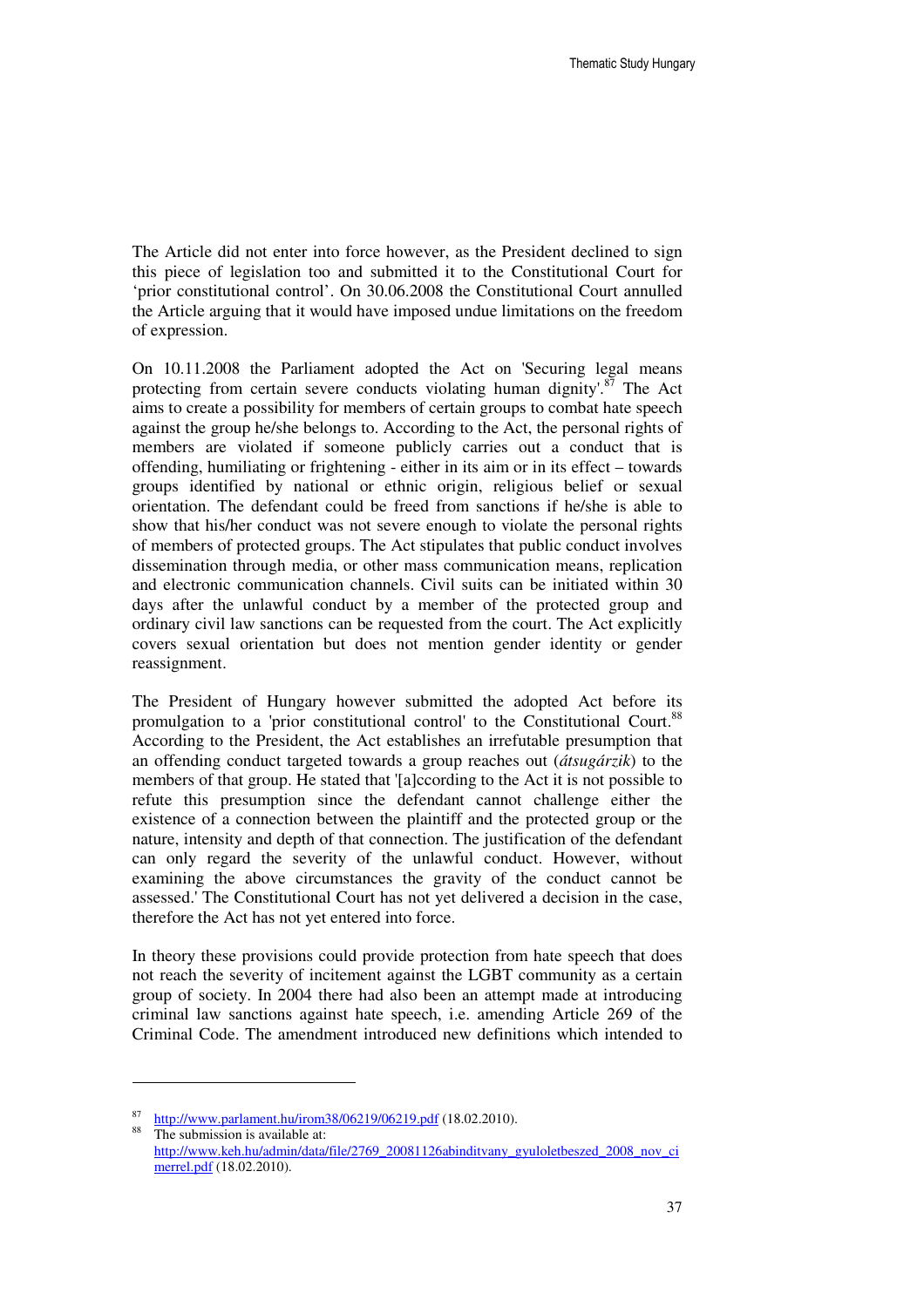The Article did not enter into force however, as the President declined to sign this piece of legislation too and submitted it to the Constitutional Court for 'prior constitutional control'. On 30.06.2008 the Constitutional Court annulled the Article arguing that it would have imposed undue limitations on the freedom of expression.

On 10.11.2008 the Parliament adopted the Act on 'Securing legal means protecting from certain severe conducts violating human dignity'.[87] The Act aims to create a possibility for members of certain groups to combat hate speech against the group he/she belongs to. According to the Act, the personal rights of members are violated if someone publicly carries out a conduct that is offending, humiliating or frightening - either in its aim or in its effect – towards groups identified by national or ethnic origin, religious belief or sexual orientation. The defendant could be freed from sanctions if he/she is able to show that his/her conduct was not severe enough to violate the personal rights of members of protected groups. The Act stipulates that public conduct involves dissemination through media, or other mass communication means, replication and electronic communication channels. Civil suits can be initiated within 30 days after the unlawful conduct by a member of the protected group and ordinary civil law sanctions can be requested from the court. The Act explicitly covers sexual orientation but does not mention gender identity or gender reassignment.

The President of Hungary however submitted the adopted Act before its promulgation to a 'prior constitutional control' to the Constitutional Court.[88] According to the President, the Act establishes an irrefutable presumption that an offending conduct targeted towards a group reaches out (*átsugárzik*) to the members of that group. He stated that '[a]ccording to the Act it is not possible to refute this presumption since the defendant cannot challenge either the existence of a connection between the plaintiff and the protected group or the nature, intensity and depth of that connection. The justification of the defendant can only regard the severity of the unlawful conduct. However, without examining the above circumstances the gravity of the conduct cannot be assessed.' The Constitutional Court has not yet delivered a decision in the case, therefore the Act has not yet entered into force.

In theory these provisions could provide protection from hate speech that does not reach the severity of incitement against the LGBT community as a certain group of society. In 2004 there had also been an attempt made at introducing criminal law sanctions against hate speech, i.e. amending Article 269 of the Criminal Code. The amendment introduced new definitions which intended to

---

[87] http://www.parlament.hu/irom38/06219/06219.pdf (18.02.2010).

[88] The submission is available at: http://www.keh.hu/admin/data/file/2769_20081126abinditvany_gyuloletbeszed_2008_nov_cimerrel.pdf (18.02.2010).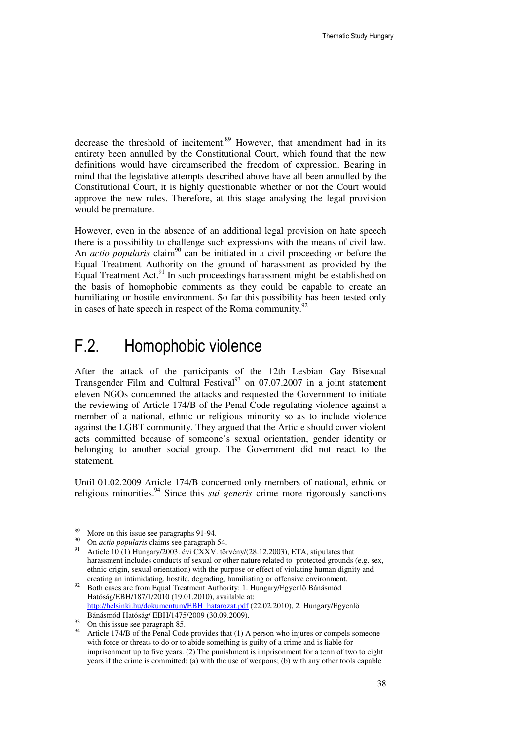decrease the threshold of incitement.[89] However, that amendment had in its entirety been annulled by the Constitutional Court, which found that the new definitions would have circumscribed the freedom of expression. Bearing in mind that the legislative attempts described above have all been annulled by the Constitutional Court, it is highly questionable whether or not the Court would approve the new rules. Therefore, at this stage analysing the legal provision would be premature.

However, even in the absence of an additional legal provision on hate speech there is a possibility to challenge such expressions with the means of civil law. An *actio popularis* claim[90] can be initiated in a civil proceeding or before the Equal Treatment Authority on the ground of harassment as provided by the Equal Treatment Act.[91] In such proceedings harassment might be established on the basis of homophobic comments as they could be capable to create an humiliating or hostile environment. So far this possibility has been tested only in cases of hate speech in respect of the Roma community.[92]

## F.2. Homophobic violence

After the attack of the participants of the 12th Lesbian Gay Bisexual Transgender Film and Cultural Festival[93] on 07.07.2007 in a joint statement eleven NGOs condemned the attacks and requested the Government to initiate the reviewing of Article 174/B of the Penal Code regulating violence against a member of a national, ethnic or religious minority so as to include violence against the LGBT community. They argued that the Article should cover violent acts committed because of someone's sexual orientation, gender identity or belonging to another social group. The Government did not react to the statement.

Until 01.02.2009 Article 174/B concerned only members of national, ethnic or religious minorities.[94] Since this *sui generis* crime more rigorously sanctions

---

[89] More on this issue see paragraphs 91-94.

[90] On *actio popularis* claims see paragraph 54.

[91] Article 10 (1) Hungary/2003. évi CXXV. törvény/(28.12.2003), ETA, stipulates that harassment includes conducts of sexual or other nature related to protected grounds (e.g. sex, ethnic origin, sexual orientation) with the purpose or effect of violating human dignity and creating an intimidating, hostile, degrading, humiliating or offensive environment.

[92] Both cases are from Equal Treatment Authority: 1. Hungary/Egyenlő Bánásmód Hatóság/EBH/187/1/2010 (19.01.2010), available at: http://helsinki.hu/dokumentum/EBH_hatarozat.pdf (22.02.2010), 2. Hungary/Egyenlő Bánásmód Hatóság/ EBH/1475/2009 (30.09.2009).

[93] On this issue see paragraph 85.

[94] Article 174/B of the Penal Code provides that (1) A person who injures or compels someone with force or threats to do or to abide something is guilty of a crime and is liable for imprisonment up to five years. (2) The punishment is imprisonment for a term of two to eight years if the crime is committed: (a) with the use of weapons; (b) with any other tools capable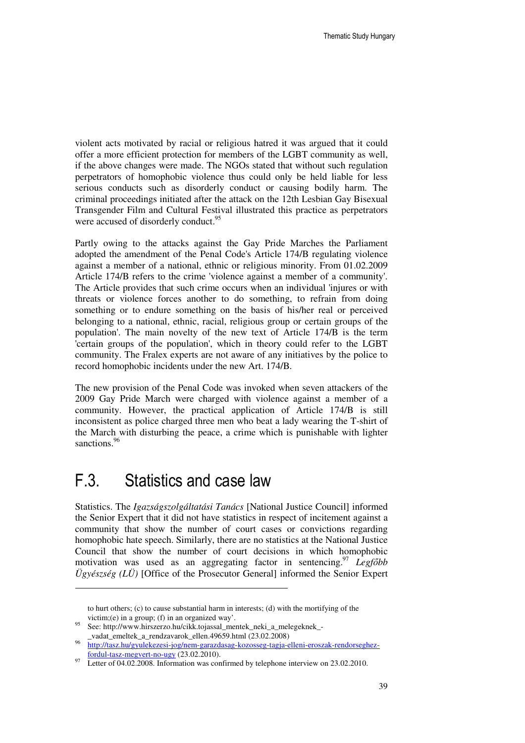violent acts motivated by racial or religious hatred it was argued that it could offer a more efficient protection for members of the LGBT community as well, if the above changes were made. The NGOs stated that without such regulation perpetrators of homophobic violence thus could only be held liable for less serious conducts such as disorderly conduct or causing bodily harm. The criminal proceedings initiated after the attack on the 12th Lesbian Gay Bisexual Transgender Film and Cultural Festival illustrated this practice as perpetrators were accused of disorderly conduct.[95]

Partly owing to the attacks against the Gay Pride Marches the Parliament adopted the amendment of the Penal Code's Article 174/B regulating violence against a member of a national, ethnic or religious minority. From 01.02.2009 Article 174/B refers to the crime 'violence against a member of a community'. The Article provides that such crime occurs when an individual 'injures or with threats or violence forces another to do something, to refrain from doing something or to endure something on the basis of his/her real or perceived belonging to a national, ethnic, racial, religious group or certain groups of the population'. The main novelty of the new text of Article 174/B is the term 'certain groups of the population', which in theory could refer to the LGBT community. The Fralex experts are not aware of any initiatives by the police to record homophobic incidents under the new Art. 174/B.

The new provision of the Penal Code was invoked when seven attackers of the 2009 Gay Pride March were charged with violence against a member of a community. However, the practical application of Article 174/B is still inconsistent as police charged three men who beat a lady wearing the T-shirt of the March with disturbing the peace, a crime which is punishable with lighter sanctions.[96]

## F.3. Statistics and case law

Statistics. The *Igazságszolgáltatási Tanács* [National Justice Council] informed the Senior Expert that it did not have statistics in respect of incitement against a community that show the number of court cases or convictions regarding homophobic hate speech. Similarly, there are no statistics at the National Justice Council that show the number of court decisions in which homophobic motivation was used as an aggregating factor in sentencing.[97] *Legfőbb Ügyészség (LÜ)* [Office of the Prosecutor General] informed the Senior Expert

---

to hurt others; (c) to cause substantial harm in interests; (d) with the mortifying of the victim;(e) in a group; (f) in an organized way'.

[95] See: http://www.hirszerzo.hu/cikk.tojassal_mentek_neki_a_melegeknek_-_vadat_emeltek_a_rendzavarok_ellen.49659.html (23.02.2008)

[96] http://tasz.hu/gyulekezesi-jog/nem-garazdasag-kozosseg-tagja-elleni-eroszak-rendorseghez-fordul-tasz-megvert-no-ugy (23.02.2010).

[97] Letter of 04.02.2008. Information was confirmed by telephone interview on 23.02.2010.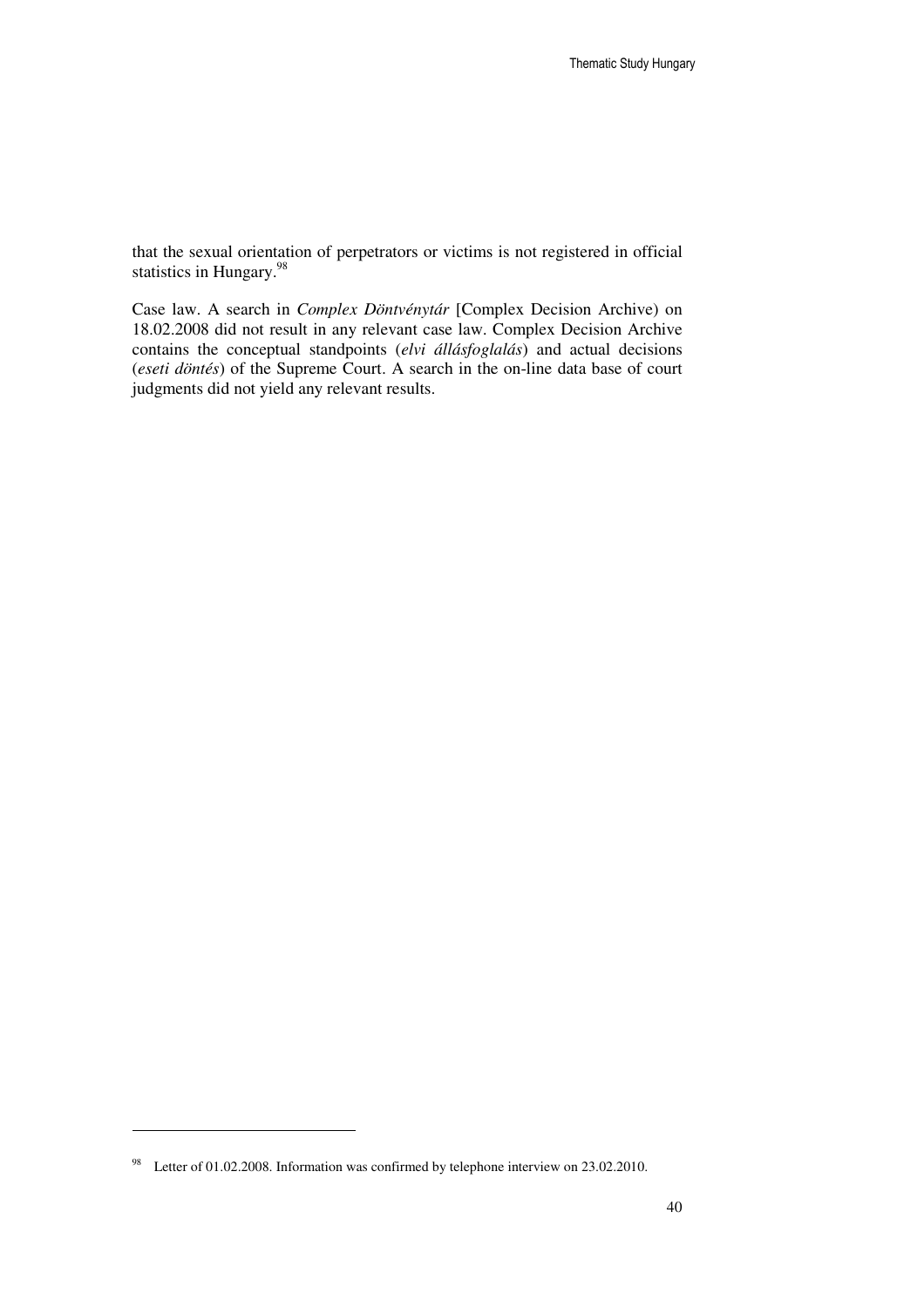that the sexual orientation of perpetrators or victims is not registered in official statistics in Hungary.[98]

Case law. A search in *Complex Döntvénytár* [Complex Decision Archive) on 18.02.2008 did not result in any relevant case law. Complex Decision Archive contains the conceptual standpoints (*elvi állásfoglalás*) and actual decisions (*eseti döntés*) of the Supreme Court. A search in the on-line data base of court judgments did not yield any relevant results.

---

[98] Letter of 01.02.2008. Information was confirmed by telephone interview on 23.02.2010.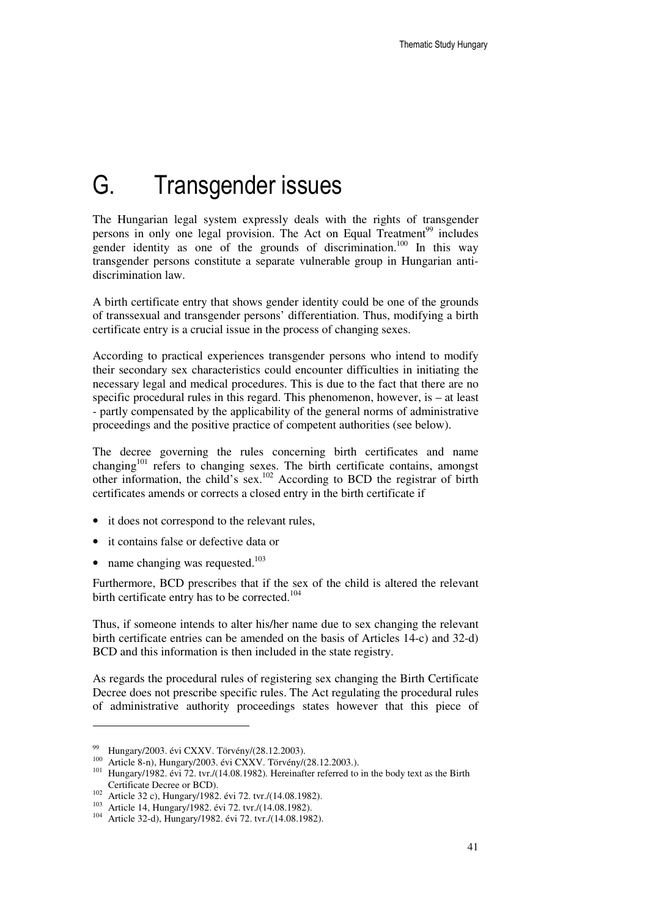# G. Transgender issues

The Hungarian legal system expressly deals with the rights of transgender persons in only one legal provision. The Act on Equal Treatment[99] includes gender identity as one of the grounds of discrimination.[100] In this way transgender persons constitute a separate vulnerable group in Hungarian anti-discrimination law.

A birth certificate entry that shows gender identity could be one of the grounds of transsexual and transgender persons' differentiation. Thus, modifying a birth certificate entry is a crucial issue in the process of changing sexes.

According to practical experiences transgender persons who intend to modify their secondary sex characteristics could encounter difficulties in initiating the necessary legal and medical procedures. This is due to the fact that there are no specific procedural rules in this regard. This phenomenon, however, is – at least - partly compensated by the applicability of the general norms of administrative proceedings and the positive practice of competent authorities (see below).

The decree governing the rules concerning birth certificates and name changing[101] refers to changing sexes. The birth certificate contains, amongst other information, the child's sex.[102] According to BCD the registrar of birth certificates amends or corrects a closed entry in the birth certificate if

- it does not correspond to the relevant rules,
- it contains false or defective data or
- name changing was requested.[103]

Furthermore, BCD prescribes that if the sex of the child is altered the relevant birth certificate entry has to be corrected.[104]

Thus, if someone intends to alter his/her name due to sex changing the relevant birth certificate entries can be amended on the basis of Articles 14-c) and 32-d) BCD and this information is then included in the state registry.

As regards the procedural rules of registering sex changing the Birth Certificate Decree does not prescribe specific rules. The Act regulating the procedural rules of administrative authority proceedings states however that this piece of

---

[99] Hungary/2003. évi CXXV. Törvény/(28.12.2003).

[100] Article 8-n), Hungary/2003. évi CXXV. Törvény/(28.12.2003.).

[101] Hungary/1982. évi 72. tvr./(14.08.1982). Hereinafter referred to in the body text as the Birth Certificate Decree or BCD).

[102] Article 32 c), Hungary/1982. évi 72. tvr./(14.08.1982).

[103] Article 14, Hungary/1982. évi 72. tvr./(14.08.1982).

[104] Article 32-d), Hungary/1982. évi 72. tvr./(14.08.1982).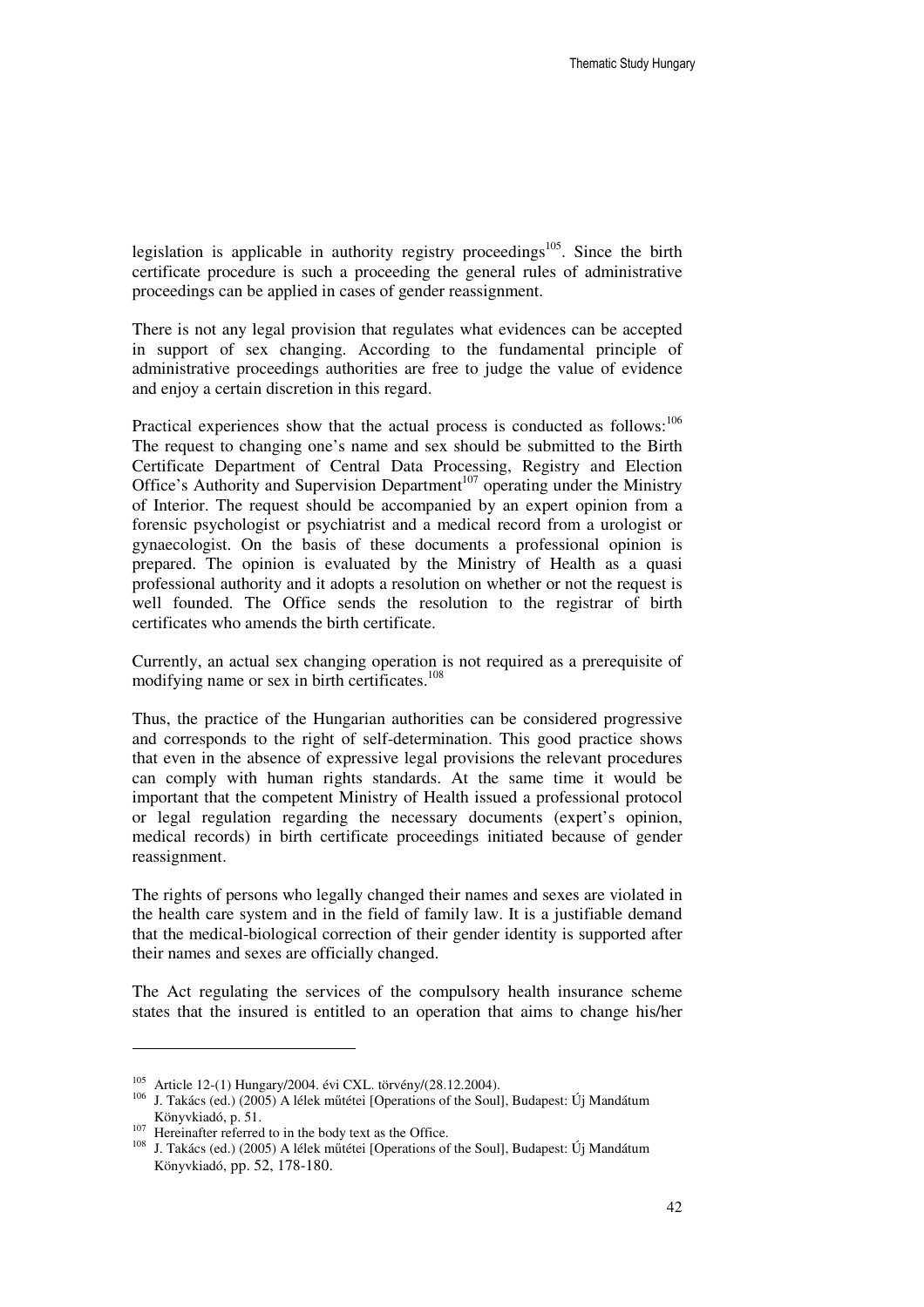legislation is applicable in authority registry proceedings[105]. Since the birth certificate procedure is such a proceeding the general rules of administrative proceedings can be applied in cases of gender reassignment.

There is not any legal provision that regulates what evidences can be accepted in support of sex changing. According to the fundamental principle of administrative proceedings authorities are free to judge the value of evidence and enjoy a certain discretion in this regard.

Practical experiences show that the actual process is conducted as follows:[106] The request to changing one's name and sex should be submitted to the Birth Certificate Department of Central Data Processing, Registry and Election Office's Authority and Supervision Department[107] operating under the Ministry of Interior. The request should be accompanied by an expert opinion from a forensic psychologist or psychiatrist and a medical record from a urologist or gynaecologist. On the basis of these documents a professional opinion is prepared. The opinion is evaluated by the Ministry of Health as a quasi professional authority and it adopts a resolution on whether or not the request is well founded. The Office sends the resolution to the registrar of birth certificates who amends the birth certificate.

Currently, an actual sex changing operation is not required as a prerequisite of modifying name or sex in birth certificates.[108]

Thus, the practice of the Hungarian authorities can be considered progressive and corresponds to the right of self-determination. This good practice shows that even in the absence of expressive legal provisions the relevant procedures can comply with human rights standards. At the same time it would be important that the competent Ministry of Health issued a professional protocol or legal regulation regarding the necessary documents (expert's opinion, medical records) in birth certificate proceedings initiated because of gender reassignment.

The rights of persons who legally changed their names and sexes are violated in the health care system and in the field of family law. It is a justifiable demand that the medical-biological correction of their gender identity is supported after their names and sexes are officially changed.

The Act regulating the services of the compulsory health insurance scheme states that the insured is entitled to an operation that aims to change his/her

---

[105] Article 12-(1) Hungary/2004. évi CXL. törvény/(28.12.2004).

[106] J. Takács (ed.) (2005) A lélek műtétei [Operations of the Soul], Budapest: Új Mandátum Könyvkiadó, p. 51.

[107] Hereinafter referred to in the body text as the Office.

[108] J. Takács (ed.) (2005) A lélek műtétei [Operations of the Soul], Budapest: Új Mandátum Könyvkiadó, pp. 52, 178-180.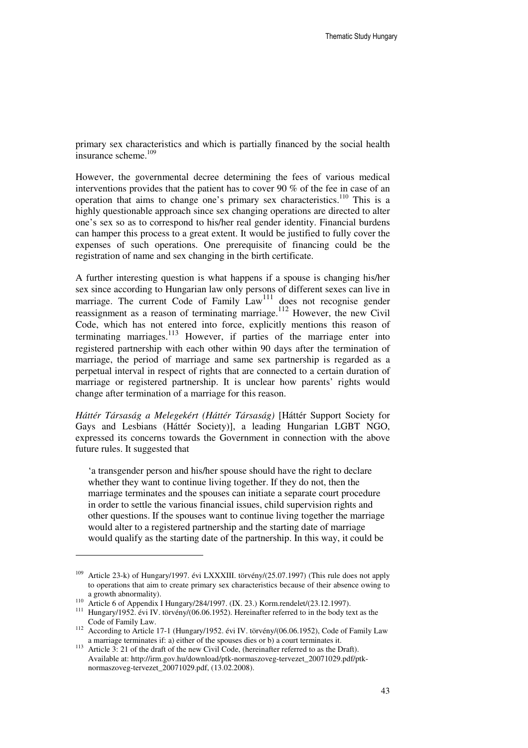primary sex characteristics and which is partially financed by the social health insurance scheme.[109]

However, the governmental decree determining the fees of various medical interventions provides that the patient has to cover 90 % of the fee in case of an operation that aims to change one's primary sex characteristics.[110] This is a highly questionable approach since sex changing operations are directed to alter one's sex so as to correspond to his/her real gender identity. Financial burdens can hamper this process to a great extent. It would be justified to fully cover the expenses of such operations. One prerequisite of financing could be the registration of name and sex changing in the birth certificate.

A further interesting question is what happens if a spouse is changing his/her sex since according to Hungarian law only persons of different sexes can live in marriage. The current Code of Family Law[111] does not recognise gender reassignment as a reason of terminating marriage.[112] However, the new Civil Code, which has not entered into force, explicitly mentions this reason of terminating marriages.[113] However, if parties of the marriage enter into registered partnership with each other within 90 days after the termination of marriage, the period of marriage and same sex partnership is regarded as a perpetual interval in respect of rights that are connected to a certain duration of marriage or registered partnership. It is unclear how parents' rights would change after termination of a marriage for this reason.

*Háttér Társaság a Melegekért (Háttér Társaság)* [Háttér Support Society for Gays and Lesbians (Háttér Society)], a leading Hungarian LGBT NGO, expressed its concerns towards the Government in connection with the above future rules. It suggested that

> 'a transgender person and his/her spouse should have the right to declare whether they want to continue living together. If they do not, then the marriage terminates and the spouses can initiate a separate court procedure in order to settle the various financial issues, child supervision rights and other questions. If the spouses want to continue living together the marriage would alter to a registered partnership and the starting date of marriage would qualify as the starting date of the partnership. In this way, it could be

---

[109] Article 23-k) of Hungary/1997. évi LXXXIII. törvény/(25.07.1997) (This rule does not apply to operations that aim to create primary sex characteristics because of their absence owing to a growth abnormality).

[110] Article 6 of Appendix I Hungary/284/1997. (IX. 23.) Korm.rendelet/(23.12.1997).

[111] Hungary/1952. évi IV. törvény/(06.06.1952). Hereinafter referred to in the body text as the Code of Family Law.

[112] According to Article 17-1 (Hungary/1952. évi IV. törvény/(06.06.1952), Code of Family Law a marriage terminates if: a) either of the spouses dies or b) a court terminates it.

[113] Article 3: 21 of the draft of the new Civil Code, (hereinafter referred to as the Draft). Available at: http://irm.gov.hu/download/ptk-normaszoveg-tervezet_20071029.pdf/ptk-normaszoveg-tervezet_20071029.pdf, (13.02.2008).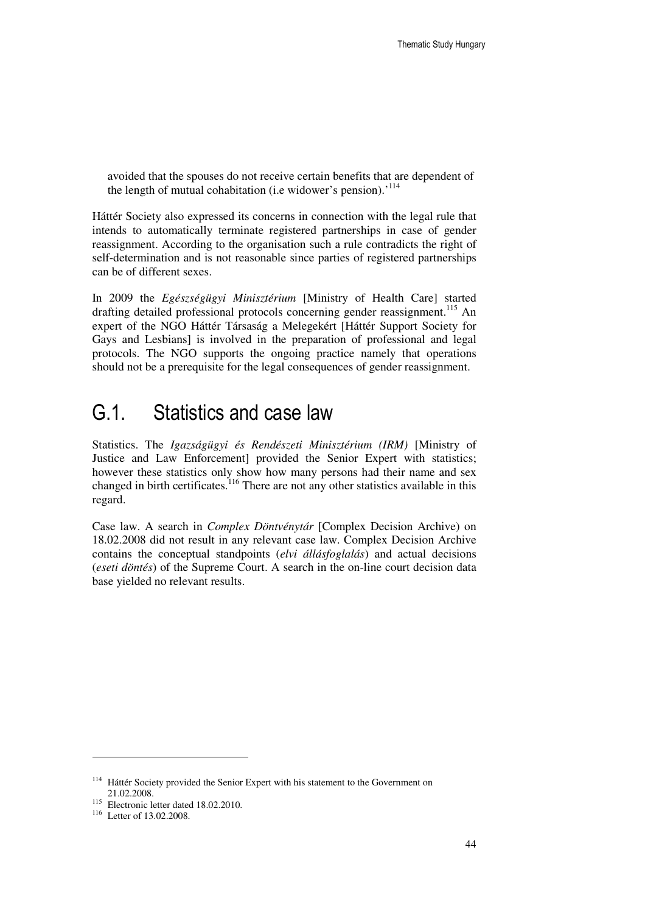avoided that the spouses do not receive certain benefits that are dependent of the length of mutual cohabitation (i.e widower's pension).'[114]

Háttér Society also expressed its concerns in connection with the legal rule that intends to automatically terminate registered partnerships in case of gender reassignment. According to the organisation such a rule contradicts the right of self-determination and is not reasonable since parties of registered partnerships can be of different sexes.

In 2009 the *Egészségügyi Minisztérium* [Ministry of Health Care] started drafting detailed professional protocols concerning gender reassignment.[115] An expert of the NGO Háttér Társaság a Melegekért [Háttér Support Society for Gays and Lesbians] is involved in the preparation of professional and legal protocols. The NGO supports the ongoing practice namely that operations should not be a prerequisite for the legal consequences of gender reassignment.

## G.1. Statistics and case law

Statistics. The *Igazságügyi és Rendészeti Minisztérium (IRM)* [Ministry of Justice and Law Enforcement] provided the Senior Expert with statistics; however these statistics only show how many persons had their name and sex changed in birth certificates.[116] There are not any other statistics available in this regard.

Case law. A search in *Complex Döntvénytár* [Complex Decision Archive) on 18.02.2008 did not result in any relevant case law. Complex Decision Archive contains the conceptual standpoints (*elvi állásfoglalás*) and actual decisions (*eseti döntés*) of the Supreme Court. A search in the on-line court decision data base yielded no relevant results.

---

[114] Háttér Society provided the Senior Expert with his statement to the Government on 21.02.2008.

[115] Electronic letter dated 18.02.2010.

[116] Letter of 13.02.2008.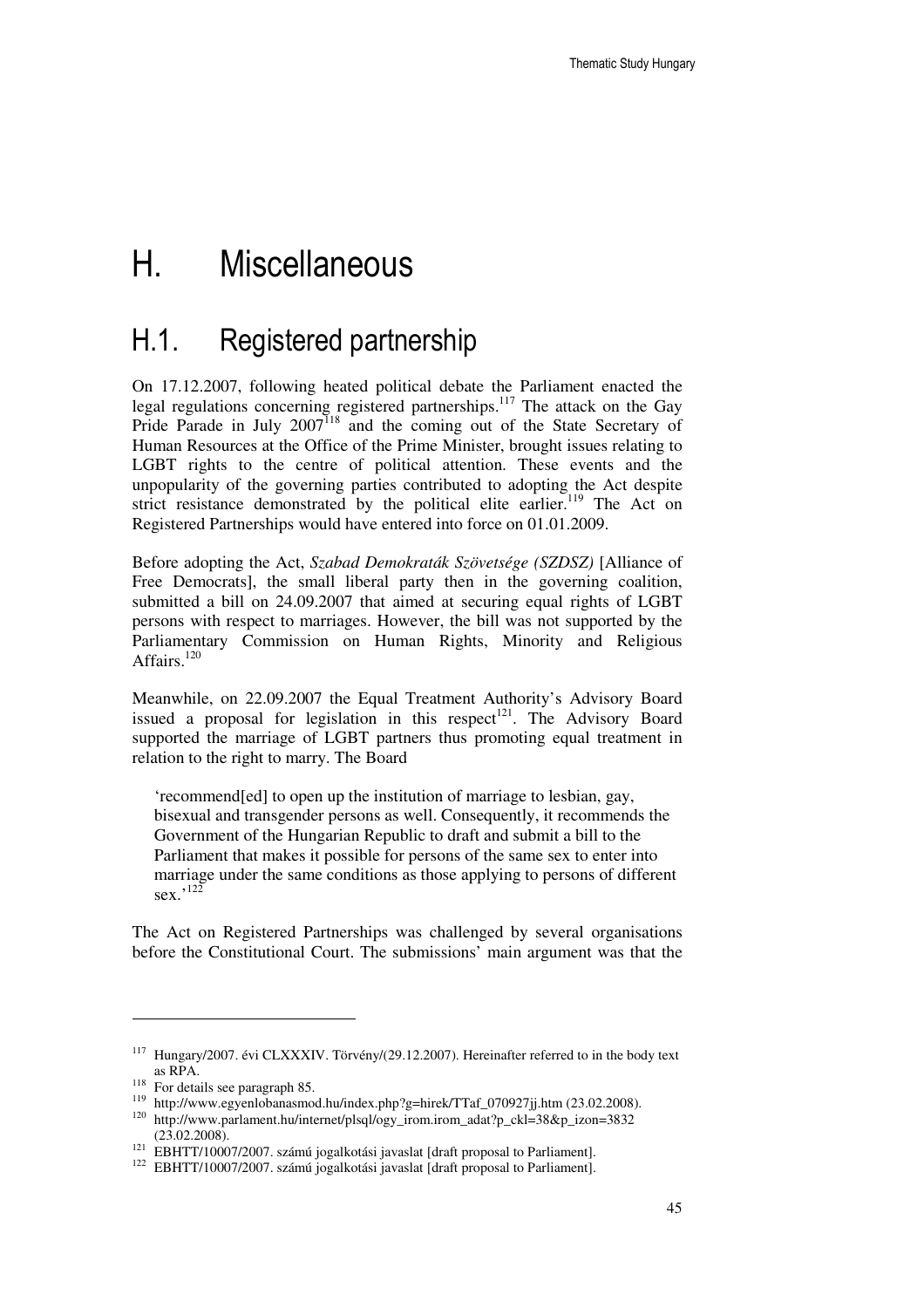# H. Miscellaneous

## H.1. Registered partnership

On 17.12.2007, following heated political debate the Parliament enacted the legal regulations concerning registered partnerships.[117] The attack on the Gay Pride Parade in July 2007[118] and the coming out of the State Secretary of Human Resources at the Office of the Prime Minister, brought issues relating to LGBT rights to the centre of political attention. These events and the unpopularity of the governing parties contributed to adopting the Act despite strict resistance demonstrated by the political elite earlier.[119] The Act on Registered Partnerships would have entered into force on 01.01.2009.

Before adopting the Act, *Szabad Demokraták Szövetsége (SZDSZ)* [Alliance of Free Democrats], the small liberal party then in the governing coalition, submitted a bill on 24.09.2007 that aimed at securing equal rights of LGBT persons with respect to marriages. However, the bill was not supported by the Parliamentary Commission on Human Rights, Minority and Religious Affairs.[120]

Meanwhile, on 22.09.2007 the Equal Treatment Authority's Advisory Board issued a proposal for legislation in this respect[121]. The Advisory Board supported the marriage of LGBT partners thus promoting equal treatment in relation to the right to marry. The Board

> 'recommend[ed] to open up the institution of marriage to lesbian, gay, bisexual and transgender persons as well. Consequently, it recommends the Government of the Hungarian Republic to draft and submit a bill to the Parliament that makes it possible for persons of the same sex to enter into marriage under the same conditions as those applying to persons of different sex.'[122]

The Act on Registered Partnerships was challenged by several organisations before the Constitutional Court. The submissions' main argument was that the

---

[117] Hungary/2007. évi CLXXXIV. Törvény/(29.12.2007). Hereinafter referred to in the body text as RPA.

[118] For details see paragraph 85.

[119] http://www.egyenlobanasmod.hu/index.php?g=hirek/TTaf_070927jj.htm (23.02.2008).

[120] http://www.parlament.hu/internet/plsql/ogy_irom.irom_adat?p_ckl=38&p_izon=3832 (23.02.2008).

[121] EBHTT/10007/2007. számú jogalkotási javaslat [draft proposal to Parliament].

[122] EBHTT/10007/2007. számú jogalkotási javaslat [draft proposal to Parliament].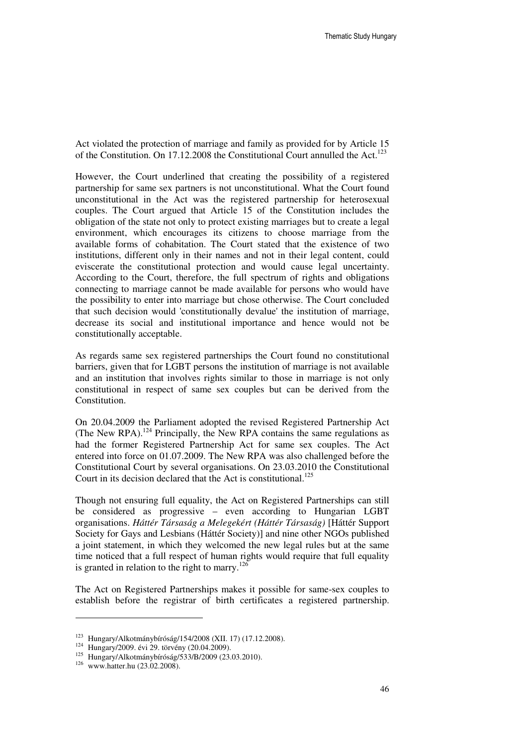Act violated the protection of marriage and family as provided for by Article 15 of the Constitution. On 17.12.2008 the Constitutional Court annulled the Act.[123]

However, the Court underlined that creating the possibility of a registered partnership for same sex partners is not unconstitutional. What the Court found unconstitutional in the Act was the registered partnership for heterosexual couples. The Court argued that Article 15 of the Constitution includes the obligation of the state not only to protect existing marriages but to create a legal environment, which encourages its citizens to choose marriage from the available forms of cohabitation. The Court stated that the existence of two institutions, different only in their names and not in their legal content, could eviscerate the constitutional protection and would cause legal uncertainty. According to the Court, therefore, the full spectrum of rights and obligations connecting to marriage cannot be made available for persons who would have the possibility to enter into marriage but chose otherwise. The Court concluded that such decision would 'constitutionally devalue' the institution of marriage, decrease its social and institutional importance and hence would not be constitutionally acceptable.

As regards same sex registered partnerships the Court found no constitutional barriers, given that for LGBT persons the institution of marriage is not available and an institution that involves rights similar to those in marriage is not only constitutional in respect of same sex couples but can be derived from the Constitution.

On 20.04.2009 the Parliament adopted the revised Registered Partnership Act (The New RPA).[124] Principally, the New RPA contains the same regulations as had the former Registered Partnership Act for same sex couples. The Act entered into force on 01.07.2009. The New RPA was also challenged before the Constitutional Court by several organisations. On 23.03.2010 the Constitutional Court in its decision declared that the Act is constitutional.[125]

Though not ensuring full equality, the Act on Registered Partnerships can still be considered as progressive – even according to Hungarian LGBT organisations. *Háttér Társaság a Melegekért (Háttér Társaság)* [Háttér Support Society for Gays and Lesbians (Háttér Society)] and nine other NGOs published a joint statement, in which they welcomed the new legal rules but at the same time noticed that a full respect of human rights would require that full equality is granted in relation to the right to marry.[126]

The Act on Registered Partnerships makes it possible for same-sex couples to establish before the registrar of birth certificates a registered partnership.

---

[123] Hungary/Alkotmánybíróság/154/2008 (XII. 17) (17.12.2008).
[124] Hungary/2009. évi 29. törvény (20.04.2009).
[125] Hungary/Alkotmánybíróság/533/B/2009 (23.03.2010).
[126] www.hatter.hu (23.02.2008).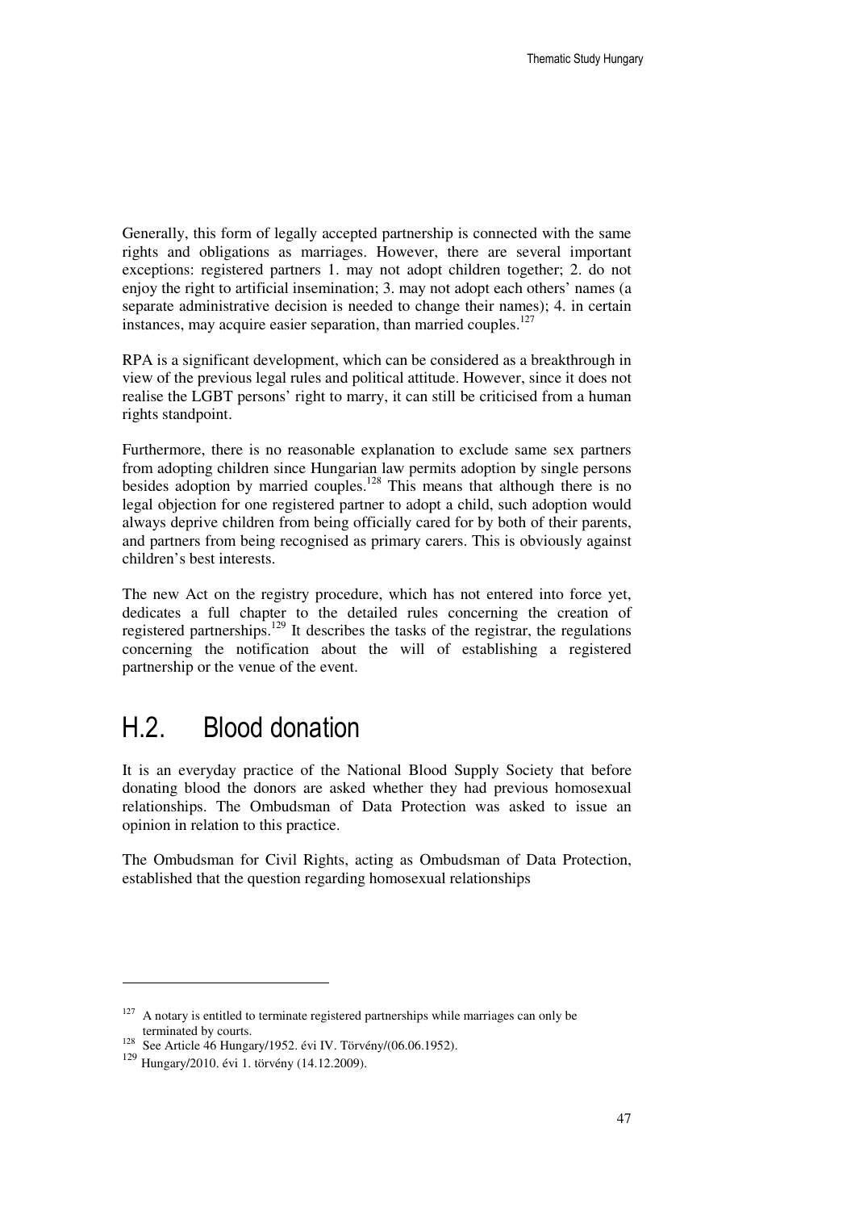Generally, this form of legally accepted partnership is connected with the same rights and obligations as marriages. However, there are several important exceptions: registered partners 1. may not adopt children together; 2. do not enjoy the right to artificial insemination; 3. may not adopt each others' names (a separate administrative decision is needed to change their names); 4. in certain instances, may acquire easier separation, than married couples.[127]

RPA is a significant development, which can be considered as a breakthrough in view of the previous legal rules and political attitude. However, since it does not realise the LGBT persons' right to marry, it can still be criticised from a human rights standpoint.

Furthermore, there is no reasonable explanation to exclude same sex partners from adopting children since Hungarian law permits adoption by single persons besides adoption by married couples.[128] This means that although there is no legal objection for one registered partner to adopt a child, such adoption would always deprive children from being officially cared for by both of their parents, and partners from being recognised as primary carers. This is obviously against children's best interests.

The new Act on the registry procedure, which has not entered into force yet, dedicates a full chapter to the detailed rules concerning the creation of registered partnerships.[129] It describes the tasks of the registrar, the regulations concerning the notification about the will of establishing a registered partnership or the venue of the event.

## H.2. Blood donation

It is an everyday practice of the National Blood Supply Society that before donating blood the donors are asked whether they had previous homosexual relationships. The Ombudsman of Data Protection was asked to issue an opinion in relation to this practice.

The Ombudsman for Civil Rights, acting as Ombudsman of Data Protection, established that the question regarding homosexual relationships

---

[127] A notary is entitled to terminate registered partnerships while marriages can only be terminated by courts.

[128] See Article 46 Hungary/1952. évi IV. Törvény/(06.06.1952).

[129] Hungary/2010. évi 1. törvény (14.12.2009).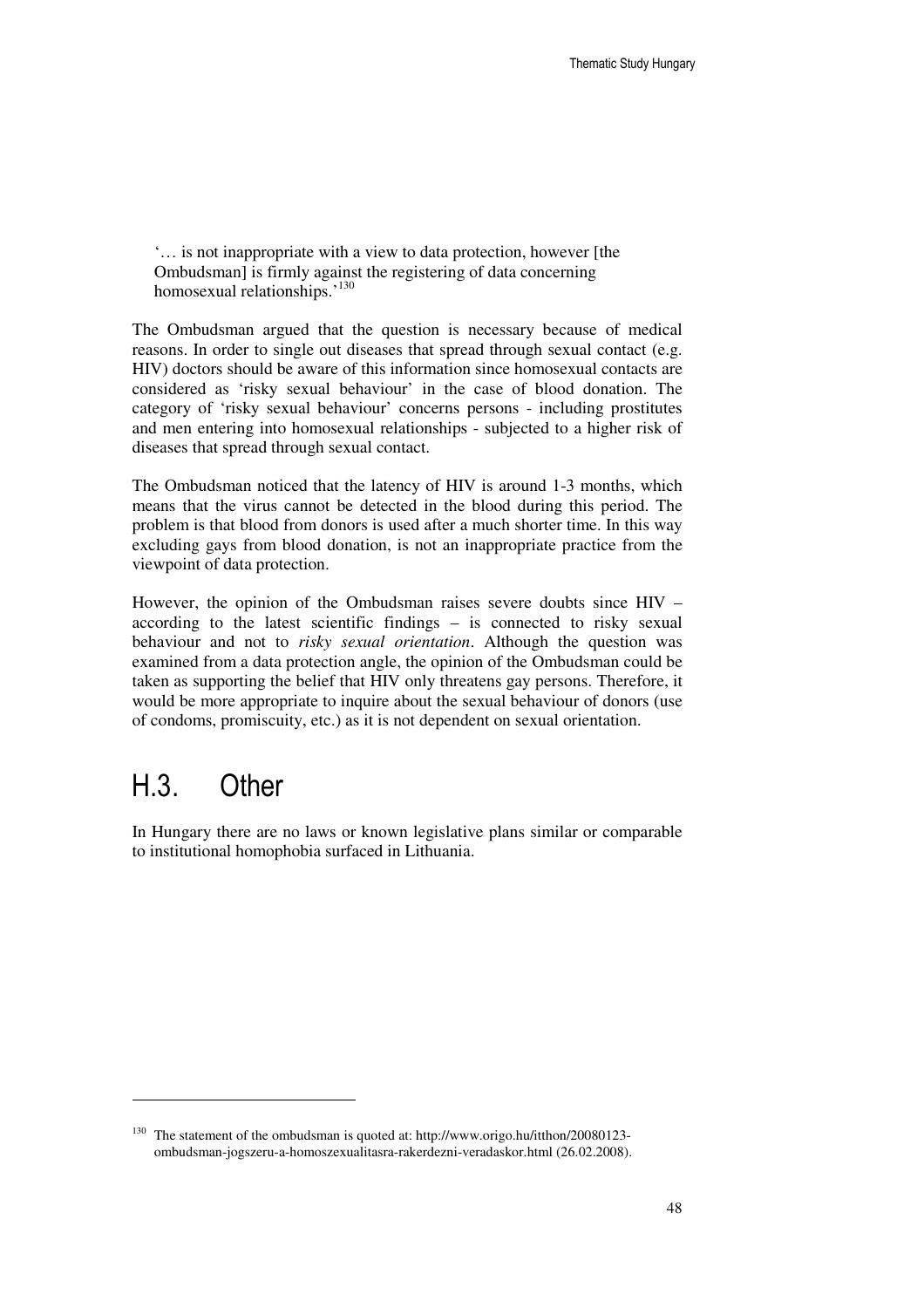> '… is not inappropriate with a view to data protection, however [the Ombudsman] is firmly against the registering of data concerning homosexual relationships.'[130]

The Ombudsman argued that the question is necessary because of medical reasons. In order to single out diseases that spread through sexual contact (e.g. HIV) doctors should be aware of this information since homosexual contacts are considered as 'risky sexual behaviour' in the case of blood donation. The category of 'risky sexual behaviour' concerns persons - including prostitutes and men entering into homosexual relationships - subjected to a higher risk of diseases that spread through sexual contact.

The Ombudsman noticed that the latency of HIV is around 1-3 months, which means that the virus cannot be detected in the blood during this period. The problem is that blood from donors is used after a much shorter time. In this way excluding gays from blood donation, is not an inappropriate practice from the viewpoint of data protection.

However, the opinion of the Ombudsman raises severe doubts since HIV – according to the latest scientific findings – is connected to risky sexual behaviour and not to *risky sexual orientation*. Although the question was examined from a data protection angle, the opinion of the Ombudsman could be taken as supporting the belief that HIV only threatens gay persons. Therefore, it would be more appropriate to inquire about the sexual behaviour of donors (use of condoms, promiscuity, etc.) as it is not dependent on sexual orientation.

## H.3. Other

In Hungary there are no laws or known legislative plans similar or comparable to institutional homophobia surfaced in Lithuania.

---

[130] The statement of the ombudsman is quoted at: http://www.origo.hu/itthon/20080123-ombudsman-jogszeru-a-homoszexualitasra-rakerdezni-veradaskor.html (26.02.2008).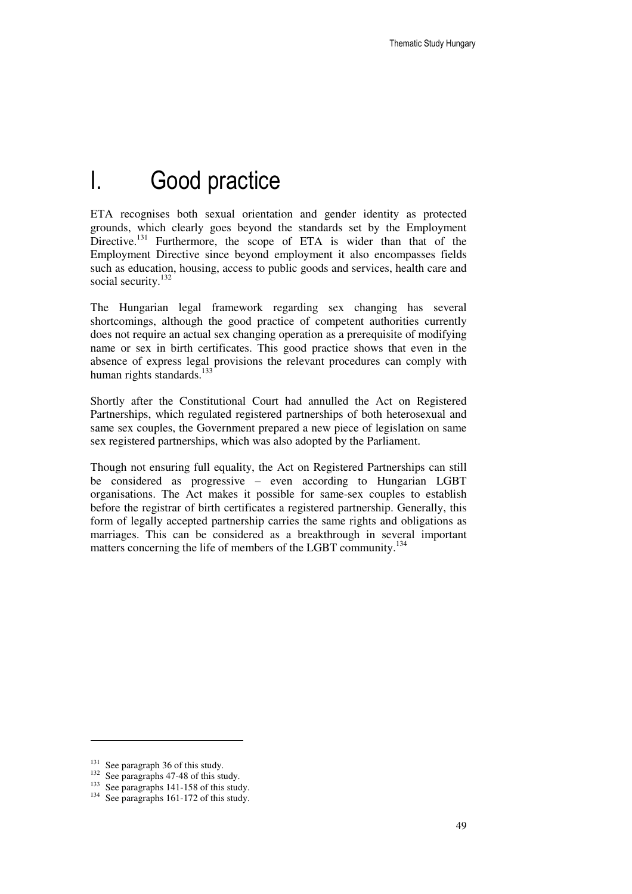# I. Good practice

ETA recognises both sexual orientation and gender identity as protected grounds, which clearly goes beyond the standards set by the Employment Directive.[131] Furthermore, the scope of ETA is wider than that of the Employment Directive since beyond employment it also encompasses fields such as education, housing, access to public goods and services, health care and social security.[132]

The Hungarian legal framework regarding sex changing has several shortcomings, although the good practice of competent authorities currently does not require an actual sex changing operation as a prerequisite of modifying name or sex in birth certificates. This good practice shows that even in the absence of express legal provisions the relevant procedures can comply with human rights standards.[133]

Shortly after the Constitutional Court had annulled the Act on Registered Partnerships, which regulated registered partnerships of both heterosexual and same sex couples, the Government prepared a new piece of legislation on same sex registered partnerships, which was also adopted by the Parliament.

Though not ensuring full equality, the Act on Registered Partnerships can still be considered as progressive – even according to Hungarian LGBT organisations. The Act makes it possible for same-sex couples to establish before the registrar of birth certificates a registered partnership. Generally, this form of legally accepted partnership carries the same rights and obligations as marriages. This can be considered as a breakthrough in several important matters concerning the life of members of the LGBT community.[134]

---

[131] See paragraph 36 of this study.

[132] See paragraphs 47-48 of this study.

[133] See paragraphs 141-158 of this study.

[134] See paragraphs 161-172 of this study.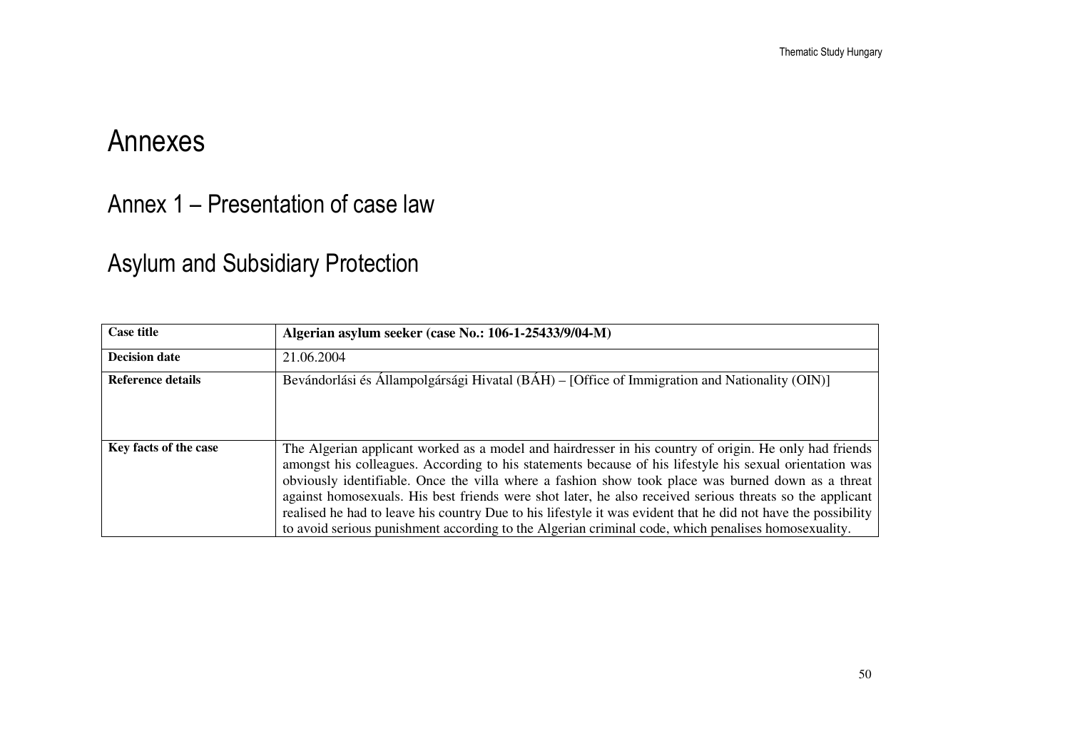# Annexes

## Annex 1 – Presentation of case law

## Asylum and Subsidiary Protection

| **Case title** | **Algerian asylum seeker (case No.: 106-1-25433/9/04-M)** |
|---|---|
| **Decision date** | 21.06.2004 |
| **Reference details** | Bevándorlási és Állampolgársági Hivatal (BÁH) – [Office of Immigration and Nationality (OIN)] |
| **Key facts of the case** | The Algerian applicant worked as a model and hairdresser in his country of origin. He only had friends amongst his colleagues. According to his statements because of his lifestyle his sexual orientation was obviously identifiable. Once the villa where a fashion show took place was burned down as a threat against homosexuals. His best friends were shot later, he also received serious threats so the applicant realised he had to leave his country Due to his lifestyle it was evident that he did not have the possibility to avoid serious punishment according to the Algerian criminal code, which penalises homosexuality. |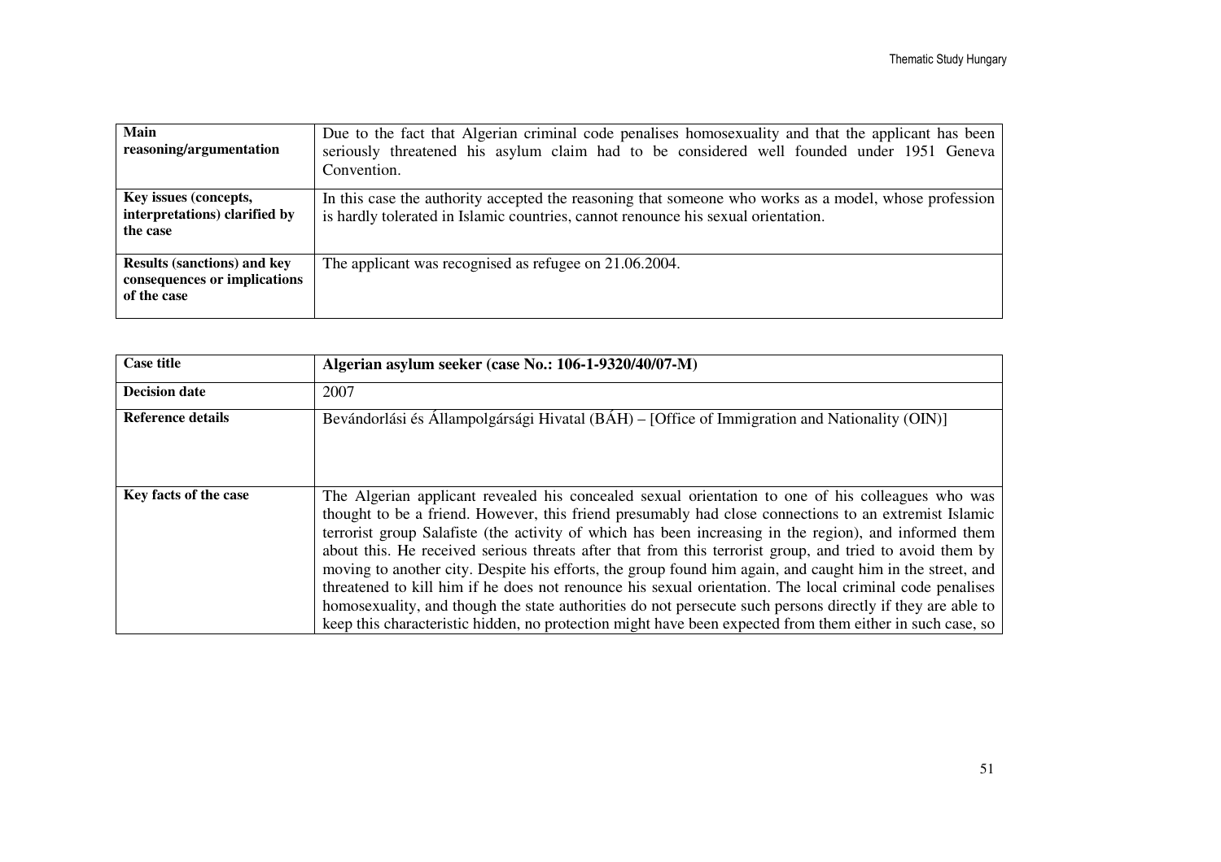| | |
|---|---|
| **Main reasoning/argumentation** | Due to the fact that Algerian criminal code penalises homosexuality and that the applicant has been seriously threatened his asylum claim had to be considered well founded under 1951 Geneva Convention. |
| **Key issues (concepts, interpretations) clarified by the case** | In this case the authority accepted the reasoning that someone who works as a model, whose profession is hardly tolerated in Islamic countries, cannot renounce his sexual orientation. |
| **Results (sanctions) and key consequences or implications of the case** | The applicant was recognised as refugee on 21.06.2004. |

| **Case title** | **Algerian asylum seeker (case No.: 106-1-9320/40/07-M)** |
|---|---|
| **Decision date** | 2007 |
| **Reference details** | Bevándorlási és Állampolgársági Hivatal (BÁH) – [Office of Immigration and Nationality (OIN)] |
| **Key facts of the case** | The Algerian applicant revealed his concealed sexual orientation to one of his colleagues who was thought to be a friend. However, this friend presumably had close connections to an extremist Islamic terrorist group Salafiste (the activity of which has been increasing in the region), and informed them about this. He received serious threats after that from this terrorist group, and tried to avoid them by moving to another city. Despite his efforts, the group found him again, and caught him in the street, and threatened to kill him if he does not renounce his sexual orientation. The local criminal code penalises homosexuality, and though the state authorities do not persecute such persons directly if they are able to keep this characteristic hidden, no protection might have been expected from them either in such case, so |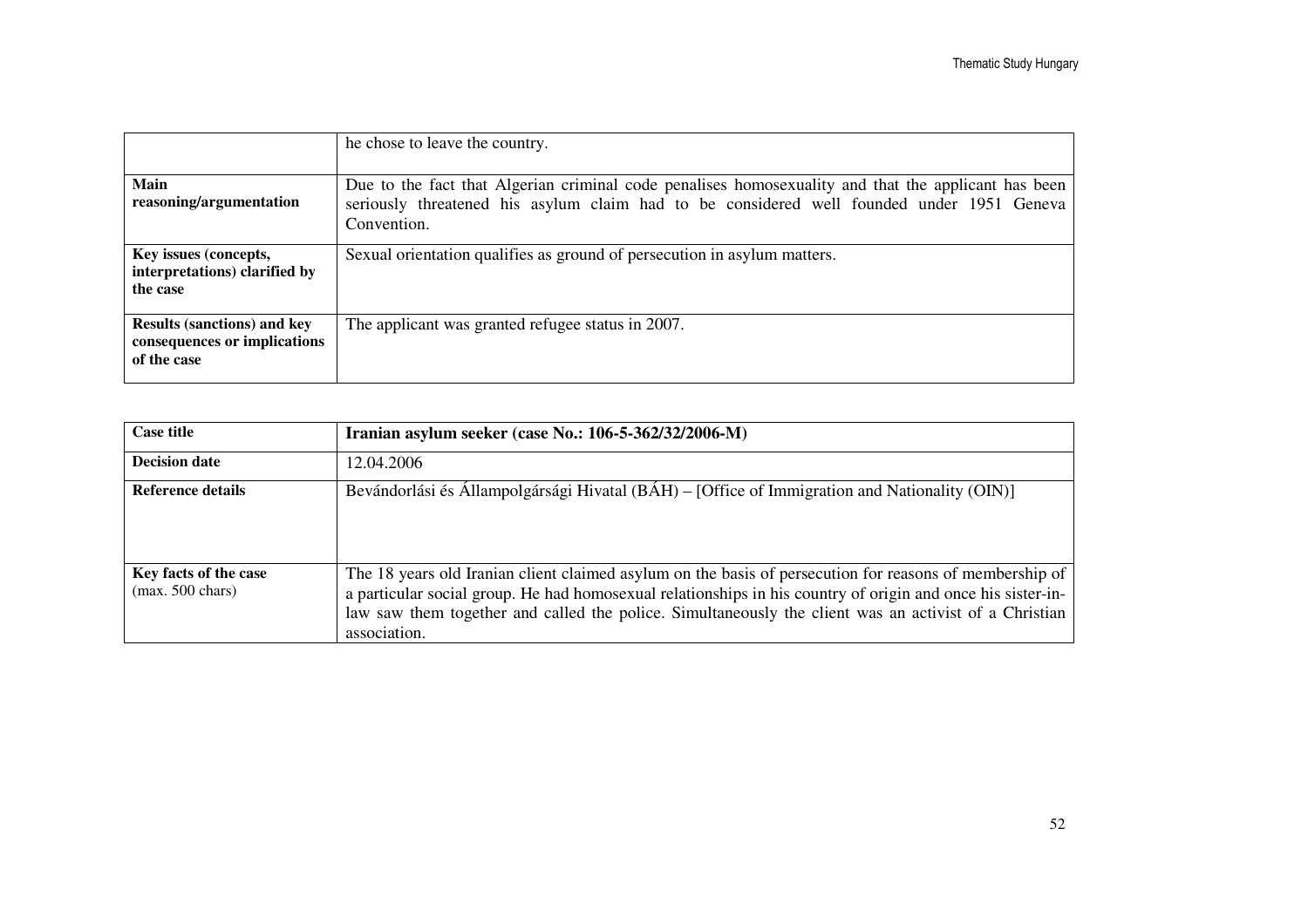| | |
|---|---|
| | he chose to leave the country. |
| **Main reasoning/argumentation** | Due to the fact that Algerian criminal code penalises homosexuality and that the applicant has been seriously threatened his asylum claim had to be considered well founded under 1951 Geneva Convention. |
| **Key issues (concepts, interpretations) clarified by the case** | Sexual orientation qualifies as ground of persecution in asylum matters. |
| **Results (sanctions) and key consequences or implications of the case** | The applicant was granted refugee status in 2007. |

| **Case title** | **Iranian asylum seeker (case No.: 106-5-362/32/2006-M)** |
|---|---|
| **Decision date** | 12.04.2006 |
| **Reference details** | Bevándorlási és Állampolgársági Hivatal (BÁH) – [Office of Immigration and Nationality (OIN)] |
| **Key facts of the case** (max. 500 chars) | The 18 years old Iranian client claimed asylum on the basis of persecution for reasons of membership of a particular social group. He had homosexual relationships in his country of origin and once his sister-in-law saw them together and called the police. Simultaneously the client was an activist of a Christian association. |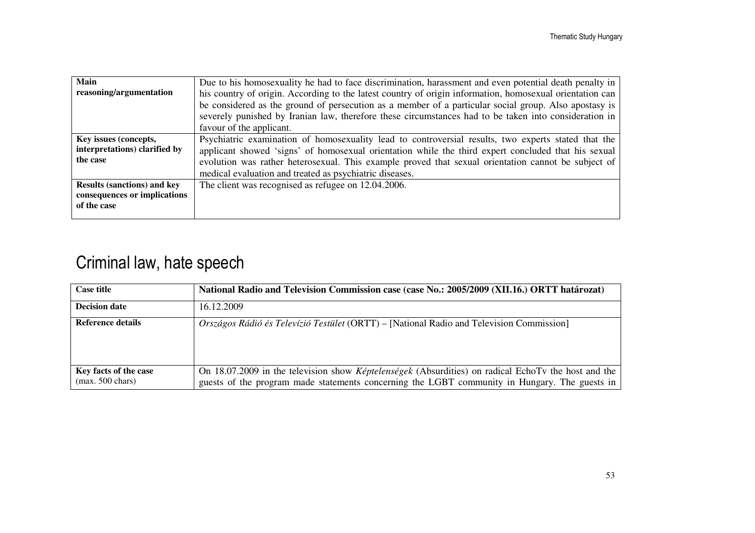| | |
|---|---|
| **Main reasoning/argumentation** | Due to his homosexuality he had to face discrimination, harassment and even potential death penalty in his country of origin. According to the latest country of origin information, homosexual orientation can be considered as the ground of persecution as a member of a particular social group. Also apostasy is severely punished by Iranian law, therefore these circumstances had to be taken into consideration in favour of the applicant. |
| **Key issues (concepts, interpretations) clarified by the case** | Psychiatric examination of homosexuality lead to controversial results, two experts stated that the applicant showed 'signs' of homosexual orientation while the third expert concluded that his sexual evolution was rather heterosexual. This example proved that sexual orientation cannot be subject of medical evaluation and treated as psychiatric diseases. |
| **Results (sanctions) and key consequences or implications of the case** | The client was recognised as refugee on 12.04.2006. |

# Criminal law, hate speech

| **Case title** | **National Radio and Television Commission case (case No.: 2005/2009 (XII.16.) ORTT határozat)** |
|---|---|
| **Decision date** | 16.12.2009 |
| **Reference details** | *Országos Rádió és Televízió Testület* (ORTT) – [National Radio and Television Commission] |
| **Key facts of the case** (max. 500 chars) | On 18.07.2009 in the television show *Képtelenségek* (Absurdities) on radical EchoTv the host and the guests of the program made statements concerning the LGBT community in Hungary. The guests in |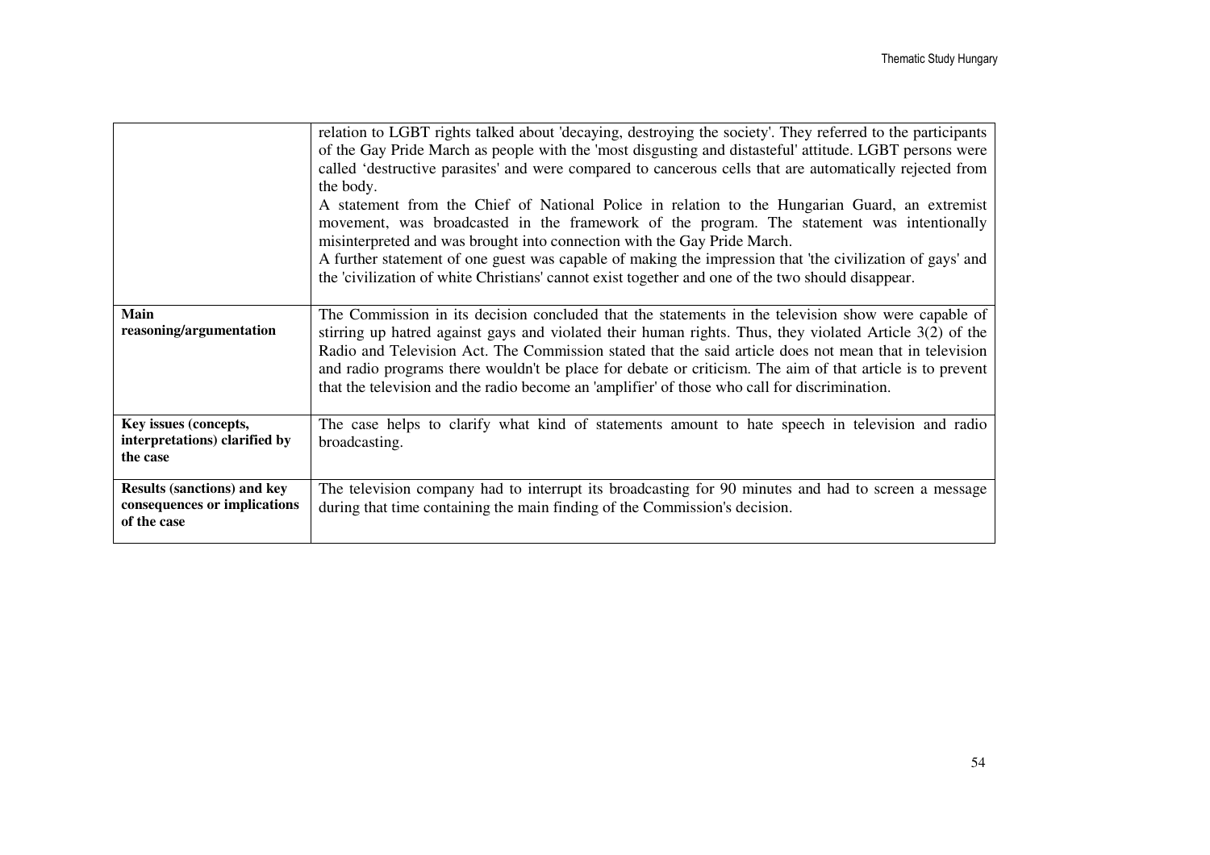| | |
|---|---|
| | relation to LGBT rights talked about 'decaying, destroying the society'. They referred to the participants of the Gay Pride March as people with the 'most disgusting and distasteful' attitude. LGBT persons were called 'destructive parasites' and were compared to cancerous cells that are automatically rejected from the body.<br>A statement from the Chief of National Police in relation to the Hungarian Guard, an extremist movement, was broadcasted in the framework of the program. The statement was intentionally misinterpreted and was brought into connection with the Gay Pride March.<br>A further statement of one guest was capable of making the impression that 'the civilization of gays' and the 'civilization of white Christians' cannot exist together and one of the two should disappear. |
| **Main reasoning/argumentation** | The Commission in its decision concluded that the statements in the television show were capable of stirring up hatred against gays and violated their human rights. Thus, they violated Article 3(2) of the Radio and Television Act. The Commission stated that the said article does not mean that in television and radio programs there wouldn't be place for debate or criticism. The aim of that article is to prevent that the television and the radio become an 'amplifier' of those who call for discrimination. |
| **Key issues (concepts, interpretations) clarified by the case** | The case helps to clarify what kind of statements amount to hate speech in television and radio broadcasting. |
| **Results (sanctions) and key consequences or implications of the case** | The television company had to interrupt its broadcasting for 90 minutes and had to screen a message during that time containing the main finding of the Commission's decision. |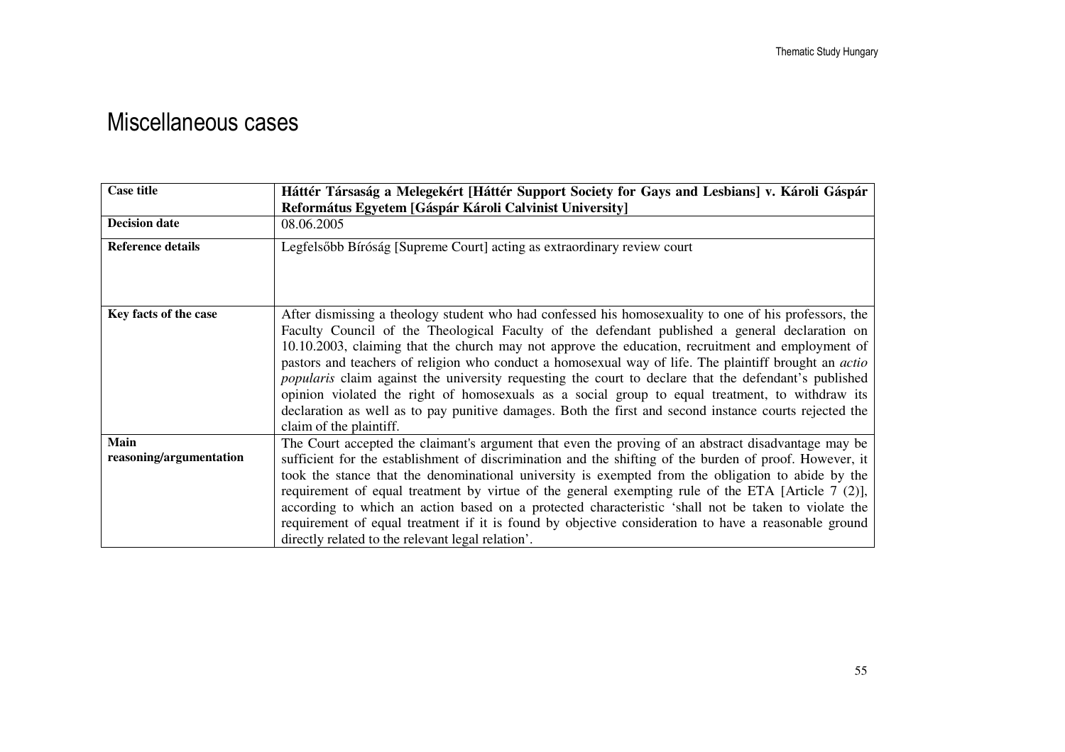# Miscellaneous cases

| Case title | **Háttér Társaság a Melegekért [Háttér Support Society for Gays and Lesbians] v. Károli Gáspár Református Egyetem [Gáspár Károli Calvinist University]** |
|---|---|
| **Decision date** | 08.06.2005 |
| **Reference details** | Legfelsőbb Bíróság [Supreme Court] acting as extraordinary review court |
| **Key facts of the case** | After dismissing a theology student who had confessed his homosexuality to one of his professors, the Faculty Council of the Theological Faculty of the defendant published a general declaration on 10.10.2003, claiming that the church may not approve the education, recruitment and employment of pastors and teachers of religion who conduct a homosexual way of life. The plaintiff brought an *actio popularis* claim against the university requesting the court to declare that the defendant's published opinion violated the right of homosexuals as a social group to equal treatment, to withdraw its declaration as well as to pay punitive damages. Both the first and second instance courts rejected the claim of the plaintiff. |
| **Main reasoning/argumentation** | The Court accepted the claimant's argument that even the proving of an abstract disadvantage may be sufficient for the establishment of discrimination and the shifting of the burden of proof. However, it took the stance that the denominational university is exempted from the obligation to abide by the requirement of equal treatment by virtue of the general exempting rule of the ETA [Article 7 (2)], according to which an action based on a protected characteristic 'shall not be taken to violate the requirement of equal treatment if it is found by objective consideration to have a reasonable ground directly related to the relevant legal relation'. |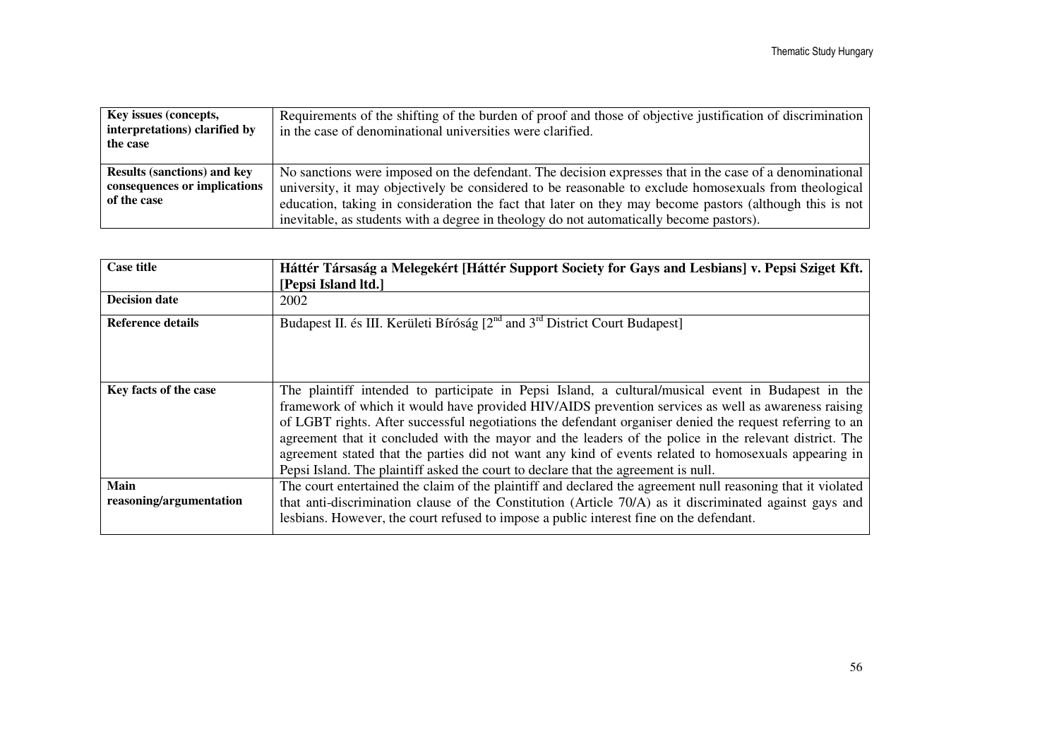| | |
|---|---|
| **Key issues (concepts, interpretations) clarified by the case** | Requirements of the shifting of the burden of proof and those of objective justification of discrimination in the case of denominational universities were clarified. |
| **Results (sanctions) and key consequences or implications of the case** | No sanctions were imposed on the defendant. The decision expresses that in the case of a denominational university, it may objectively be considered to be reasonable to exclude homosexuals from theological education, taking in consideration the fact that later on they may become pastors (although this is not inevitable, as students with a degree in theology do not automatically become pastors). |

| | |
|---|---|
| **Case title** | **Háttér Társaság a Melegekért [Háttér Support Society for Gays and Lesbians] v. Pepsi Sziget Kft. [Pepsi Island ltd.]** |
| **Decision date** | 2002 |
| **Reference details** | Budapest II. és III. Kerületi Bíróság [2nd and 3rd District Court Budapest] |
| **Key facts of the case** | The plaintiff intended to participate in Pepsi Island, a cultural/musical event in Budapest in the framework of which it would have provided HIV/AIDS prevention services as well as awareness raising of LGBT rights. After successful negotiations the defendant organiser denied the request referring to an agreement that it concluded with the mayor and the leaders of the police in the relevant district. The agreement stated that the parties did not want any kind of events related to homosexuals appearing in Pepsi Island. The plaintiff asked the court to declare that the agreement is null. |
| **Main reasoning/argumentation** | The court entertained the claim of the plaintiff and declared the agreement null reasoning that it violated that anti-discrimination clause of the Constitution (Article 70/A) as it discriminated against gays and lesbians. However, the court refused to impose a public interest fine on the defendant. |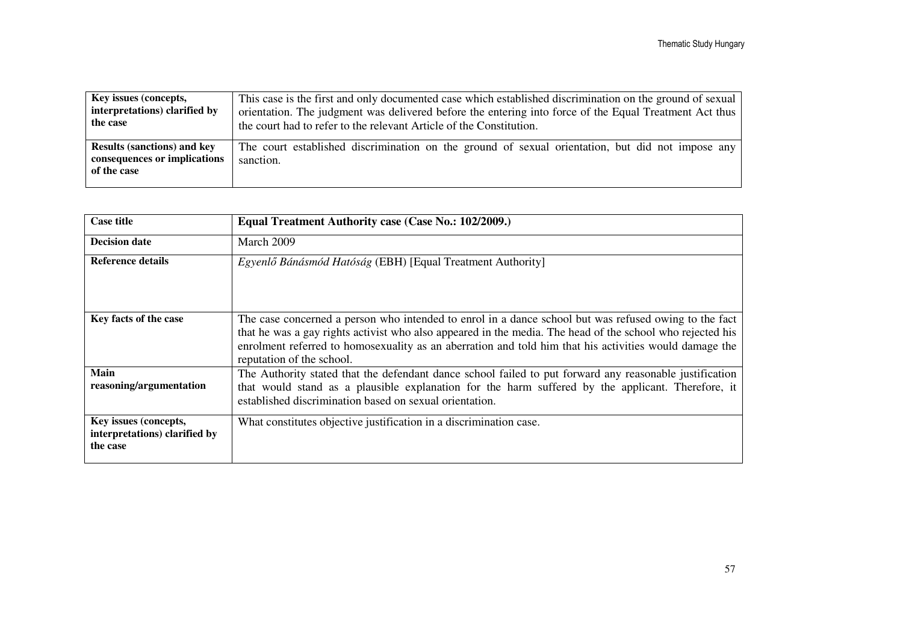| | |
|---|---|
| **Key issues (concepts, interpretations) clarified by the case** | This case is the first and only documented case which established discrimination on the ground of sexual orientation. The judgment was delivered before the entering into force of the Equal Treatment Act thus the court had to refer to the relevant Article of the Constitution. |
| **Results (sanctions) and key consequences or implications of the case** | The court established discrimination on the ground of sexual orientation, but did not impose any sanction. |

| **Case title** | **Equal Treatment Authority case (Case No.: 102/2009.)** |
|---|---|
| **Decision date** | March 2009 |
| **Reference details** | *Egyenlő Bánásmód Hatóság* (EBH) [Equal Treatment Authority] |
| **Key facts of the case** | The case concerned a person who intended to enrol in a dance school but was refused owing to the fact that he was a gay rights activist who also appeared in the media. The head of the school who rejected his enrolment referred to homosexuality as an aberration and told him that his activities would damage the reputation of the school. |
| **Main reasoning/argumentation** | The Authority stated that the defendant dance school failed to put forward any reasonable justification that would stand as a plausible explanation for the harm suffered by the applicant. Therefore, it established discrimination based on sexual orientation. |
| **Key issues (concepts, interpretations) clarified by the case** | What constitutes objective justification in a discrimination case. |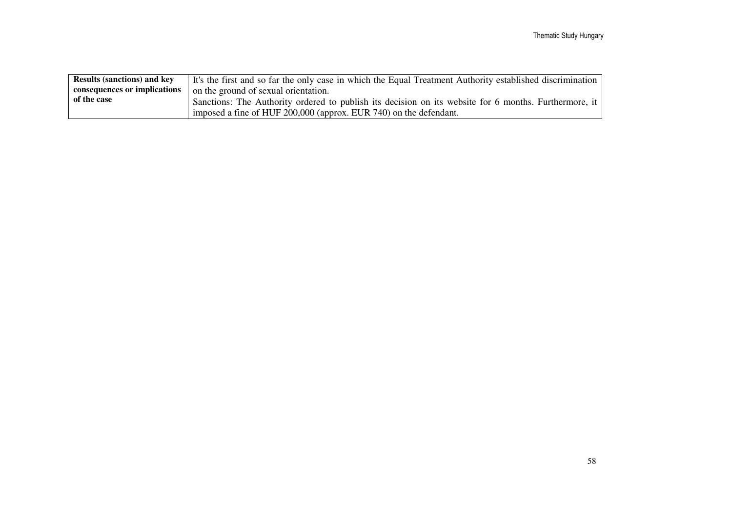| | |
|---|---|
| **Results (sanctions) and key consequences or implications of the case** | It's the first and so far the only case in which the Equal Treatment Authority established discrimination on the ground of sexual orientation.<br>Sanctions: The Authority ordered to publish its decision on its website for 6 months. Furthermore, it imposed a fine of HUF 200,000 (approx. EUR 740) on the defendant. |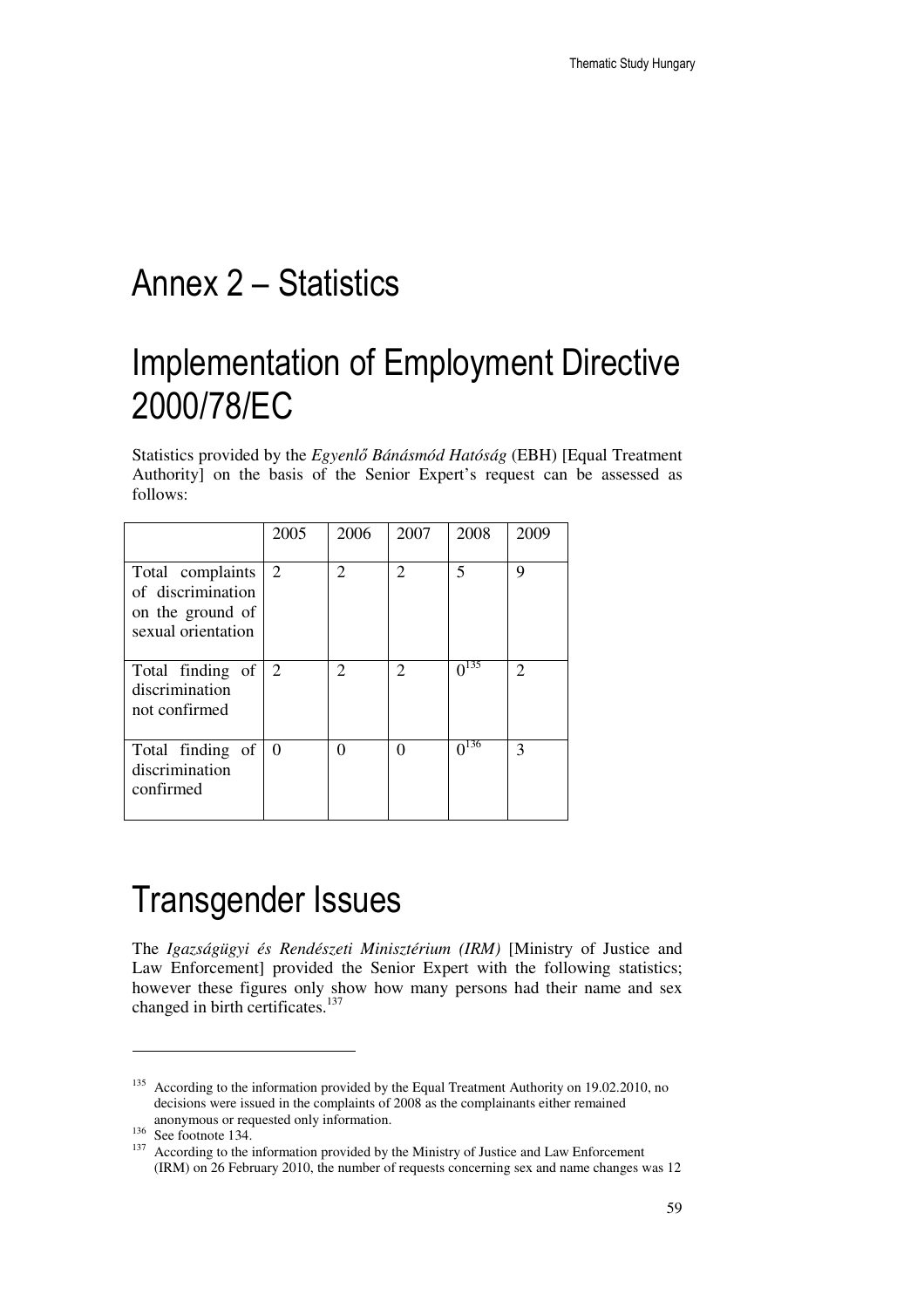# Annex 2 – Statistics

# Implementation of Employment Directive 2000/78/EC

Statistics provided by the *Egyenlő Bánásmód Hatóság* (EBH) [Equal Treatment Authority] on the basis of the Senior Expert's request can be assessed as follows:

| | 2005 | 2006 | 2007 | 2008 | 2009 |
|---|---|---|---|---|---|
| Total complaints of discrimination on the ground of sexual orientation | 2 | 2 | 2 | 5 | 9 |
| Total finding of discrimination not confirmed | 2 | 2 | 2 | 0[135] | 2 |
| Total finding of discrimination confirmed | 0 | 0 | 0 | 0[136] | 3 |

# Transgender Issues

The *Igazságügyi és Rendészeti Minisztérium (IRM)* [Ministry of Justice and Law Enforcement] provided the Senior Expert with the following statistics; however these figures only show how many persons had their name and sex changed in birth certificates.[137]

---

[135] According to the information provided by the Equal Treatment Authority on 19.02.2010, no decisions were issued in the complaints of 2008 as the complainants either remained anonymous or requested only information.

[136] See footnote 134.

[137] According to the information provided by the Ministry of Justice and Law Enforcement (IRM) on 26 February 2010, the number of requests concerning sex and name changes was 12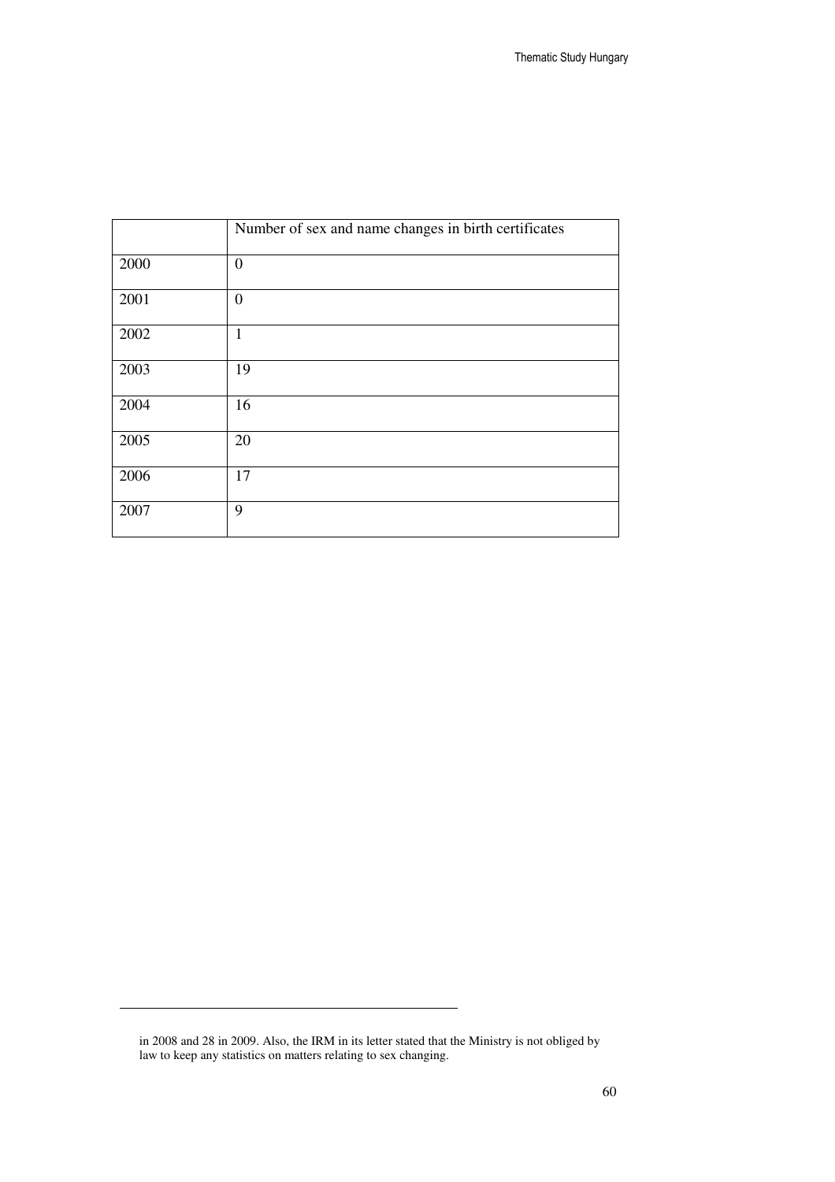| | Number of sex and name changes in birth certificates |
|---|---|
| 2000 | 0 |
| 2001 | 0 |
| 2002 | 1 |
| 2003 | 19 |
| 2004 | 16 |
| 2005 | 20 |
| 2006 | 17 |
| 2007 | 9 |

in 2008 and 28 in 2009. Also, the IRM in its letter stated that the Ministry is not obliged by law to keep any statistics on matters relating to sex changing.